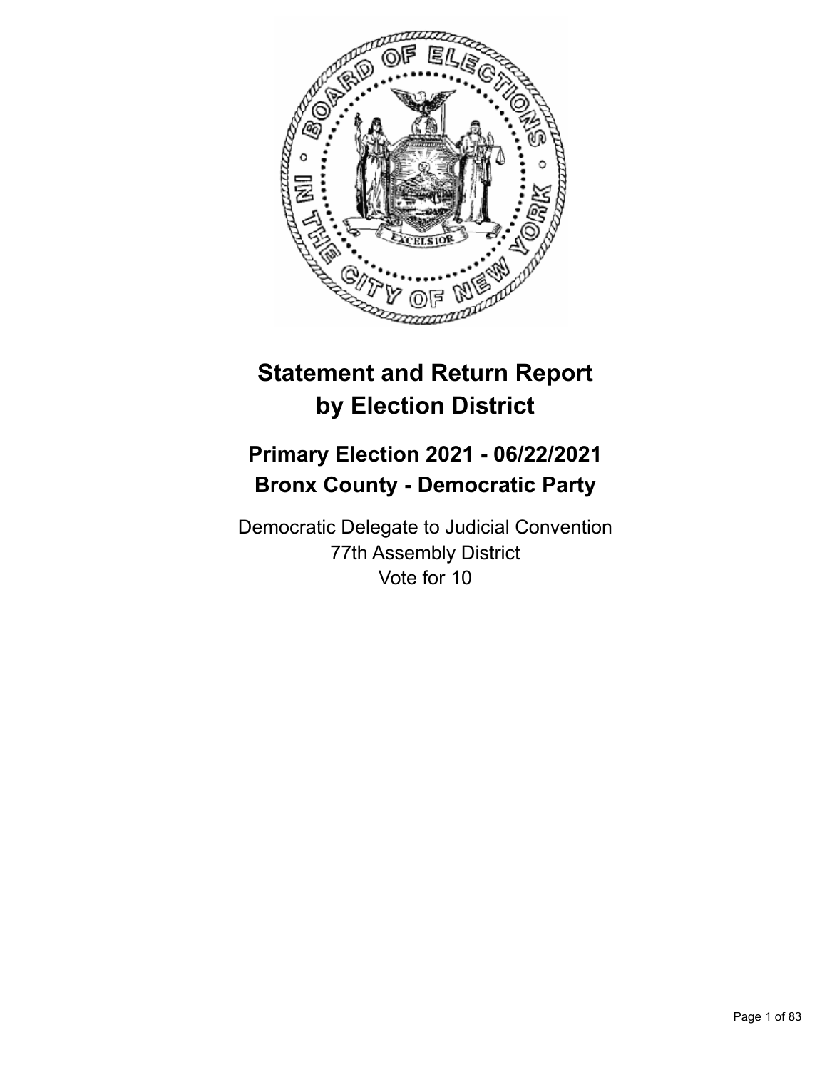# Statement and Return Report by Election District

## Primary Election 2021 - 06/22/2021
## Bronx County - Democratic Party

Democratic Delegate to Judicial Convention
77th Assembly District
Vote for 10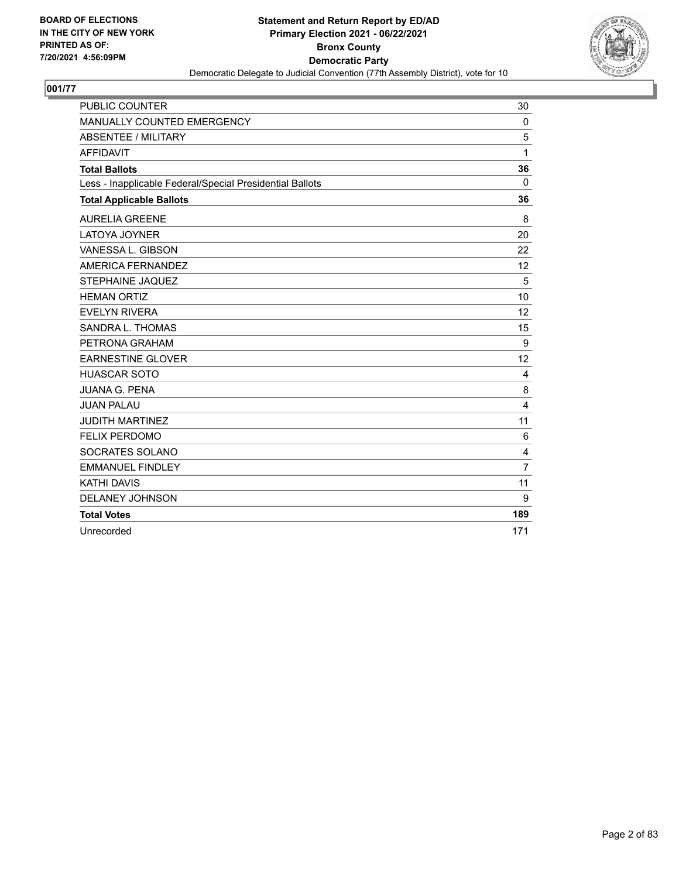**BOARD OF ELECTIONS IN THE CITY OF NEW YORK PRINTED AS OF: 7/20/2021 4:56:09PM**

**Statement and Return Report by ED/AD**
**Primary Election 2021 - 06/22/2021**
**Bronx County**
**Democratic Party**
Democratic Delegate to Judicial Convention (77th Assembly District), vote for 10

## 001/77

| | |
|---|---|
| PUBLIC COUNTER | 30 |
| MANUALLY COUNTED EMERGENCY | 0 |
| ABSENTEE / MILITARY | 5 |
| AFFIDAVIT | 1 |
| **Total Ballots** | **36** |
| Less - Inapplicable Federal/Special Presidential Ballots | 0 |
| **Total Applicable Ballots** | **36** |
| AURELIA GREENE | 8 |
| LATOYA JOYNER | 20 |
| VANESSA L. GIBSON | 22 |
| AMERICA FERNANDEZ | 12 |
| STEPHAINE JAQUEZ | 5 |
| HEMAN ORTIZ | 10 |
| EVELYN RIVERA | 12 |
| SANDRA L. THOMAS | 15 |
| PETRONA GRAHAM | 9 |
| EARNESTINE GLOVER | 12 |
| HUASCAR SOTO | 4 |
| JUANA G. PENA | 8 |
| JUAN PALAU | 4 |
| JUDITH MARTINEZ | 11 |
| FELIX PERDOMO | 6 |
| SOCRATES SOLANO | 4 |
| EMMANUEL FINDLEY | 7 |
| KATHI DAVIS | 11 |
| DELANEY JOHNSON | 9 |
| **Total Votes** | **189** |
| Unrecorded | 171 |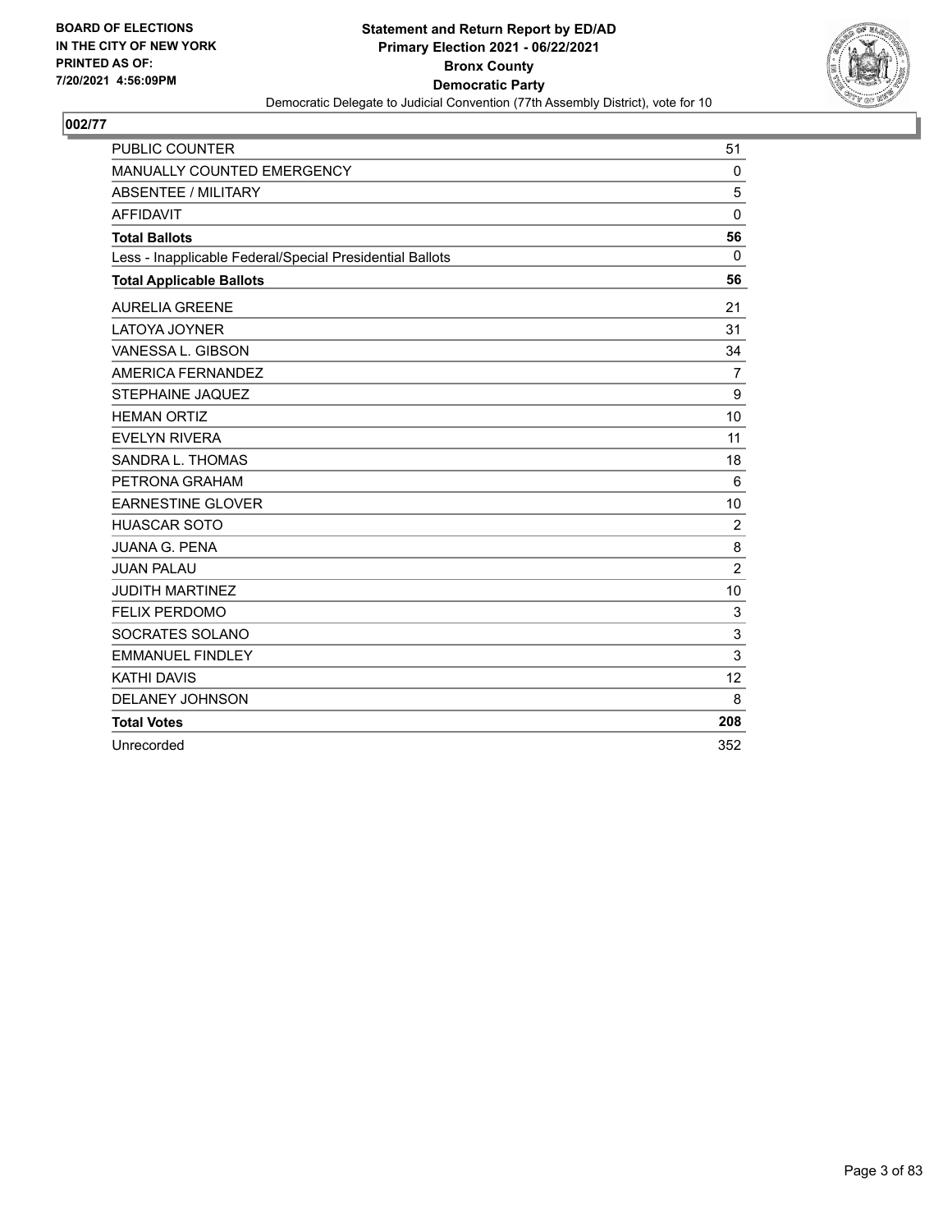**BOARD OF ELECTIONS IN THE CITY OF NEW YORK PRINTED AS OF: 7/20/2021 4:56:09PM**

## Statement and Return Report by ED/AD
## Primary Election 2021 - 06/22/2021
## Bronx County
## Democratic Party
Democratic Delegate to Judicial Convention (77th Assembly District), vote for 10

### 002/77

| | |
|---|---|
| PUBLIC COUNTER | 51 |
| MANUALLY COUNTED EMERGENCY | 0 |
| ABSENTEE / MILITARY | 5 |
| AFFIDAVIT | 0 |
| **Total Ballots** | **56** |
| Less - Inapplicable Federal/Special Presidential Ballots | 0 |
| **Total Applicable Ballots** | **56** |
| AURELIA GREENE | 21 |
| LATOYA JOYNER | 31 |
| VANESSA L. GIBSON | 34 |
| AMERICA FERNANDEZ | 7 |
| STEPHAINE JAQUEZ | 9 |
| HEMAN ORTIZ | 10 |
| EVELYN RIVERA | 11 |
| SANDRA L. THOMAS | 18 |
| PETRONA GRAHAM | 6 |
| EARNESTINE GLOVER | 10 |
| HUASCAR SOTO | 2 |
| JUANA G. PENA | 8 |
| JUAN PALAU | 2 |
| JUDITH MARTINEZ | 10 |
| FELIX PERDOMO | 3 |
| SOCRATES SOLANO | 3 |
| EMMANUEL FINDLEY | 3 |
| KATHI DAVIS | 12 |
| DELANEY JOHNSON | 8 |
| **Total Votes** | **208** |
| Unrecorded | 352 |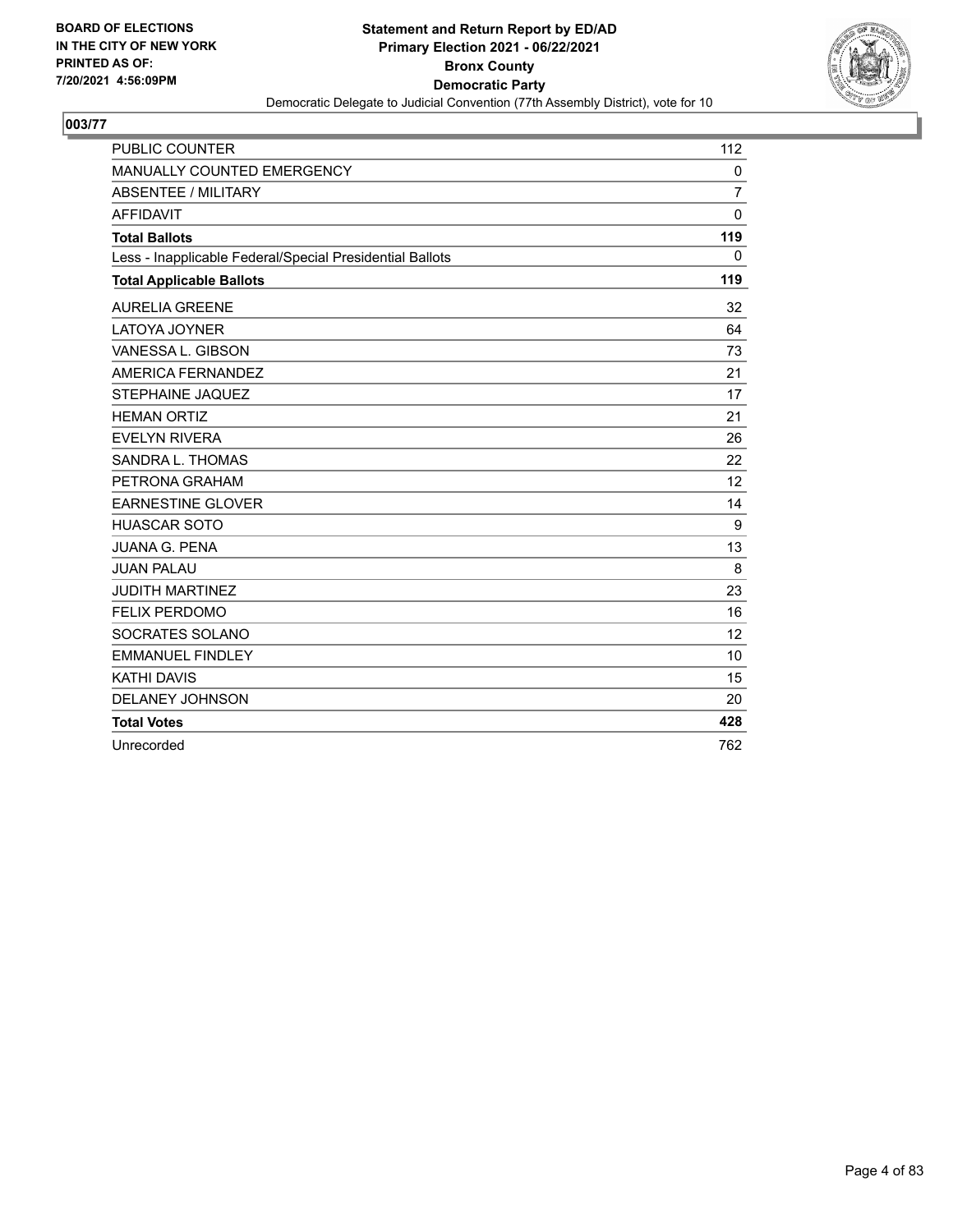**BOARD OF ELECTIONS IN THE CITY OF NEW YORK PRINTED AS OF: 7/20/2021 4:56:09PM**

**Statement and Return Report by ED/AD**
**Primary Election 2021 - 06/22/2021**
**Bronx County**
**Democratic Party**
Democratic Delegate to Judicial Convention (77th Assembly District), vote for 10

## 003/77

| | |
|---|---|
| PUBLIC COUNTER | 112 |
| MANUALLY COUNTED EMERGENCY | 0 |
| ABSENTEE / MILITARY | 7 |
| AFFIDAVIT | 0 |
| **Total Ballots** | **119** |
| Less - Inapplicable Federal/Special Presidential Ballots | 0 |
| **Total Applicable Ballots** | **119** |
| AURELIA GREENE | 32 |
| LATOYA JOYNER | 64 |
| VANESSA L. GIBSON | 73 |
| AMERICA FERNANDEZ | 21 |
| STEPHAINE JAQUEZ | 17 |
| HEMAN ORTIZ | 21 |
| EVELYN RIVERA | 26 |
| SANDRA L. THOMAS | 22 |
| PETRONA GRAHAM | 12 |
| EARNESTINE GLOVER | 14 |
| HUASCAR SOTO | 9 |
| JUANA G. PENA | 13 |
| JUAN PALAU | 8 |
| JUDITH MARTINEZ | 23 |
| FELIX PERDOMO | 16 |
| SOCRATES SOLANO | 12 |
| EMMANUEL FINDLEY | 10 |
| KATHI DAVIS | 15 |
| DELANEY JOHNSON | 20 |
| **Total Votes** | **428** |
| Unrecorded | 762 |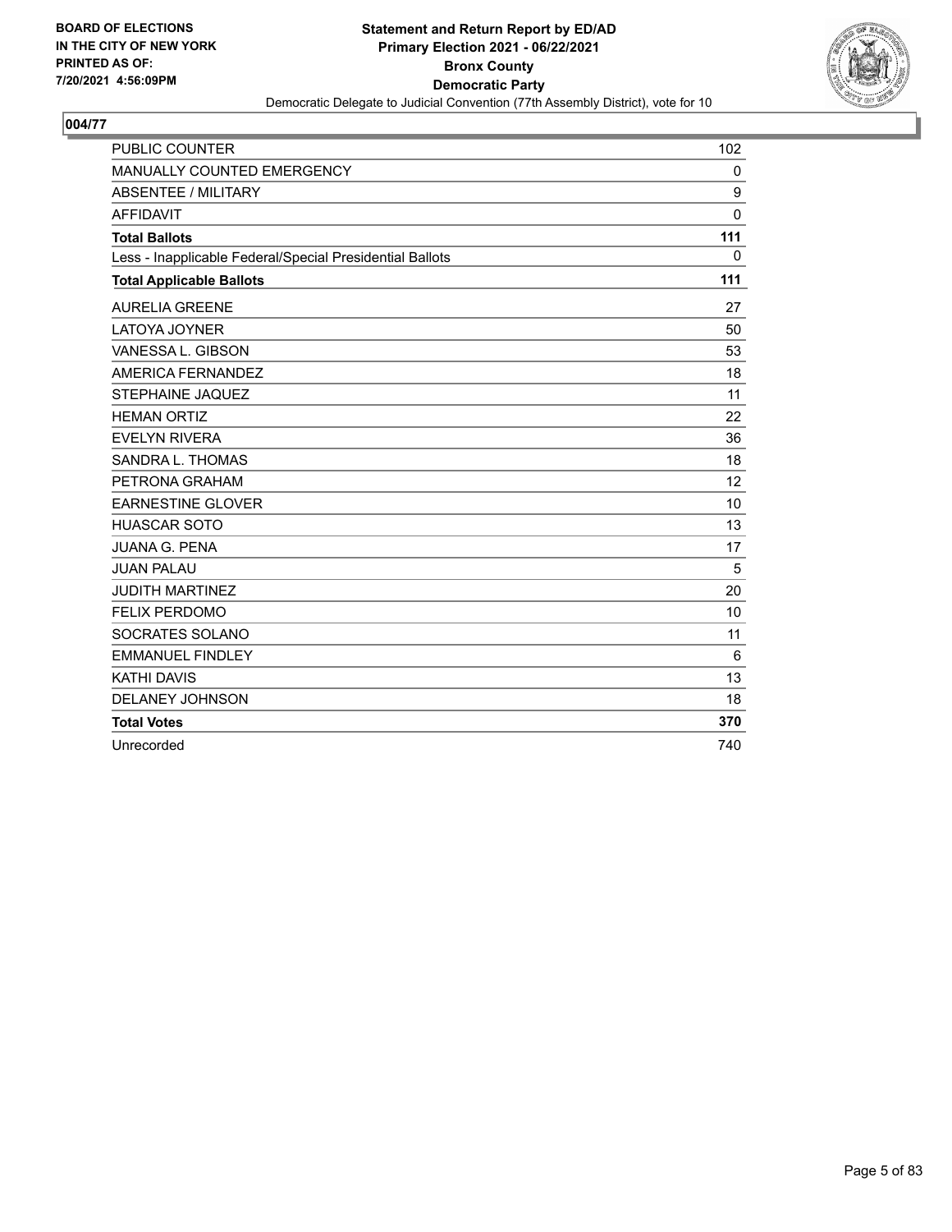**BOARD OF ELECTIONS IN THE CITY OF NEW YORK PRINTED AS OF: 7/20/2021 4:56:09PM**

**Statement and Return Report by ED/AD**
**Primary Election 2021 - 06/22/2021**
**Bronx County**
**Democratic Party**
Democratic Delegate to Judicial Convention (77th Assembly District), vote for 10

## 004/77

| | |
|---|---|
| PUBLIC COUNTER | 102 |
| MANUALLY COUNTED EMERGENCY | 0 |
| ABSENTEE / MILITARY | 9 |
| AFFIDAVIT | 0 |
| **Total Ballots** | **111** |
| Less - Inapplicable Federal/Special Presidential Ballots | 0 |
| **Total Applicable Ballots** | **111** |
| AURELIA GREENE | 27 |
| LATOYA JOYNER | 50 |
| VANESSA L. GIBSON | 53 |
| AMERICA FERNANDEZ | 18 |
| STEPHAINE JAQUEZ | 11 |
| HEMAN ORTIZ | 22 |
| EVELYN RIVERA | 36 |
| SANDRA L. THOMAS | 18 |
| PETRONA GRAHAM | 12 |
| EARNESTINE GLOVER | 10 |
| HUASCAR SOTO | 13 |
| JUANA G. PENA | 17 |
| JUAN PALAU | 5 |
| JUDITH MARTINEZ | 20 |
| FELIX PERDOMO | 10 |
| SOCRATES SOLANO | 11 |
| EMMANUEL FINDLEY | 6 |
| KATHI DAVIS | 13 |
| DELANEY JOHNSON | 18 |
| **Total Votes** | **370** |
| Unrecorded | 740 |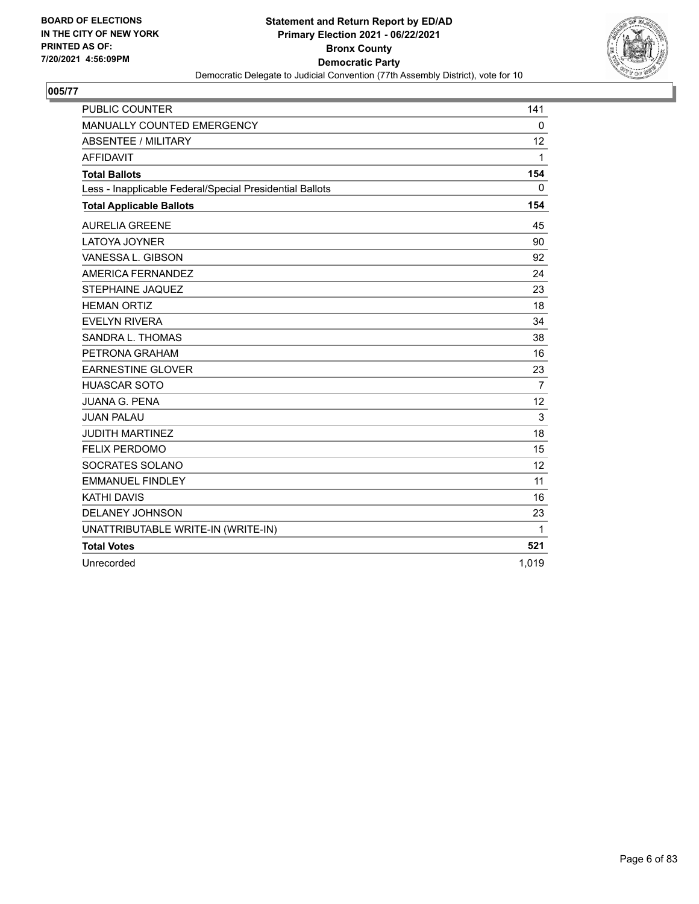BOARD OF ELECTIONS
IN THE CITY OF NEW YORK
PRINTED AS OF:
7/20/2021 4:56:09PM

**Statement and Return Report by ED/AD**
**Primary Election 2021 - 06/22/2021**
**Bronx County**
**Democratic Party**
Democratic Delegate to Judicial Convention (77th Assembly District), vote for 10

## 005/77

| | |
|---|---|
| PUBLIC COUNTER | 141 |
| MANUALLY COUNTED EMERGENCY | 0 |
| ABSENTEE / MILITARY | 12 |
| AFFIDAVIT | 1 |
| **Total Ballots** | **154** |
| Less - Inapplicable Federal/Special Presidential Ballots | 0 |
| **Total Applicable Ballots** | **154** |
| AURELIA GREENE | 45 |
| LATOYA JOYNER | 90 |
| VANESSA L. GIBSON | 92 |
| AMERICA FERNANDEZ | 24 |
| STEPHAINE JAQUEZ | 23 |
| HEMAN ORTIZ | 18 |
| EVELYN RIVERA | 34 |
| SANDRA L. THOMAS | 38 |
| PETRONA GRAHAM | 16 |
| EARNESTINE GLOVER | 23 |
| HUASCAR SOTO | 7 |
| JUANA G. PENA | 12 |
| JUAN PALAU | 3 |
| JUDITH MARTINEZ | 18 |
| FELIX PERDOMO | 15 |
| SOCRATES SOLANO | 12 |
| EMMANUEL FINDLEY | 11 |
| KATHI DAVIS | 16 |
| DELANEY JOHNSON | 23 |
| UNATTRIBUTABLE WRITE-IN (WRITE-IN) | 1 |
| **Total Votes** | **521** |
| Unrecorded | 1,019 |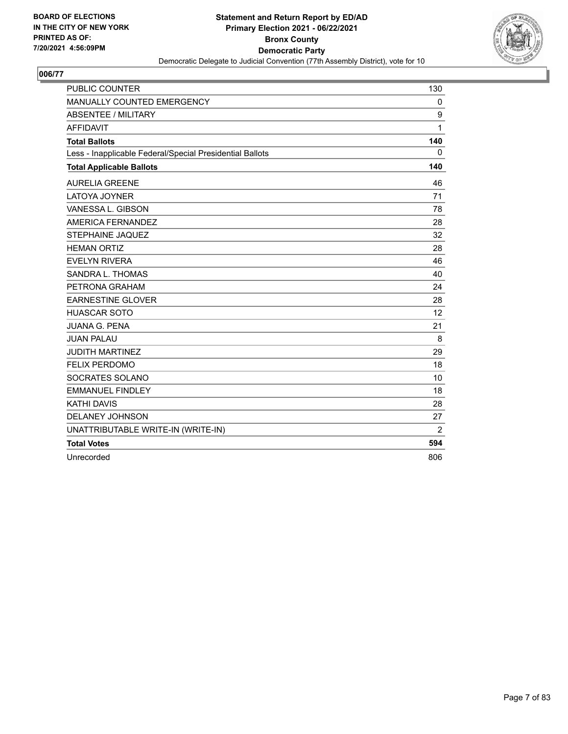**BOARD OF ELECTIONS IN THE CITY OF NEW YORK PRINTED AS OF: 7/20/2021 4:56:09PM**

**Statement and Return Report by ED/AD**
**Primary Election 2021 - 06/22/2021**
**Bronx County**
**Democratic Party**
Democratic Delegate to Judicial Convention (77th Assembly District), vote for 10

## 006/77

| | |
|---|---|
| PUBLIC COUNTER | 130 |
| MANUALLY COUNTED EMERGENCY | 0 |
| ABSENTEE / MILITARY | 9 |
| AFFIDAVIT | 1 |
| **Total Ballots** | **140** |
| Less - Inapplicable Federal/Special Presidential Ballots | 0 |
| **Total Applicable Ballots** | **140** |
| AURELIA GREENE | 46 |
| LATOYA JOYNER | 71 |
| VANESSA L. GIBSON | 78 |
| AMERICA FERNANDEZ | 28 |
| STEPHAINE JAQUEZ | 32 |
| HEMAN ORTIZ | 28 |
| EVELYN RIVERA | 46 |
| SANDRA L. THOMAS | 40 |
| PETRONA GRAHAM | 24 |
| EARNESTINE GLOVER | 28 |
| HUASCAR SOTO | 12 |
| JUANA G. PENA | 21 |
| JUAN PALAU | 8 |
| JUDITH MARTINEZ | 29 |
| FELIX PERDOMO | 18 |
| SOCRATES SOLANO | 10 |
| EMMANUEL FINDLEY | 18 |
| KATHI DAVIS | 28 |
| DELANEY JOHNSON | 27 |
| UNATTRIBUTABLE WRITE-IN (WRITE-IN) | 2 |
| **Total Votes** | **594** |
| Unrecorded | 806 |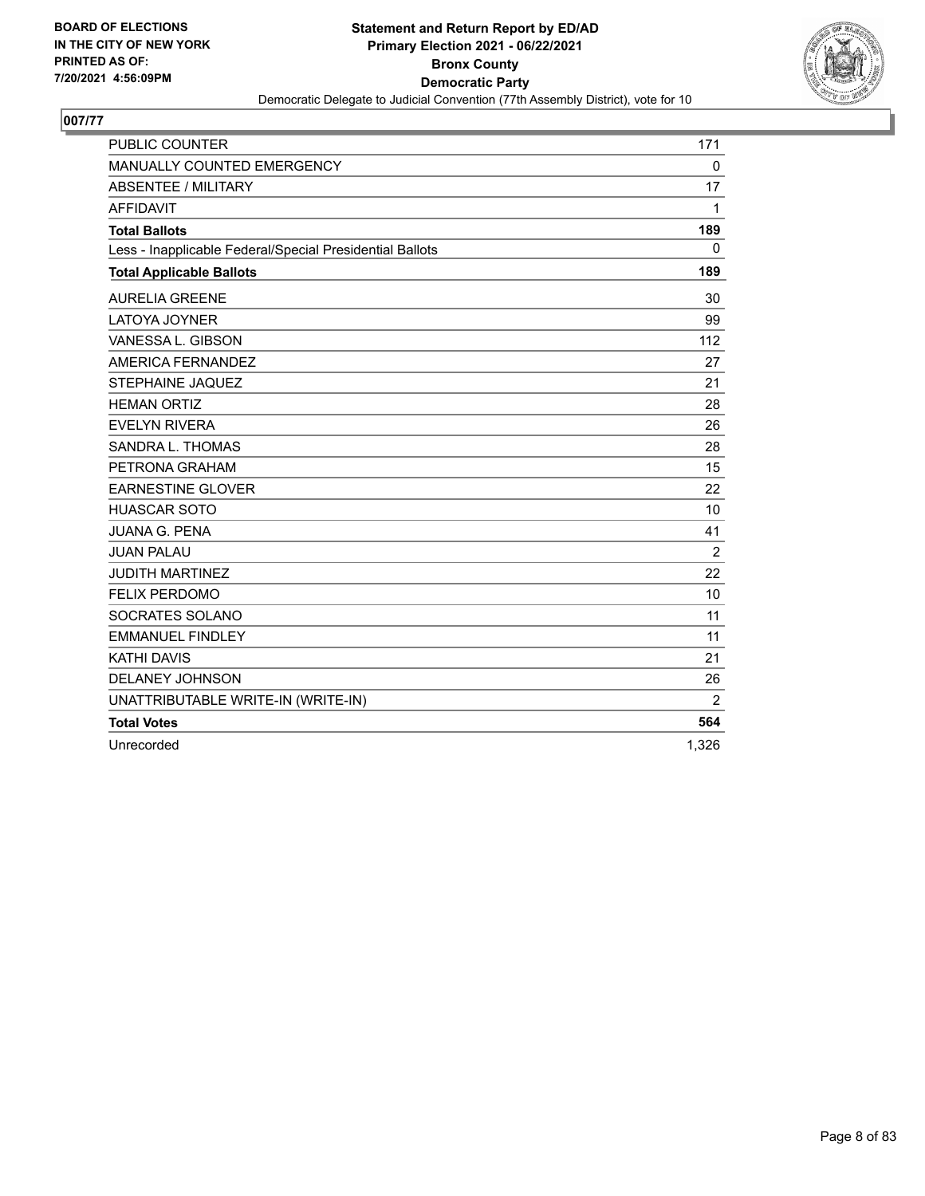BOARD OF ELECTIONS
IN THE CITY OF NEW YORK
PRINTED AS OF:
7/20/2021 4:56:09PM

**Statement and Return Report by ED/AD**
**Primary Election 2021 - 06/22/2021**
**Bronx County**
**Democratic Party**
Democratic Delegate to Judicial Convention (77th Assembly District), vote for 10

## 007/77

| | |
|---|---|
| PUBLIC COUNTER | 171 |
| MANUALLY COUNTED EMERGENCY | 0 |
| ABSENTEE / MILITARY | 17 |
| AFFIDAVIT | 1 |
| **Total Ballots** | **189** |
| Less - Inapplicable Federal/Special Presidential Ballots | 0 |
| **Total Applicable Ballots** | **189** |
| AURELIA GREENE | 30 |
| LATOYA JOYNER | 99 |
| VANESSA L. GIBSON | 112 |
| AMERICA FERNANDEZ | 27 |
| STEPHAINE JAQUEZ | 21 |
| HEMAN ORTIZ | 28 |
| EVELYN RIVERA | 26 |
| SANDRA L. THOMAS | 28 |
| PETRONA GRAHAM | 15 |
| EARNESTINE GLOVER | 22 |
| HUASCAR SOTO | 10 |
| JUANA G. PENA | 41 |
| JUAN PALAU | 2 |
| JUDITH MARTINEZ | 22 |
| FELIX PERDOMO | 10 |
| SOCRATES SOLANO | 11 |
| EMMANUEL FINDLEY | 11 |
| KATHI DAVIS | 21 |
| DELANEY JOHNSON | 26 |
| UNATTRIBUTABLE WRITE-IN (WRITE-IN) | 2 |
| **Total Votes** | **564** |
| Unrecorded | 1,326 |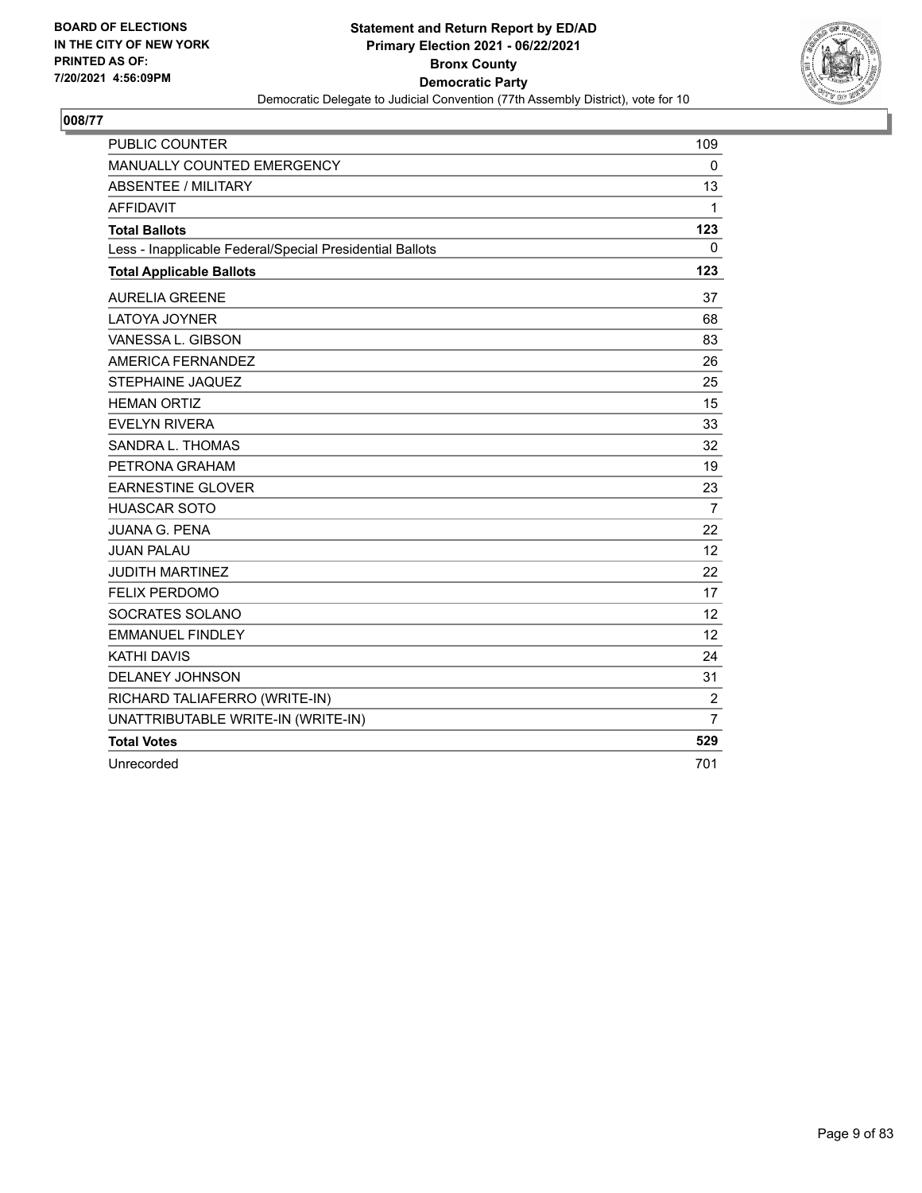BOARD OF ELECTIONS
IN THE CITY OF NEW YORK
PRINTED AS OF:
7/20/2021 4:56:09PM

**Statement and Return Report by ED/AD**
**Primary Election 2021 - 06/22/2021**
**Bronx County**
**Democratic Party**
Democratic Delegate to Judicial Convention (77th Assembly District), vote for 10

## 008/77

| | |
|---|---|
| PUBLIC COUNTER | 109 |
| MANUALLY COUNTED EMERGENCY | 0 |
| ABSENTEE / MILITARY | 13 |
| AFFIDAVIT | 1 |
| **Total Ballots** | **123** |
| Less - Inapplicable Federal/Special Presidential Ballots | 0 |
| **Total Applicable Ballots** | **123** |
| AURELIA GREENE | 37 |
| LATOYA JOYNER | 68 |
| VANESSA L. GIBSON | 83 |
| AMERICA FERNANDEZ | 26 |
| STEPHAINE JAQUEZ | 25 |
| HEMAN ORTIZ | 15 |
| EVELYN RIVERA | 33 |
| SANDRA L. THOMAS | 32 |
| PETRONA GRAHAM | 19 |
| EARNESTINE GLOVER | 23 |
| HUASCAR SOTO | 7 |
| JUANA G. PENA | 22 |
| JUAN PALAU | 12 |
| JUDITH MARTINEZ | 22 |
| FELIX PERDOMO | 17 |
| SOCRATES SOLANO | 12 |
| EMMANUEL FINDLEY | 12 |
| KATHI DAVIS | 24 |
| DELANEY JOHNSON | 31 |
| RICHARD TALIAFERRO (WRITE-IN) | 2 |
| UNATTRIBUTABLE WRITE-IN (WRITE-IN) | 7 |
| **Total Votes** | **529** |
| Unrecorded | 701 |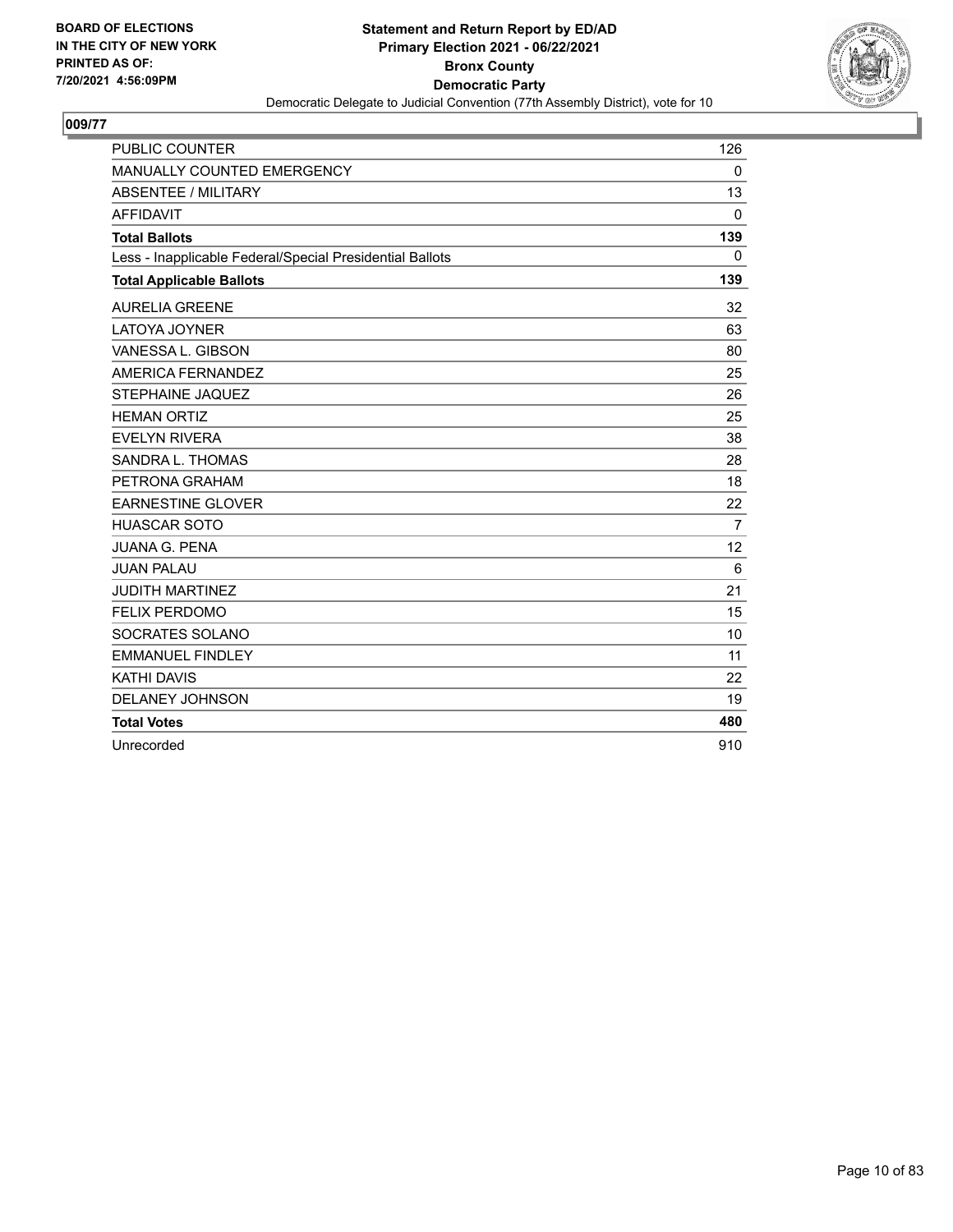BOARD OF ELECTIONS
IN THE CITY OF NEW YORK
PRINTED AS OF:
7/20/2021 4:56:09PM

**Statement and Return Report by ED/AD**
**Primary Election 2021 - 06/22/2021**
**Bronx County**
**Democratic Party**
Democratic Delegate to Judicial Convention (77th Assembly District), vote for 10

## 009/77

| | |
|---|---|
| PUBLIC COUNTER | 126 |
| MANUALLY COUNTED EMERGENCY | 0 |
| ABSENTEE / MILITARY | 13 |
| AFFIDAVIT | 0 |
| **Total Ballots** | **139** |
| Less - Inapplicable Federal/Special Presidential Ballots | 0 |
| **Total Applicable Ballots** | **139** |
| AURELIA GREENE | 32 |
| LATOYA JOYNER | 63 |
| VANESSA L. GIBSON | 80 |
| AMERICA FERNANDEZ | 25 |
| STEPHAINE JAQUEZ | 26 |
| HEMAN ORTIZ | 25 |
| EVELYN RIVERA | 38 |
| SANDRA L. THOMAS | 28 |
| PETRONA GRAHAM | 18 |
| EARNESTINE GLOVER | 22 |
| HUASCAR SOTO | 7 |
| JUANA G. PENA | 12 |
| JUAN PALAU | 6 |
| JUDITH MARTINEZ | 21 |
| FELIX PERDOMO | 15 |
| SOCRATES SOLANO | 10 |
| EMMANUEL FINDLEY | 11 |
| KATHI DAVIS | 22 |
| DELANEY JOHNSON | 19 |
| **Total Votes** | **480** |
| Unrecorded | 910 |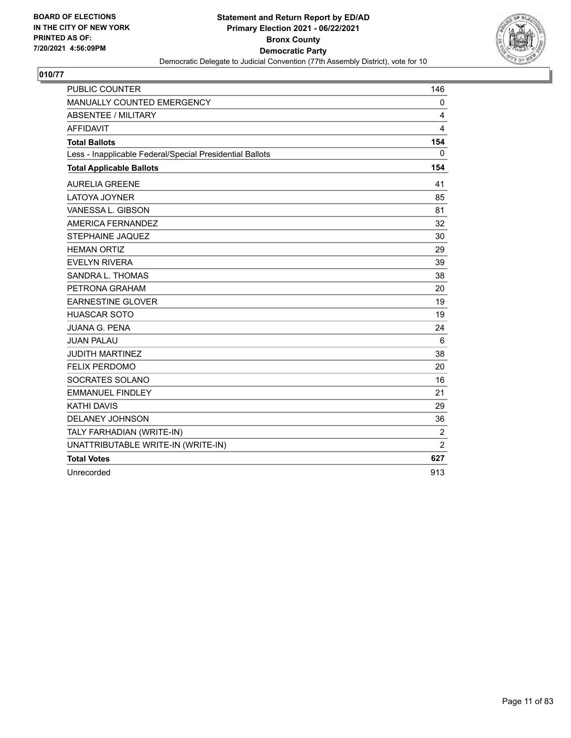**BOARD OF ELECTIONS IN THE CITY OF NEW YORK PRINTED AS OF: 7/20/2021 4:56:09PM**

**Statement and Return Report by ED/AD**
**Primary Election 2021 - 06/22/2021**
**Bronx County**
**Democratic Party**
Democratic Delegate to Judicial Convention (77th Assembly District), vote for 10

## 010/77

| | |
|---|---|
| PUBLIC COUNTER | 146 |
| MANUALLY COUNTED EMERGENCY | 0 |
| ABSENTEE / MILITARY | 4 |
| AFFIDAVIT | 4 |
| **Total Ballots** | **154** |
| Less - Inapplicable Federal/Special Presidential Ballots | 0 |
| **Total Applicable Ballots** | **154** |
| AURELIA GREENE | 41 |
| LATOYA JOYNER | 85 |
| VANESSA L. GIBSON | 81 |
| AMERICA FERNANDEZ | 32 |
| STEPHAINE JAQUEZ | 30 |
| HEMAN ORTIZ | 29 |
| EVELYN RIVERA | 39 |
| SANDRA L. THOMAS | 38 |
| PETRONA GRAHAM | 20 |
| EARNESTINE GLOVER | 19 |
| HUASCAR SOTO | 19 |
| JUANA G. PENA | 24 |
| JUAN PALAU | 6 |
| JUDITH MARTINEZ | 38 |
| FELIX PERDOMO | 20 |
| SOCRATES SOLANO | 16 |
| EMMANUEL FINDLEY | 21 |
| KATHI DAVIS | 29 |
| DELANEY JOHNSON | 36 |
| TALY FARHADIAN (WRITE-IN) | 2 |
| UNATTRIBUTABLE WRITE-IN (WRITE-IN) | 2 |
| **Total Votes** | **627** |
| Unrecorded | 913 |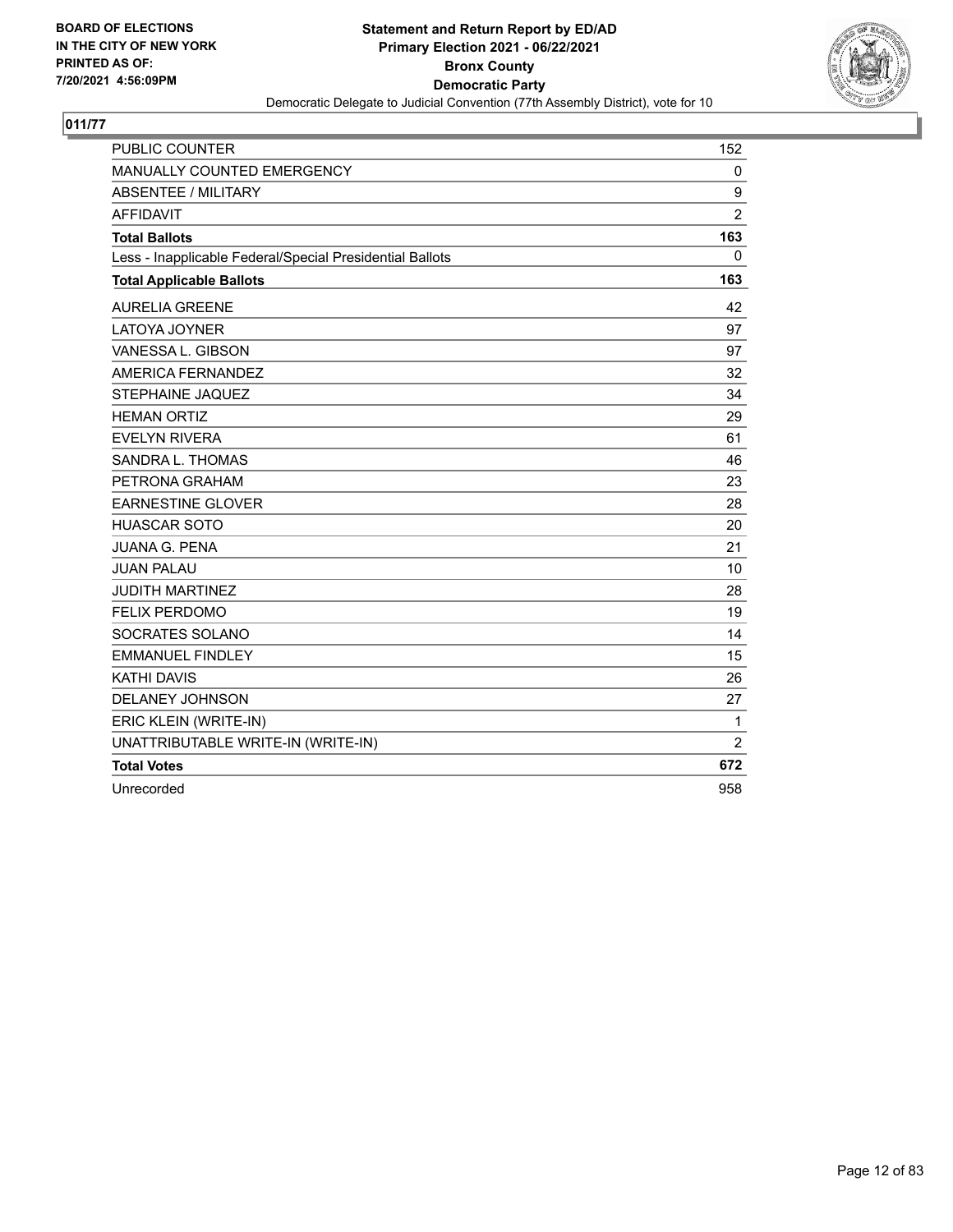BOARD OF ELECTIONS
IN THE CITY OF NEW YORK
PRINTED AS OF:
7/20/2021 4:56:09PM

**Statement and Return Report by ED/AD**
**Primary Election 2021 - 06/22/2021**
**Bronx County**
**Democratic Party**
Democratic Delegate to Judicial Convention (77th Assembly District), vote for 10

## 011/77

| | |
|---|---|
| PUBLIC COUNTER | 152 |
| MANUALLY COUNTED EMERGENCY | 0 |
| ABSENTEE / MILITARY | 9 |
| AFFIDAVIT | 2 |
| **Total Ballots** | **163** |
| Less - Inapplicable Federal/Special Presidential Ballots | 0 |
| **Total Applicable Ballots** | **163** |
| AURELIA GREENE | 42 |
| LATOYA JOYNER | 97 |
| VANESSA L. GIBSON | 97 |
| AMERICA FERNANDEZ | 32 |
| STEPHAINE JAQUEZ | 34 |
| HEMAN ORTIZ | 29 |
| EVELYN RIVERA | 61 |
| SANDRA L. THOMAS | 46 |
| PETRONA GRAHAM | 23 |
| EARNESTINE GLOVER | 28 |
| HUASCAR SOTO | 20 |
| JUANA G. PENA | 21 |
| JUAN PALAU | 10 |
| JUDITH MARTINEZ | 28 |
| FELIX PERDOMO | 19 |
| SOCRATES SOLANO | 14 |
| EMMANUEL FINDLEY | 15 |
| KATHI DAVIS | 26 |
| DELANEY JOHNSON | 27 |
| ERIC KLEIN (WRITE-IN) | 1 |
| UNATTRIBUTABLE WRITE-IN (WRITE-IN) | 2 |
| **Total Votes** | **672** |
| Unrecorded | 958 |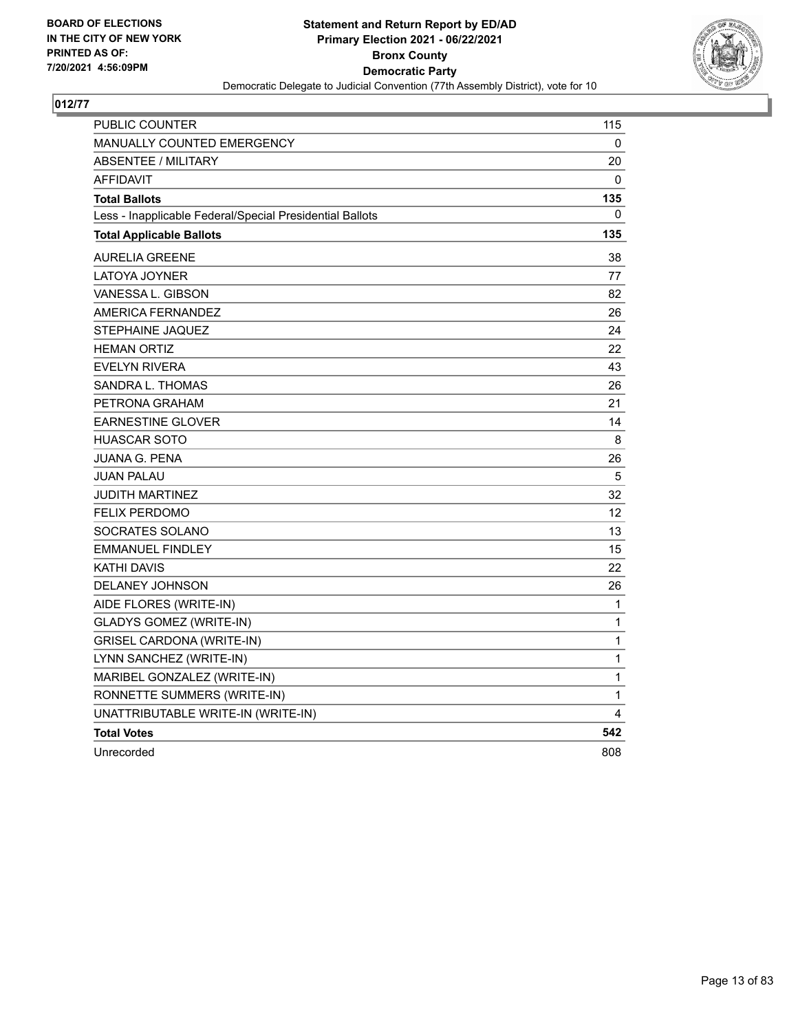**BOARD OF ELECTIONS IN THE CITY OF NEW YORK PRINTED AS OF: 7/20/2021 4:56:09PM**

**Statement and Return Report by ED/AD**
**Primary Election 2021 - 06/22/2021**
**Bronx County**
**Democratic Party**
Democratic Delegate to Judicial Convention (77th Assembly District), vote for 10

## 012/77

| | |
|---|---|
| PUBLIC COUNTER | 115 |
| MANUALLY COUNTED EMERGENCY | 0 |
| ABSENTEE / MILITARY | 20 |
| AFFIDAVIT | 0 |
| **Total Ballots** | **135** |
| Less - Inapplicable Federal/Special Presidential Ballots | 0 |
| **Total Applicable Ballots** | **135** |
| AURELIA GREENE | 38 |
| LATOYA JOYNER | 77 |
| VANESSA L. GIBSON | 82 |
| AMERICA FERNANDEZ | 26 |
| STEPHAINE JAQUEZ | 24 |
| HEMAN ORTIZ | 22 |
| EVELYN RIVERA | 43 |
| SANDRA L. THOMAS | 26 |
| PETRONA GRAHAM | 21 |
| EARNESTINE GLOVER | 14 |
| HUASCAR SOTO | 8 |
| JUANA G. PENA | 26 |
| JUAN PALAU | 5 |
| JUDITH MARTINEZ | 32 |
| FELIX PERDOMO | 12 |
| SOCRATES SOLANO | 13 |
| EMMANUEL FINDLEY | 15 |
| KATHI DAVIS | 22 |
| DELANEY JOHNSON | 26 |
| AIDE FLORES (WRITE-IN) | 1 |
| GLADYS GOMEZ (WRITE-IN) | 1 |
| GRISEL CARDONA (WRITE-IN) | 1 |
| LYNN SANCHEZ (WRITE-IN) | 1 |
| MARIBEL GONZALEZ (WRITE-IN) | 1 |
| RONNETTE SUMMERS (WRITE-IN) | 1 |
| UNATTRIBUTABLE WRITE-IN (WRITE-IN) | 4 |
| **Total Votes** | **542** |
| Unrecorded | 808 |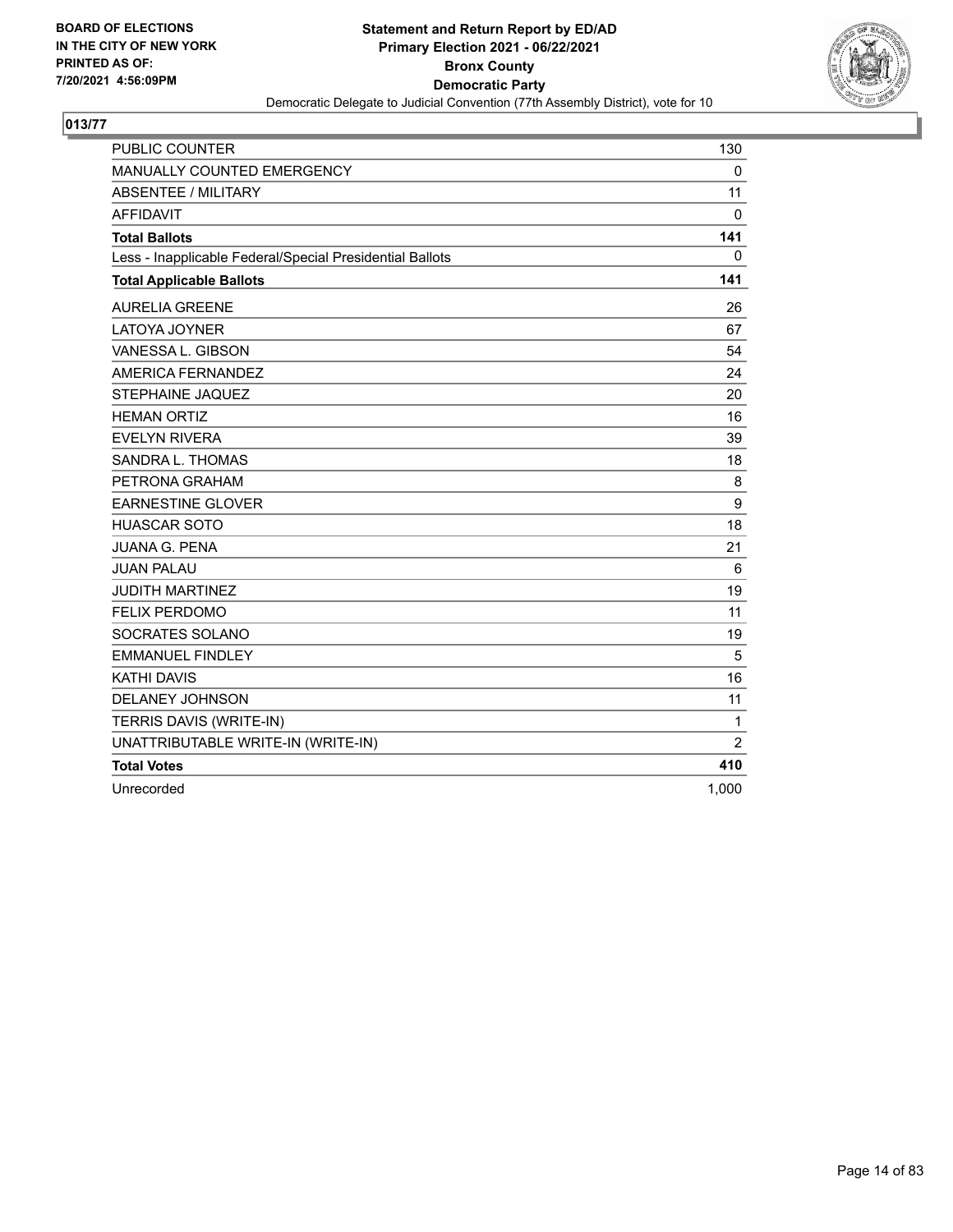BOARD OF ELECTIONS
IN THE CITY OF NEW YORK
PRINTED AS OF:
7/20/2021 4:56:09PM

**Statement and Return Report by ED/AD**
**Primary Election 2021 - 06/22/2021**
**Bronx County**
**Democratic Party**
Democratic Delegate to Judicial Convention (77th Assembly District), vote for 10

## 013/77

| | |
|---|---|
| PUBLIC COUNTER | 130 |
| MANUALLY COUNTED EMERGENCY | 0 |
| ABSENTEE / MILITARY | 11 |
| AFFIDAVIT | 0 |
| **Total Ballots** | **141** |
| Less - Inapplicable Federal/Special Presidential Ballots | 0 |
| **Total Applicable Ballots** | **141** |
| AURELIA GREENE | 26 |
| LATOYA JOYNER | 67 |
| VANESSA L. GIBSON | 54 |
| AMERICA FERNANDEZ | 24 |
| STEPHAINE JAQUEZ | 20 |
| HEMAN ORTIZ | 16 |
| EVELYN RIVERA | 39 |
| SANDRA L. THOMAS | 18 |
| PETRONA GRAHAM | 8 |
| EARNESTINE GLOVER | 9 |
| HUASCAR SOTO | 18 |
| JUANA G. PENA | 21 |
| JUAN PALAU | 6 |
| JUDITH MARTINEZ | 19 |
| FELIX PERDOMO | 11 |
| SOCRATES SOLANO | 19 |
| EMMANUEL FINDLEY | 5 |
| KATHI DAVIS | 16 |
| DELANEY JOHNSON | 11 |
| TERRIS DAVIS (WRITE-IN) | 1 |
| UNATTRIBUTABLE WRITE-IN (WRITE-IN) | 2 |
| **Total Votes** | **410** |
| Unrecorded | 1,000 |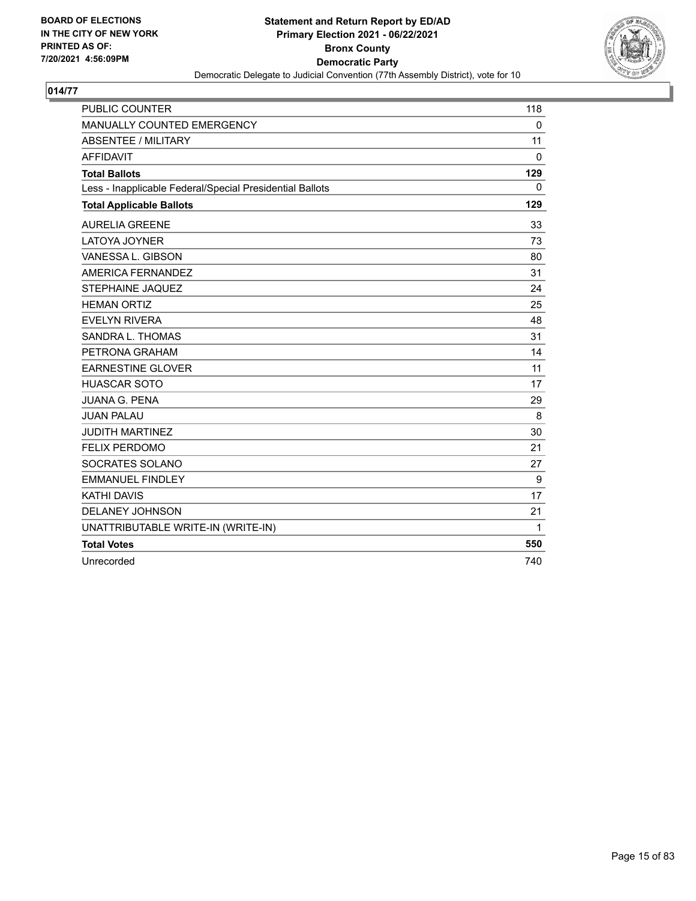**BOARD OF ELECTIONS IN THE CITY OF NEW YORK PRINTED AS OF: 7/20/2021 4:56:09PM**

# Statement and Return Report by ED/AD
## Primary Election 2021 - 06/22/2021
## Bronx County
## Democratic Party
### Democratic Delegate to Judicial Convention (77th Assembly District), vote for 10

**014/77**

| | |
|---|---|
| PUBLIC COUNTER | 118 |
| MANUALLY COUNTED EMERGENCY | 0 |
| ABSENTEE / MILITARY | 11 |
| AFFIDAVIT | 0 |
| **Total Ballots** | **129** |
| Less - Inapplicable Federal/Special Presidential Ballots | 0 |
| **Total Applicable Ballots** | **129** |
| AURELIA GREENE | 33 |
| LATOYA JOYNER | 73 |
| VANESSA L. GIBSON | 80 |
| AMERICA FERNANDEZ | 31 |
| STEPHAINE JAQUEZ | 24 |
| HEMAN ORTIZ | 25 |
| EVELYN RIVERA | 48 |
| SANDRA L. THOMAS | 31 |
| PETRONA GRAHAM | 14 |
| EARNESTINE GLOVER | 11 |
| HUASCAR SOTO | 17 |
| JUANA G. PENA | 29 |
| JUAN PALAU | 8 |
| JUDITH MARTINEZ | 30 |
| FELIX PERDOMO | 21 |
| SOCRATES SOLANO | 27 |
| EMMANUEL FINDLEY | 9 |
| KATHI DAVIS | 17 |
| DELANEY JOHNSON | 21 |
| UNATTRIBUTABLE WRITE-IN (WRITE-IN) | 1 |
| **Total Votes** | **550** |
| Unrecorded | 740 |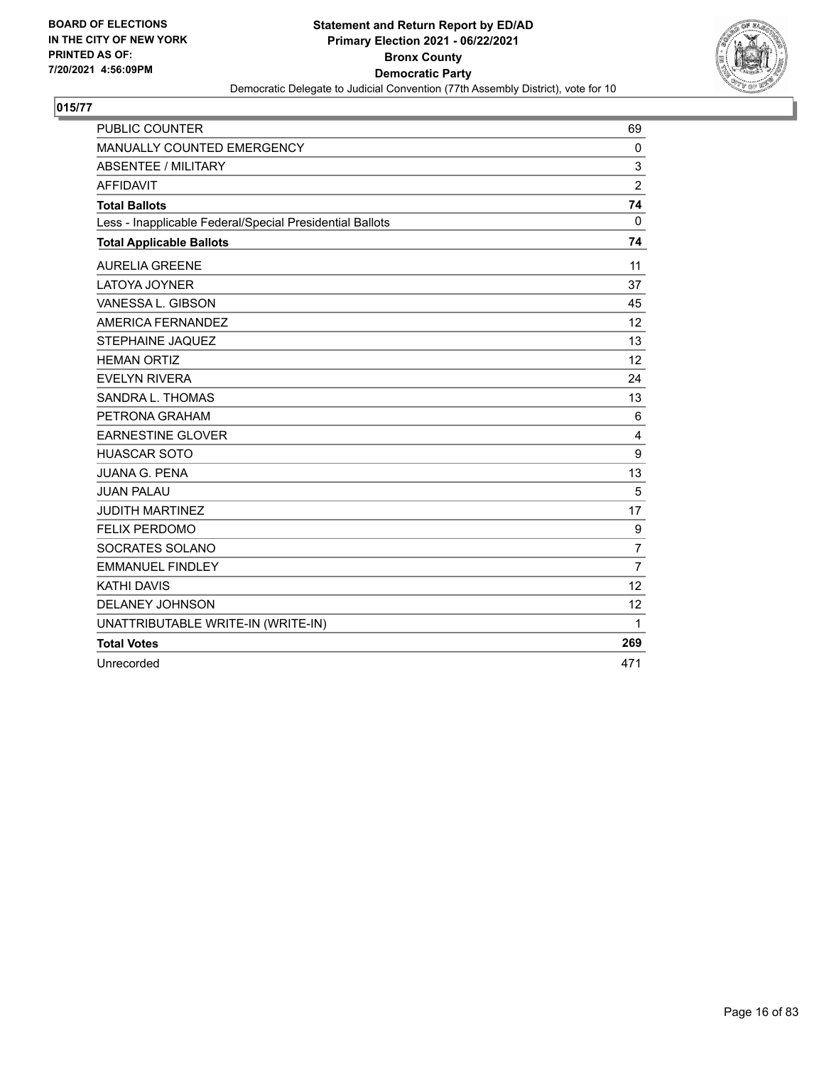BOARD OF ELECTIONS
IN THE CITY OF NEW YORK
PRINTED AS OF:
7/20/2021 4:56:09PM

**Statement and Return Report by ED/AD**
**Primary Election 2021 - 06/22/2021**
**Bronx County**
**Democratic Party**
Democratic Delegate to Judicial Convention (77th Assembly District), vote for 10

## 015/77

| | |
|---|---|
| PUBLIC COUNTER | 69 |
| MANUALLY COUNTED EMERGENCY | 0 |
| ABSENTEE / MILITARY | 3 |
| AFFIDAVIT | 2 |
| **Total Ballots** | **74** |
| Less - Inapplicable Federal/Special Presidential Ballots | 0 |
| **Total Applicable Ballots** | **74** |
| AURELIA GREENE | 11 |
| LATOYA JOYNER | 37 |
| VANESSA L. GIBSON | 45 |
| AMERICA FERNANDEZ | 12 |
| STEPHAINE JAQUEZ | 13 |
| HEMAN ORTIZ | 12 |
| EVELYN RIVERA | 24 |
| SANDRA L. THOMAS | 13 |
| PETRONA GRAHAM | 6 |
| EARNESTINE GLOVER | 4 |
| HUASCAR SOTO | 9 |
| JUANA G. PENA | 13 |
| JUAN PALAU | 5 |
| JUDITH MARTINEZ | 17 |
| FELIX PERDOMO | 9 |
| SOCRATES SOLANO | 7 |
| EMMANUEL FINDLEY | 7 |
| KATHI DAVIS | 12 |
| DELANEY JOHNSON | 12 |
| UNATTRIBUTABLE WRITE-IN (WRITE-IN) | 1 |
| **Total Votes** | **269** |
| Unrecorded | 471 |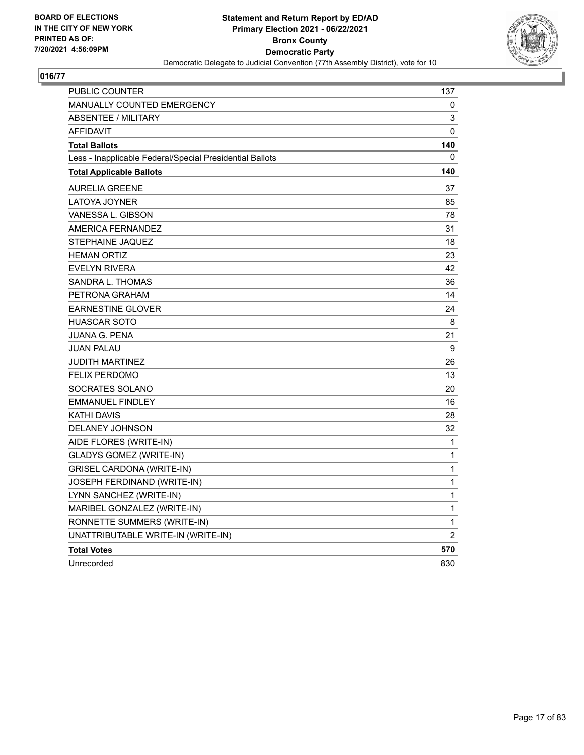**BOARD OF ELECTIONS IN THE CITY OF NEW YORK PRINTED AS OF: 7/20/2021 4:56:09PM**

**Statement and Return Report by ED/AD**
**Primary Election 2021 - 06/22/2021**
**Bronx County**
**Democratic Party**
Democratic Delegate to Judicial Convention (77th Assembly District), vote for 10

## 016/77

| | |
|---|---|
| PUBLIC COUNTER | 137 |
| MANUALLY COUNTED EMERGENCY | 0 |
| ABSENTEE / MILITARY | 3 |
| AFFIDAVIT | 0 |
| **Total Ballots** | **140** |
| Less - Inapplicable Federal/Special Presidential Ballots | 0 |
| **Total Applicable Ballots** | **140** |
| AURELIA GREENE | 37 |
| LATOYA JOYNER | 85 |
| VANESSA L. GIBSON | 78 |
| AMERICA FERNANDEZ | 31 |
| STEPHAINE JAQUEZ | 18 |
| HEMAN ORTIZ | 23 |
| EVELYN RIVERA | 42 |
| SANDRA L. THOMAS | 36 |
| PETRONA GRAHAM | 14 |
| EARNESTINE GLOVER | 24 |
| HUASCAR SOTO | 8 |
| JUANA G. PENA | 21 |
| JUAN PALAU | 9 |
| JUDITH MARTINEZ | 26 |
| FELIX PERDOMO | 13 |
| SOCRATES SOLANO | 20 |
| EMMANUEL FINDLEY | 16 |
| KATHI DAVIS | 28 |
| DELANEY JOHNSON | 32 |
| AIDE FLORES (WRITE-IN) | 1 |
| GLADYS GOMEZ (WRITE-IN) | 1 |
| GRISEL CARDONA (WRITE-IN) | 1 |
| JOSEPH FERDINAND (WRITE-IN) | 1 |
| LYNN SANCHEZ (WRITE-IN) | 1 |
| MARIBEL GONZALEZ (WRITE-IN) | 1 |
| RONNETTE SUMMERS (WRITE-IN) | 1 |
| UNATTRIBUTABLE WRITE-IN (WRITE-IN) | 2 |
| **Total Votes** | **570** |
| Unrecorded | 830 |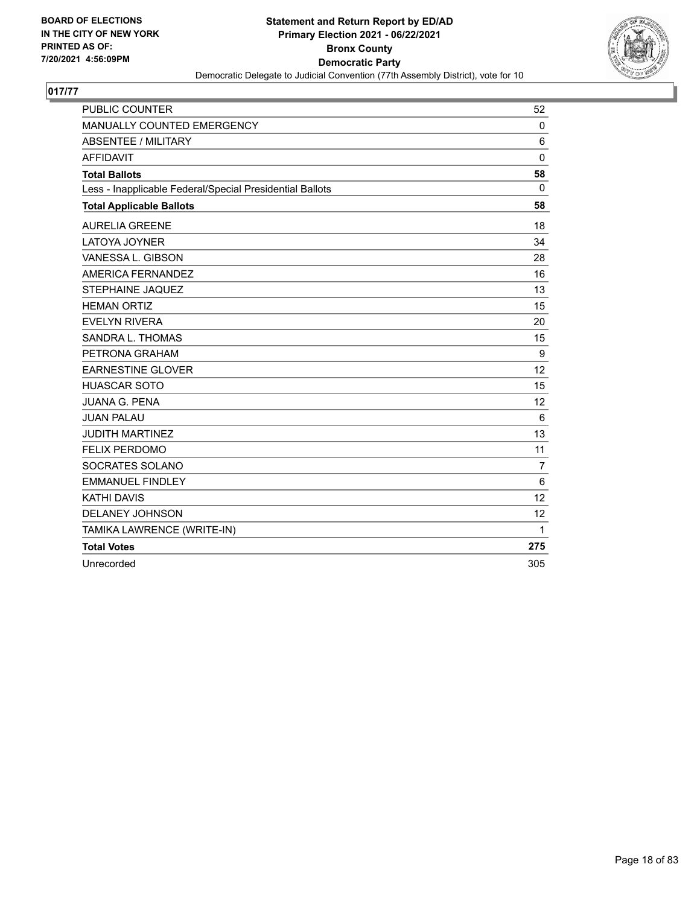BOARD OF ELECTIONS
IN THE CITY OF NEW YORK
PRINTED AS OF:
7/20/2021 4:56:09PM

**Statement and Return Report by ED/AD**
**Primary Election 2021 - 06/22/2021**
**Bronx County**
**Democratic Party**
Democratic Delegate to Judicial Convention (77th Assembly District), vote for 10

## 017/77

| | |
|---|---|
| PUBLIC COUNTER | 52 |
| MANUALLY COUNTED EMERGENCY | 0 |
| ABSENTEE / MILITARY | 6 |
| AFFIDAVIT | 0 |
| **Total Ballots** | **58** |
| Less - Inapplicable Federal/Special Presidential Ballots | 0 |
| **Total Applicable Ballots** | **58** |
| AURELIA GREENE | 18 |
| LATOYA JOYNER | 34 |
| VANESSA L. GIBSON | 28 |
| AMERICA FERNANDEZ | 16 |
| STEPHAINE JAQUEZ | 13 |
| HEMAN ORTIZ | 15 |
| EVELYN RIVERA | 20 |
| SANDRA L. THOMAS | 15 |
| PETRONA GRAHAM | 9 |
| EARNESTINE GLOVER | 12 |
| HUASCAR SOTO | 15 |
| JUANA G. PENA | 12 |
| JUAN PALAU | 6 |
| JUDITH MARTINEZ | 13 |
| FELIX PERDOMO | 11 |
| SOCRATES SOLANO | 7 |
| EMMANUEL FINDLEY | 6 |
| KATHI DAVIS | 12 |
| DELANEY JOHNSON | 12 |
| TAMIKA LAWRENCE (WRITE-IN) | 1 |
| **Total Votes** | **275** |
| Unrecorded | 305 |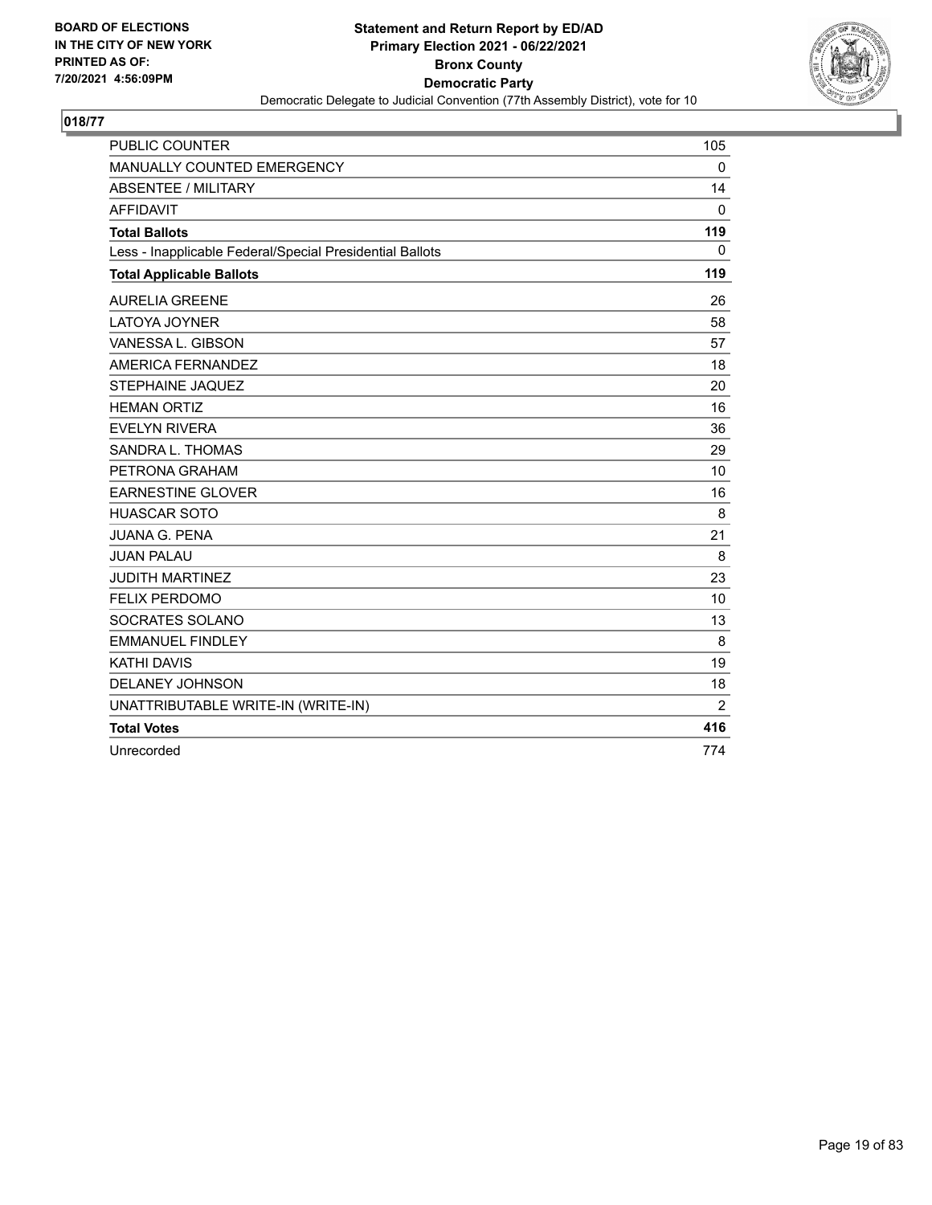BOARD OF ELECTIONS
IN THE CITY OF NEW YORK
PRINTED AS OF:
7/20/2021 4:56:09PM

**Statement and Return Report by ED/AD**
**Primary Election 2021 - 06/22/2021**
**Bronx County**
**Democratic Party**
Democratic Delegate to Judicial Convention (77th Assembly District), vote for 10

## 018/77

| | |
|---|---|
| PUBLIC COUNTER | 105 |
| MANUALLY COUNTED EMERGENCY | 0 |
| ABSENTEE / MILITARY | 14 |
| AFFIDAVIT | 0 |
| **Total Ballots** | **119** |
| Less - Inapplicable Federal/Special Presidential Ballots | 0 |
| **Total Applicable Ballots** | **119** |
| AURELIA GREENE | 26 |
| LATOYA JOYNER | 58 |
| VANESSA L. GIBSON | 57 |
| AMERICA FERNANDEZ | 18 |
| STEPHAINE JAQUEZ | 20 |
| HEMAN ORTIZ | 16 |
| EVELYN RIVERA | 36 |
| SANDRA L. THOMAS | 29 |
| PETRONA GRAHAM | 10 |
| EARNESTINE GLOVER | 16 |
| HUASCAR SOTO | 8 |
| JUANA G. PENA | 21 |
| JUAN PALAU | 8 |
| JUDITH MARTINEZ | 23 |
| FELIX PERDOMO | 10 |
| SOCRATES SOLANO | 13 |
| EMMANUEL FINDLEY | 8 |
| KATHI DAVIS | 19 |
| DELANEY JOHNSON | 18 |
| UNATTRIBUTABLE WRITE-IN (WRITE-IN) | 2 |
| **Total Votes** | **416** |
| Unrecorded | 774 |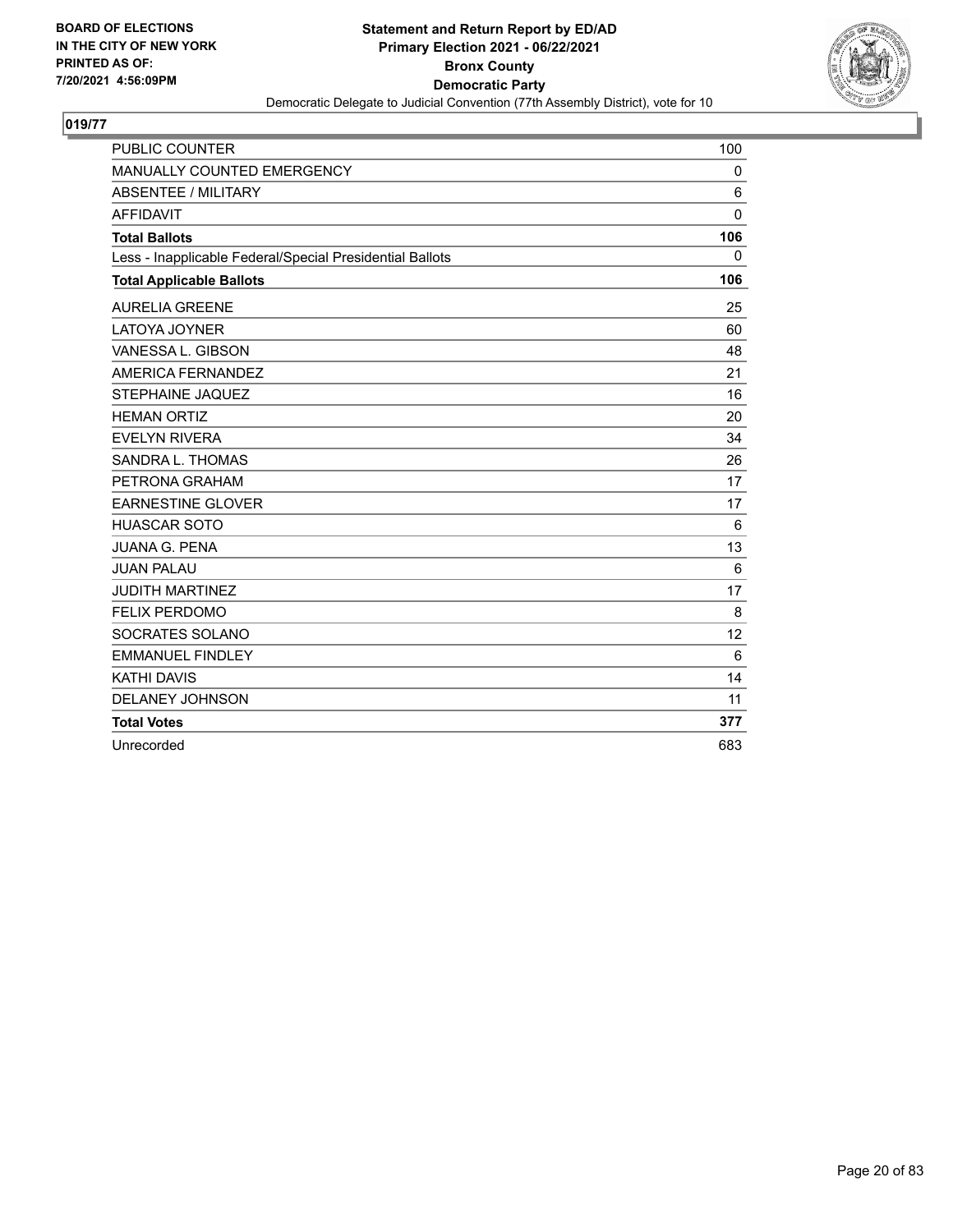**BOARD OF ELECTIONS IN THE CITY OF NEW YORK PRINTED AS OF: 7/20/2021 4:56:09PM**

**Statement and Return Report by ED/AD**
**Primary Election 2021 - 06/22/2021**
**Bronx County**
**Democratic Party**
Democratic Delegate to Judicial Convention (77th Assembly District), vote for 10

## 019/77

| | |
|---|---|
| PUBLIC COUNTER | 100 |
| MANUALLY COUNTED EMERGENCY | 0 |
| ABSENTEE / MILITARY | 6 |
| AFFIDAVIT | 0 |
| **Total Ballots** | **106** |
| Less - Inapplicable Federal/Special Presidential Ballots | 0 |
| **Total Applicable Ballots** | **106** |
| AURELIA GREENE | 25 |
| LATOYA JOYNER | 60 |
| VANESSA L. GIBSON | 48 |
| AMERICA FERNANDEZ | 21 |
| STEPHAINE JAQUEZ | 16 |
| HEMAN ORTIZ | 20 |
| EVELYN RIVERA | 34 |
| SANDRA L. THOMAS | 26 |
| PETRONA GRAHAM | 17 |
| EARNESTINE GLOVER | 17 |
| HUASCAR SOTO | 6 |
| JUANA G. PENA | 13 |
| JUAN PALAU | 6 |
| JUDITH MARTINEZ | 17 |
| FELIX PERDOMO | 8 |
| SOCRATES SOLANO | 12 |
| EMMANUEL FINDLEY | 6 |
| KATHI DAVIS | 14 |
| DELANEY JOHNSON | 11 |
| **Total Votes** | **377** |
| Unrecorded | 683 |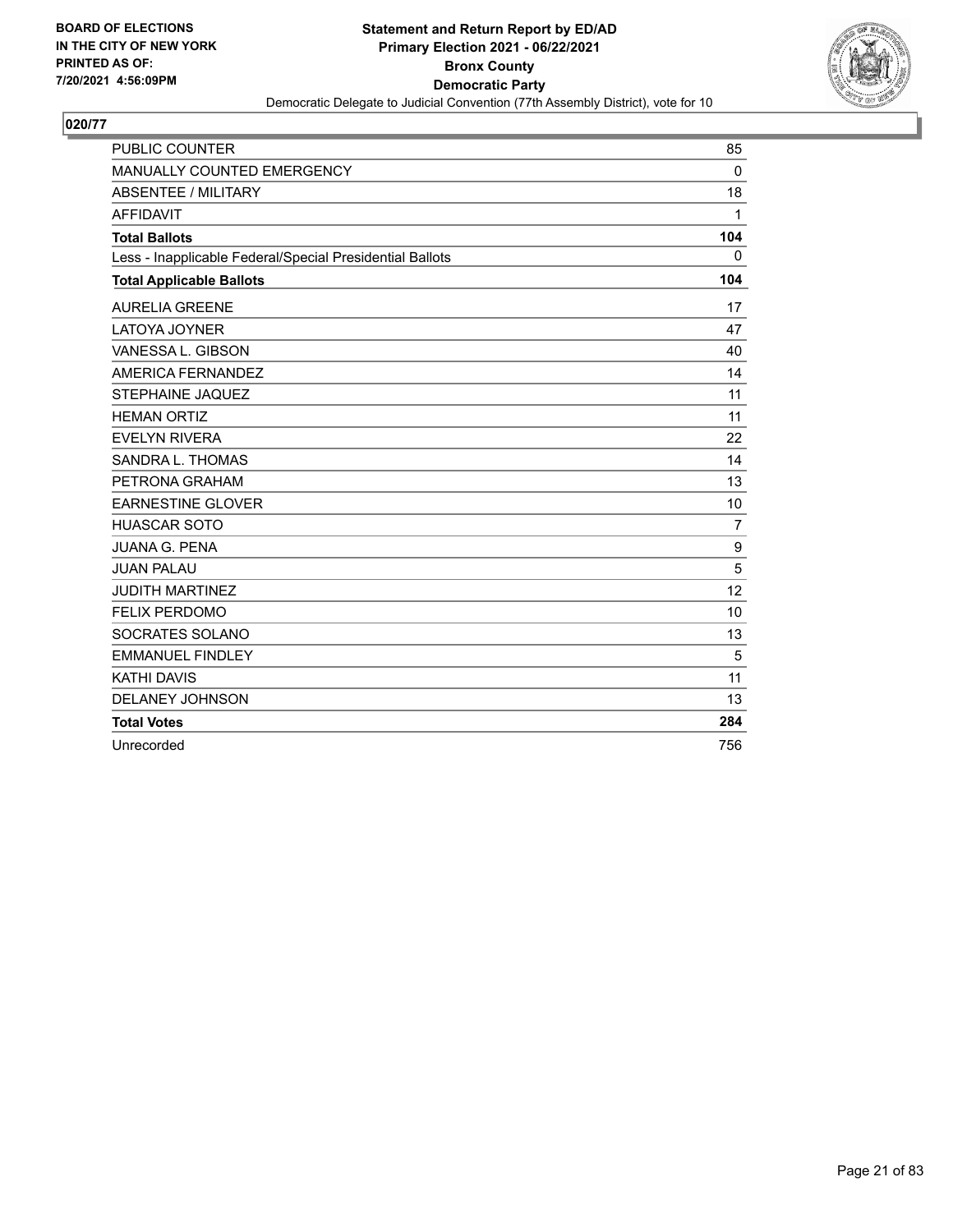BOARD OF ELECTIONS
IN THE CITY OF NEW YORK
PRINTED AS OF:
7/20/2021 4:56:09PM

**Statement and Return Report by ED/AD**
**Primary Election 2021 - 06/22/2021**
**Bronx County**
**Democratic Party**
Democratic Delegate to Judicial Convention (77th Assembly District), vote for 10

## 020/77

| | |
|---|---|
| PUBLIC COUNTER | 85 |
| MANUALLY COUNTED EMERGENCY | 0 |
| ABSENTEE / MILITARY | 18 |
| AFFIDAVIT | 1 |
| **Total Ballots** | **104** |
| Less - Inapplicable Federal/Special Presidential Ballots | 0 |
| **Total Applicable Ballots** | **104** |
| AURELIA GREENE | 17 |
| LATOYA JOYNER | 47 |
| VANESSA L. GIBSON | 40 |
| AMERICA FERNANDEZ | 14 |
| STEPHAINE JAQUEZ | 11 |
| HEMAN ORTIZ | 11 |
| EVELYN RIVERA | 22 |
| SANDRA L. THOMAS | 14 |
| PETRONA GRAHAM | 13 |
| EARNESTINE GLOVER | 10 |
| HUASCAR SOTO | 7 |
| JUANA G. PENA | 9 |
| JUAN PALAU | 5 |
| JUDITH MARTINEZ | 12 |
| FELIX PERDOMO | 10 |
| SOCRATES SOLANO | 13 |
| EMMANUEL FINDLEY | 5 |
| KATHI DAVIS | 11 |
| DELANEY JOHNSON | 13 |
| **Total Votes** | **284** |
| Unrecorded | 756 |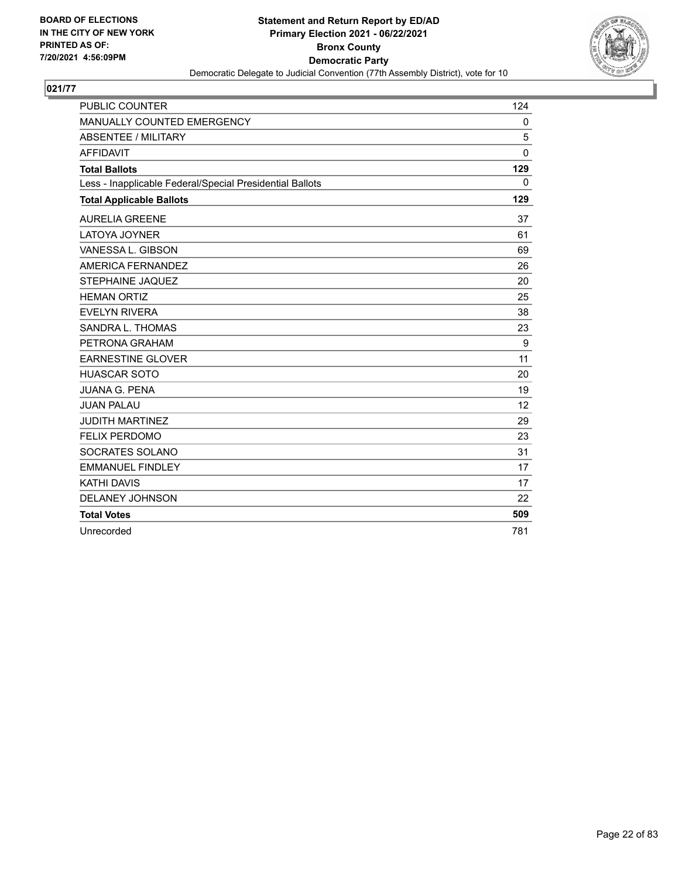BOARD OF ELECTIONS
IN THE CITY OF NEW YORK
PRINTED AS OF:
7/20/2021 4:56:09PM

**Statement and Return Report by ED/AD**
**Primary Election 2021 - 06/22/2021**
**Bronx County**
**Democratic Party**
Democratic Delegate to Judicial Convention (77th Assembly District), vote for 10

## 021/77

| | |
|---|---|
| PUBLIC COUNTER | 124 |
| MANUALLY COUNTED EMERGENCY | 0 |
| ABSENTEE / MILITARY | 5 |
| AFFIDAVIT | 0 |
| **Total Ballots** | **129** |
| Less - Inapplicable Federal/Special Presidential Ballots | 0 |
| **Total Applicable Ballots** | **129** |
| AURELIA GREENE | 37 |
| LATOYA JOYNER | 61 |
| VANESSA L. GIBSON | 69 |
| AMERICA FERNANDEZ | 26 |
| STEPHAINE JAQUEZ | 20 |
| HEMAN ORTIZ | 25 |
| EVELYN RIVERA | 38 |
| SANDRA L. THOMAS | 23 |
| PETRONA GRAHAM | 9 |
| EARNESTINE GLOVER | 11 |
| HUASCAR SOTO | 20 |
| JUANA G. PENA | 19 |
| JUAN PALAU | 12 |
| JUDITH MARTINEZ | 29 |
| FELIX PERDOMO | 23 |
| SOCRATES SOLANO | 31 |
| EMMANUEL FINDLEY | 17 |
| KATHI DAVIS | 17 |
| DELANEY JOHNSON | 22 |
| **Total Votes** | **509** |
| Unrecorded | 781 |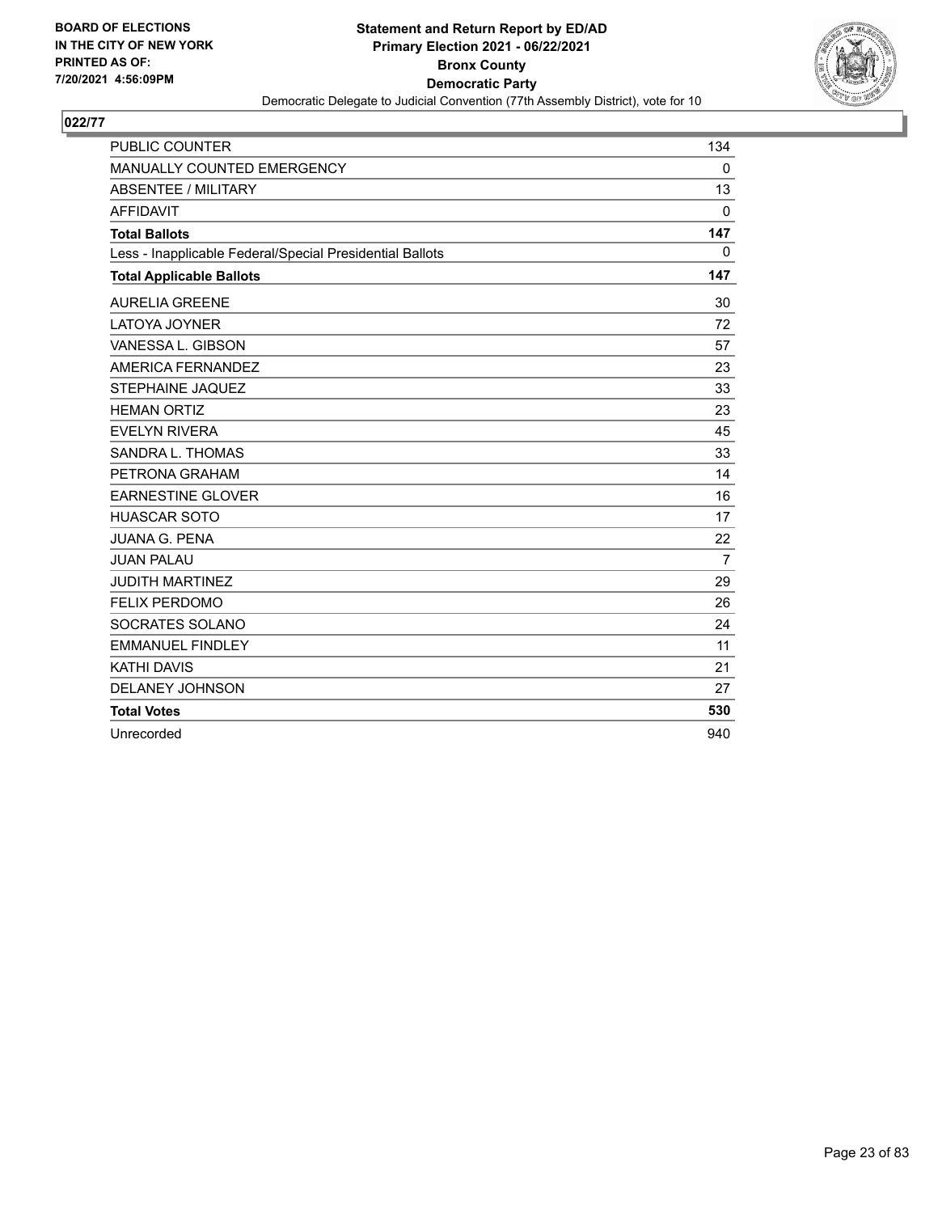BOARD OF ELECTIONS
IN THE CITY OF NEW YORK
PRINTED AS OF:
7/20/2021 4:56:09PM

**Statement and Return Report by ED/AD**
**Primary Election 2021 - 06/22/2021**
**Bronx County**
**Democratic Party**
Democratic Delegate to Judicial Convention (77th Assembly District), vote for 10

**022/77**

| | |
|---|---|
| PUBLIC COUNTER | 134 |
| MANUALLY COUNTED EMERGENCY | 0 |
| ABSENTEE / MILITARY | 13 |
| AFFIDAVIT | 0 |
| **Total Ballots** | **147** |
| Less - Inapplicable Federal/Special Presidential Ballots | 0 |
| **Total Applicable Ballots** | **147** |
| AURELIA GREENE | 30 |
| LATOYA JOYNER | 72 |
| VANESSA L. GIBSON | 57 |
| AMERICA FERNANDEZ | 23 |
| STEPHAINE JAQUEZ | 33 |
| HEMAN ORTIZ | 23 |
| EVELYN RIVERA | 45 |
| SANDRA L. THOMAS | 33 |
| PETRONA GRAHAM | 14 |
| EARNESTINE GLOVER | 16 |
| HUASCAR SOTO | 17 |
| JUANA G. PENA | 22 |
| JUAN PALAU | 7 |
| JUDITH MARTINEZ | 29 |
| FELIX PERDOMO | 26 |
| SOCRATES SOLANO | 24 |
| EMMANUEL FINDLEY | 11 |
| KATHI DAVIS | 21 |
| DELANEY JOHNSON | 27 |
| **Total Votes** | **530** |
| Unrecorded | 940 |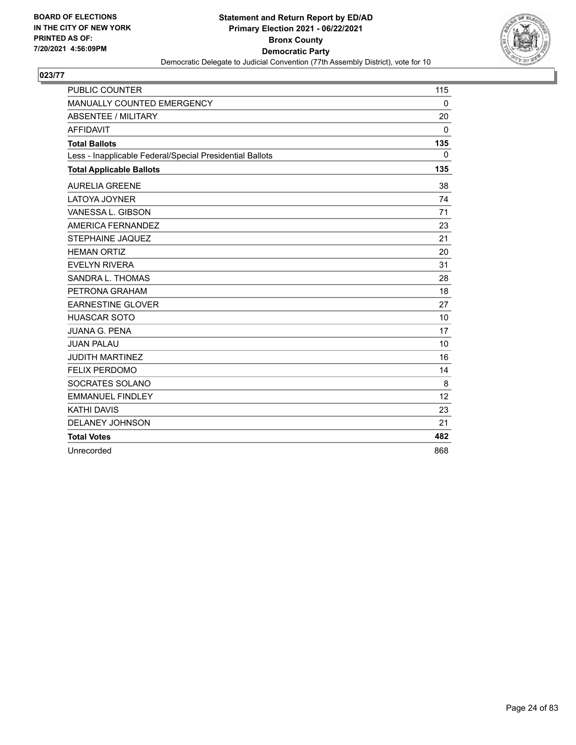BOARD OF ELECTIONS
IN THE CITY OF NEW YORK
PRINTED AS OF:
7/20/2021 4:56:09PM

**Statement and Return Report by ED/AD**
**Primary Election 2021 - 06/22/2021**
**Bronx County**
**Democratic Party**
Democratic Delegate to Judicial Convention (77th Assembly District), vote for 10

## 023/77

| | |
|---|---|
| PUBLIC COUNTER | 115 |
| MANUALLY COUNTED EMERGENCY | 0 |
| ABSENTEE / MILITARY | 20 |
| AFFIDAVIT | 0 |
| **Total Ballots** | **135** |
| Less - Inapplicable Federal/Special Presidential Ballots | 0 |
| **Total Applicable Ballots** | **135** |
| AURELIA GREENE | 38 |
| LATOYA JOYNER | 74 |
| VANESSA L. GIBSON | 71 |
| AMERICA FERNANDEZ | 23 |
| STEPHAINE JAQUEZ | 21 |
| HEMAN ORTIZ | 20 |
| EVELYN RIVERA | 31 |
| SANDRA L. THOMAS | 28 |
| PETRONA GRAHAM | 18 |
| EARNESTINE GLOVER | 27 |
| HUASCAR SOTO | 10 |
| JUANA G. PENA | 17 |
| JUAN PALAU | 10 |
| JUDITH MARTINEZ | 16 |
| FELIX PERDOMO | 14 |
| SOCRATES SOLANO | 8 |
| EMMANUEL FINDLEY | 12 |
| KATHI DAVIS | 23 |
| DELANEY JOHNSON | 21 |
| **Total Votes** | **482** |
| Unrecorded | 868 |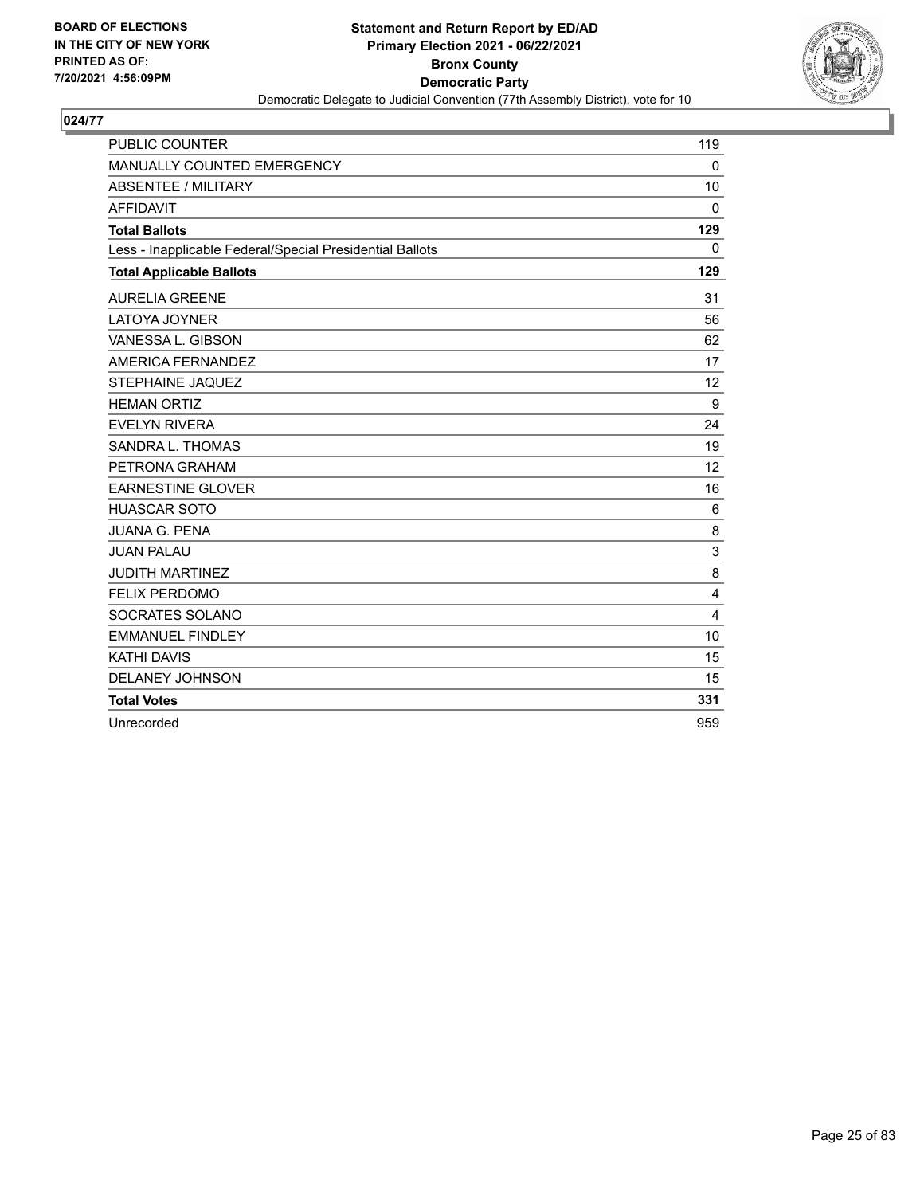BOARD OF ELECTIONS
IN THE CITY OF NEW YORK
PRINTED AS OF:
7/20/2021 4:56:09PM

**Statement and Return Report by ED/AD**
**Primary Election 2021 - 06/22/2021**
**Bronx County**
**Democratic Party**
Democratic Delegate to Judicial Convention (77th Assembly District), vote for 10

## 024/77

| | |
|---|---|
| PUBLIC COUNTER | 119 |
| MANUALLY COUNTED EMERGENCY | 0 |
| ABSENTEE / MILITARY | 10 |
| AFFIDAVIT | 0 |
| **Total Ballots** | **129** |
| Less - Inapplicable Federal/Special Presidential Ballots | 0 |
| **Total Applicable Ballots** | **129** |
| AURELIA GREENE | 31 |
| LATOYA JOYNER | 56 |
| VANESSA L. GIBSON | 62 |
| AMERICA FERNANDEZ | 17 |
| STEPHAINE JAQUEZ | 12 |
| HEMAN ORTIZ | 9 |
| EVELYN RIVERA | 24 |
| SANDRA L. THOMAS | 19 |
| PETRONA GRAHAM | 12 |
| EARNESTINE GLOVER | 16 |
| HUASCAR SOTO | 6 |
| JUANA G. PENA | 8 |
| JUAN PALAU | 3 |
| JUDITH MARTINEZ | 8 |
| FELIX PERDOMO | 4 |
| SOCRATES SOLANO | 4 |
| EMMANUEL FINDLEY | 10 |
| KATHI DAVIS | 15 |
| DELANEY JOHNSON | 15 |
| **Total Votes** | **331** |
| Unrecorded | 959 |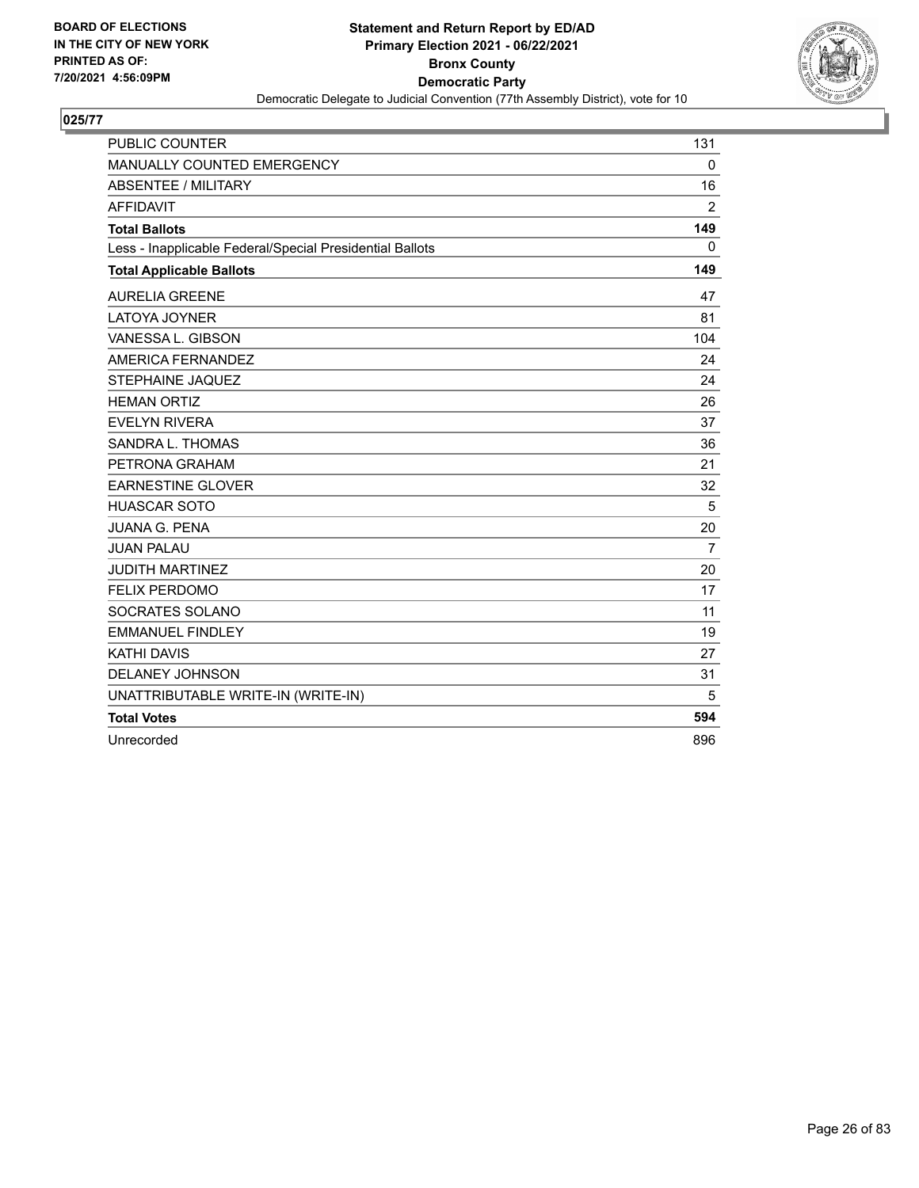**BOARD OF ELECTIONS IN THE CITY OF NEW YORK PRINTED AS OF: 7/20/2021 4:56:09PM**

**Statement and Return Report by ED/AD**
**Primary Election 2021 - 06/22/2021**
**Bronx County**
**Democratic Party**
Democratic Delegate to Judicial Convention (77th Assembly District), vote for 10

## 025/77

| | |
|---|---|
| PUBLIC COUNTER | 131 |
| MANUALLY COUNTED EMERGENCY | 0 |
| ABSENTEE / MILITARY | 16 |
| AFFIDAVIT | 2 |
| **Total Ballots** | **149** |
| Less - Inapplicable Federal/Special Presidential Ballots | 0 |
| **Total Applicable Ballots** | **149** |
| AURELIA GREENE | 47 |
| LATOYA JOYNER | 81 |
| VANESSA L. GIBSON | 104 |
| AMERICA FERNANDEZ | 24 |
| STEPHAINE JAQUEZ | 24 |
| HEMAN ORTIZ | 26 |
| EVELYN RIVERA | 37 |
| SANDRA L. THOMAS | 36 |
| PETRONA GRAHAM | 21 |
| EARNESTINE GLOVER | 32 |
| HUASCAR SOTO | 5 |
| JUANA G. PENA | 20 |
| JUAN PALAU | 7 |
| JUDITH MARTINEZ | 20 |
| FELIX PERDOMO | 17 |
| SOCRATES SOLANO | 11 |
| EMMANUEL FINDLEY | 19 |
| KATHI DAVIS | 27 |
| DELANEY JOHNSON | 31 |
| UNATTRIBUTABLE WRITE-IN (WRITE-IN) | 5 |
| **Total Votes** | **594** |
| Unrecorded | 896 |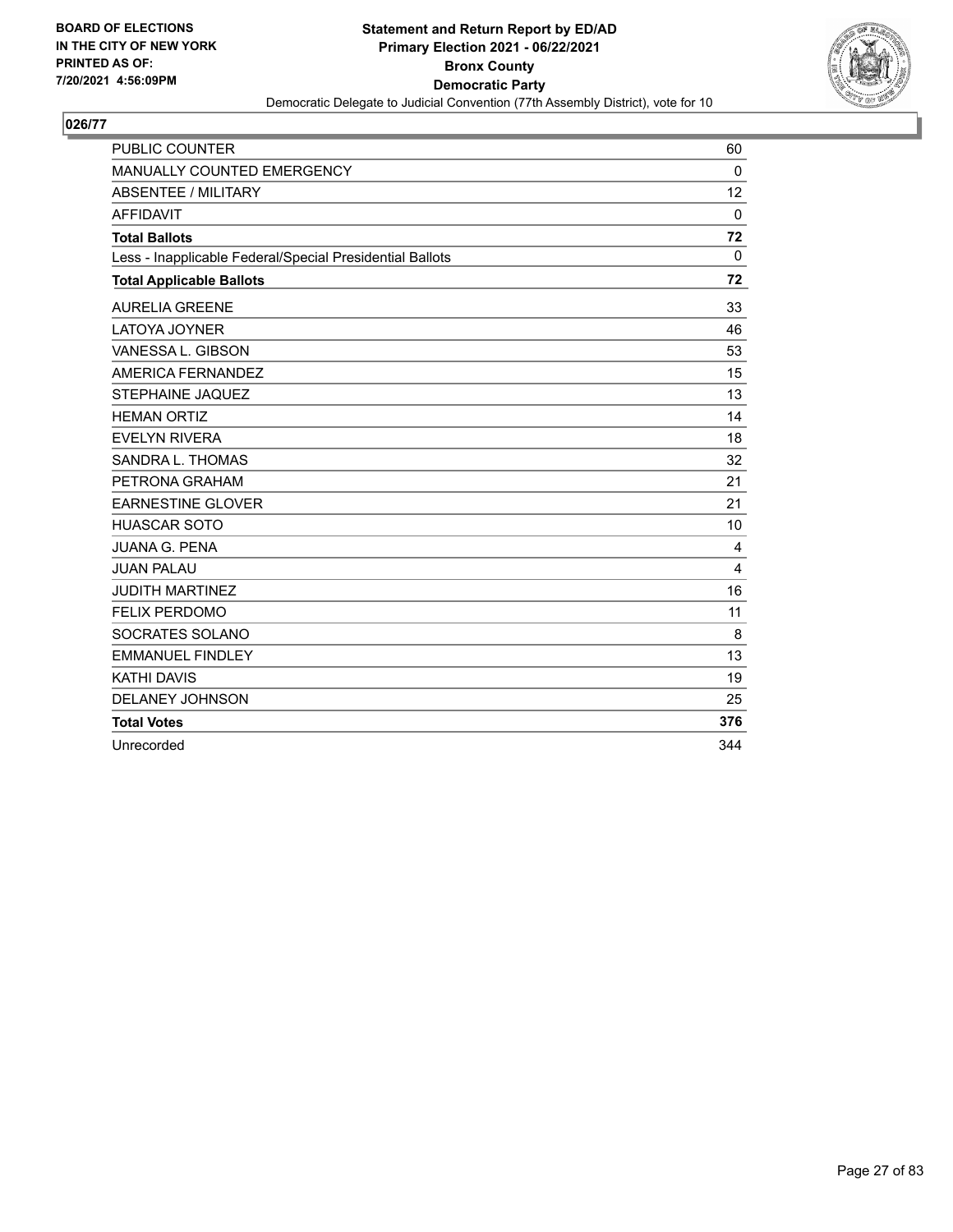**BOARD OF ELECTIONS IN THE CITY OF NEW YORK PRINTED AS OF: 7/20/2021 4:56:09PM**

**Statement and Return Report by ED/AD**
**Primary Election 2021 - 06/22/2021**
**Bronx County**
**Democratic Party**
Democratic Delegate to Judicial Convention (77th Assembly District), vote for 10

## 026/77

| | |
|---|---|
| PUBLIC COUNTER | 60 |
| MANUALLY COUNTED EMERGENCY | 0 |
| ABSENTEE / MILITARY | 12 |
| AFFIDAVIT | 0 |
| **Total Ballots** | **72** |
| Less - Inapplicable Federal/Special Presidential Ballots | 0 |
| **Total Applicable Ballots** | **72** |
| AURELIA GREENE | 33 |
| LATOYA JOYNER | 46 |
| VANESSA L. GIBSON | 53 |
| AMERICA FERNANDEZ | 15 |
| STEPHAINE JAQUEZ | 13 |
| HEMAN ORTIZ | 14 |
| EVELYN RIVERA | 18 |
| SANDRA L. THOMAS | 32 |
| PETRONA GRAHAM | 21 |
| EARNESTINE GLOVER | 21 |
| HUASCAR SOTO | 10 |
| JUANA G. PENA | 4 |
| JUAN PALAU | 4 |
| JUDITH MARTINEZ | 16 |
| FELIX PERDOMO | 11 |
| SOCRATES SOLANO | 8 |
| EMMANUEL FINDLEY | 13 |
| KATHI DAVIS | 19 |
| DELANEY JOHNSON | 25 |
| **Total Votes** | **376** |
| Unrecorded | 344 |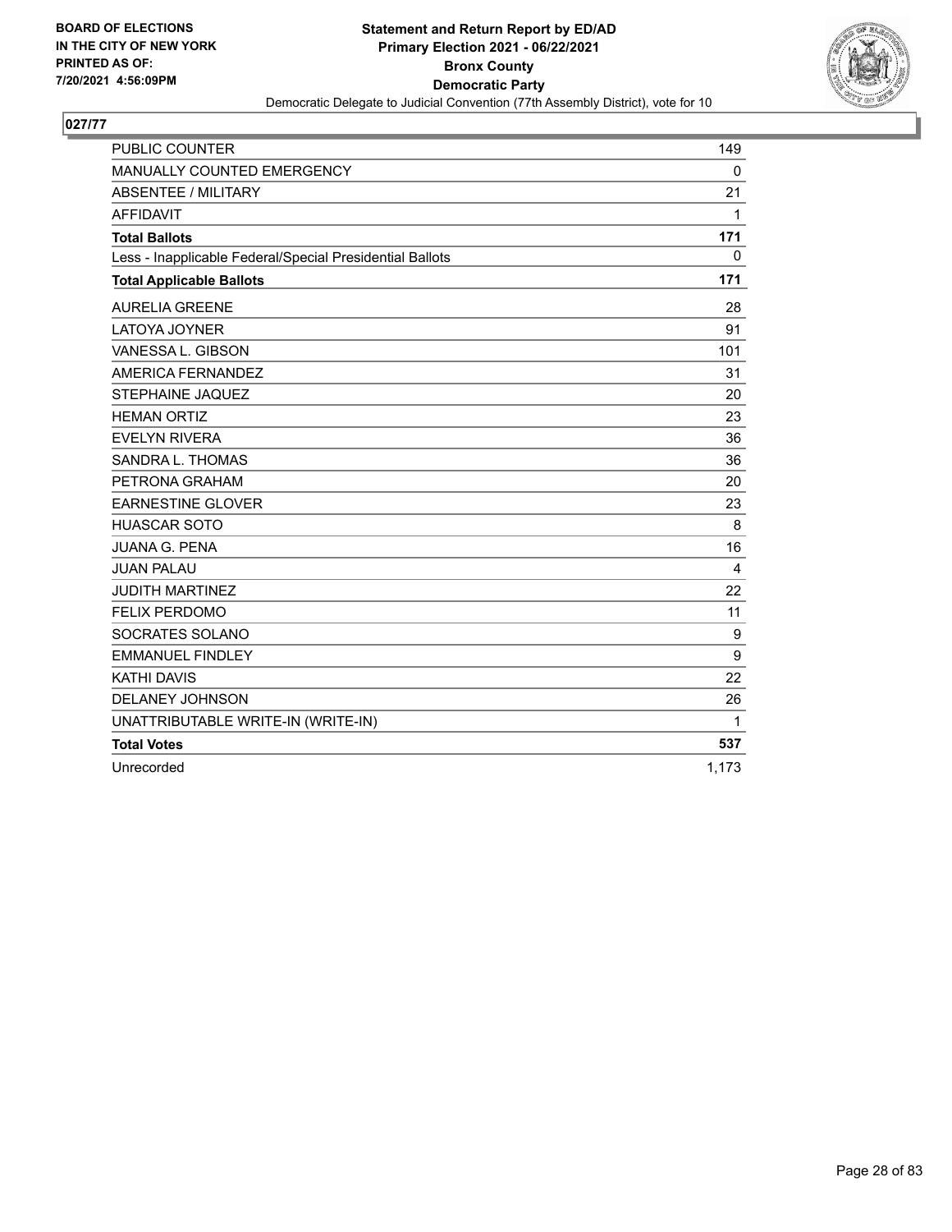**BOARD OF ELECTIONS IN THE CITY OF NEW YORK**
**PRINTED AS OF: 7/20/2021 4:56:09PM**

**Statement and Return Report by ED/AD**
**Primary Election 2021 - 06/22/2021**
**Bronx County**
**Democratic Party**
Democratic Delegate to Judicial Convention (77th Assembly District), vote for 10

**027/77**

| | |
|---|---|
| PUBLIC COUNTER | 149 |
| MANUALLY COUNTED EMERGENCY | 0 |
| ABSENTEE / MILITARY | 21 |
| AFFIDAVIT | 1 |
| **Total Ballots** | **171** |
| Less - Inapplicable Federal/Special Presidential Ballots | 0 |
| **Total Applicable Ballots** | **171** |
| AURELIA GREENE | 28 |
| LATOYA JOYNER | 91 |
| VANESSA L. GIBSON | 101 |
| AMERICA FERNANDEZ | 31 |
| STEPHAINE JAQUEZ | 20 |
| HEMAN ORTIZ | 23 |
| EVELYN RIVERA | 36 |
| SANDRA L. THOMAS | 36 |
| PETRONA GRAHAM | 20 |
| EARNESTINE GLOVER | 23 |
| HUASCAR SOTO | 8 |
| JUANA G. PENA | 16 |
| JUAN PALAU | 4 |
| JUDITH MARTINEZ | 22 |
| FELIX PERDOMO | 11 |
| SOCRATES SOLANO | 9 |
| EMMANUEL FINDLEY | 9 |
| KATHI DAVIS | 22 |
| DELANEY JOHNSON | 26 |
| UNATTRIBUTABLE WRITE-IN (WRITE-IN) | 1 |
| **Total Votes** | **537** |
| Unrecorded | 1,173 |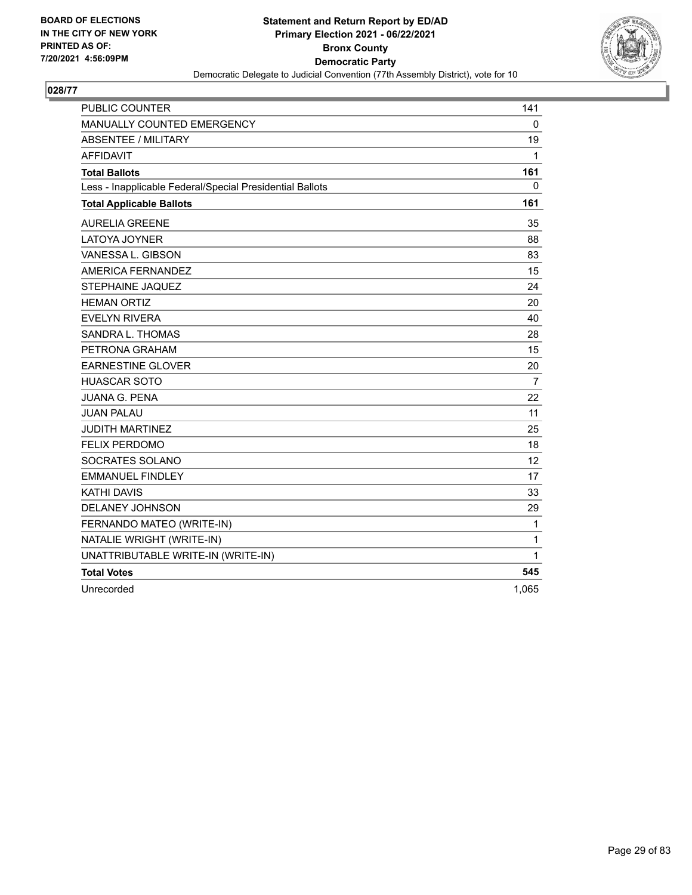BOARD OF ELECTIONS
IN THE CITY OF NEW YORK
PRINTED AS OF:
7/20/2021 4:56:09PM

**Statement and Return Report by ED/AD**
**Primary Election 2021 - 06/22/2021**
**Bronx County**
**Democratic Party**
Democratic Delegate to Judicial Convention (77th Assembly District), vote for 10

**028/77**

| | |
|---|---|
| PUBLIC COUNTER | 141 |
| MANUALLY COUNTED EMERGENCY | 0 |
| ABSENTEE / MILITARY | 19 |
| AFFIDAVIT | 1 |
| **Total Ballots** | **161** |
| Less - Inapplicable Federal/Special Presidential Ballots | 0 |
| **Total Applicable Ballots** | **161** |
| AURELIA GREENE | 35 |
| LATOYA JOYNER | 88 |
| VANESSA L. GIBSON | 83 |
| AMERICA FERNANDEZ | 15 |
| STEPHAINE JAQUEZ | 24 |
| HEMAN ORTIZ | 20 |
| EVELYN RIVERA | 40 |
| SANDRA L. THOMAS | 28 |
| PETRONA GRAHAM | 15 |
| EARNESTINE GLOVER | 20 |
| HUASCAR SOTO | 7 |
| JUANA G. PENA | 22 |
| JUAN PALAU | 11 |
| JUDITH MARTINEZ | 25 |
| FELIX PERDOMO | 18 |
| SOCRATES SOLANO | 12 |
| EMMANUEL FINDLEY | 17 |
| KATHI DAVIS | 33 |
| DELANEY JOHNSON | 29 |
| FERNANDO MATEO (WRITE-IN) | 1 |
| NATALIE WRIGHT (WRITE-IN) | 1 |
| UNATTRIBUTABLE WRITE-IN (WRITE-IN) | 1 |
| **Total Votes** | **545** |
| Unrecorded | 1,065 |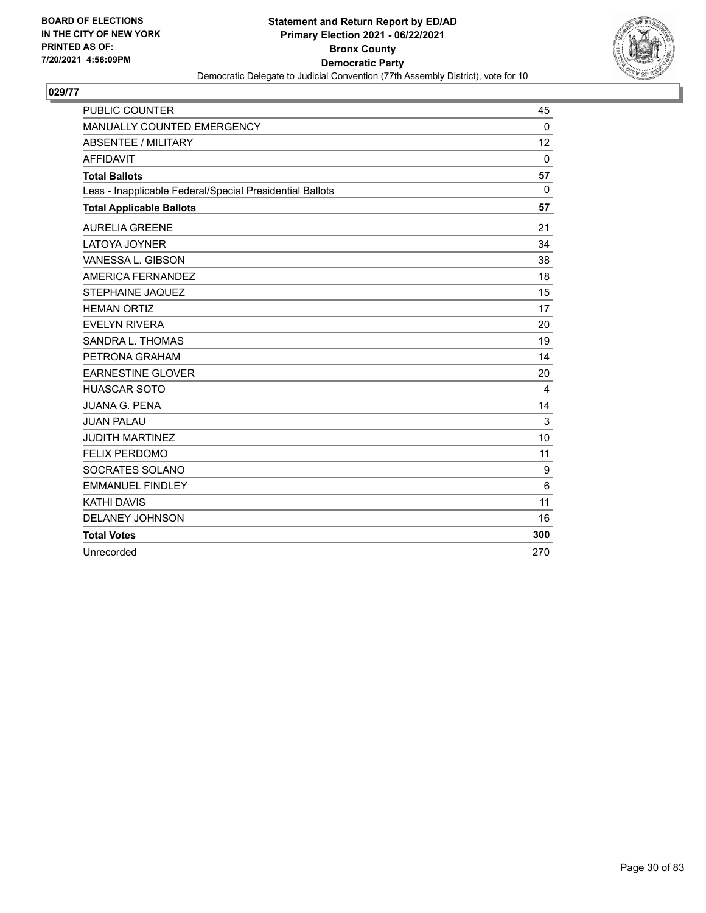BOARD OF ELECTIONS
IN THE CITY OF NEW YORK
PRINTED AS OF:
7/20/2021 4:56:09PM

**Statement and Return Report by ED/AD**
**Primary Election 2021 - 06/22/2021**
**Bronx County**
**Democratic Party**
Democratic Delegate to Judicial Convention (77th Assembly District), vote for 10

**029/77**

| | |
|---|---|
| PUBLIC COUNTER | 45 |
| MANUALLY COUNTED EMERGENCY | 0 |
| ABSENTEE / MILITARY | 12 |
| AFFIDAVIT | 0 |
| **Total Ballots** | **57** |
| Less - Inapplicable Federal/Special Presidential Ballots | 0 |
| **Total Applicable Ballots** | **57** |
| AURELIA GREENE | 21 |
| LATOYA JOYNER | 34 |
| VANESSA L. GIBSON | 38 |
| AMERICA FERNANDEZ | 18 |
| STEPHAINE JAQUEZ | 15 |
| HEMAN ORTIZ | 17 |
| EVELYN RIVERA | 20 |
| SANDRA L. THOMAS | 19 |
| PETRONA GRAHAM | 14 |
| EARNESTINE GLOVER | 20 |
| HUASCAR SOTO | 4 |
| JUANA G. PENA | 14 |
| JUAN PALAU | 3 |
| JUDITH MARTINEZ | 10 |
| FELIX PERDOMO | 11 |
| SOCRATES SOLANO | 9 |
| EMMANUEL FINDLEY | 6 |
| KATHI DAVIS | 11 |
| DELANEY JOHNSON | 16 |
| **Total Votes** | **300** |
| Unrecorded | 270 |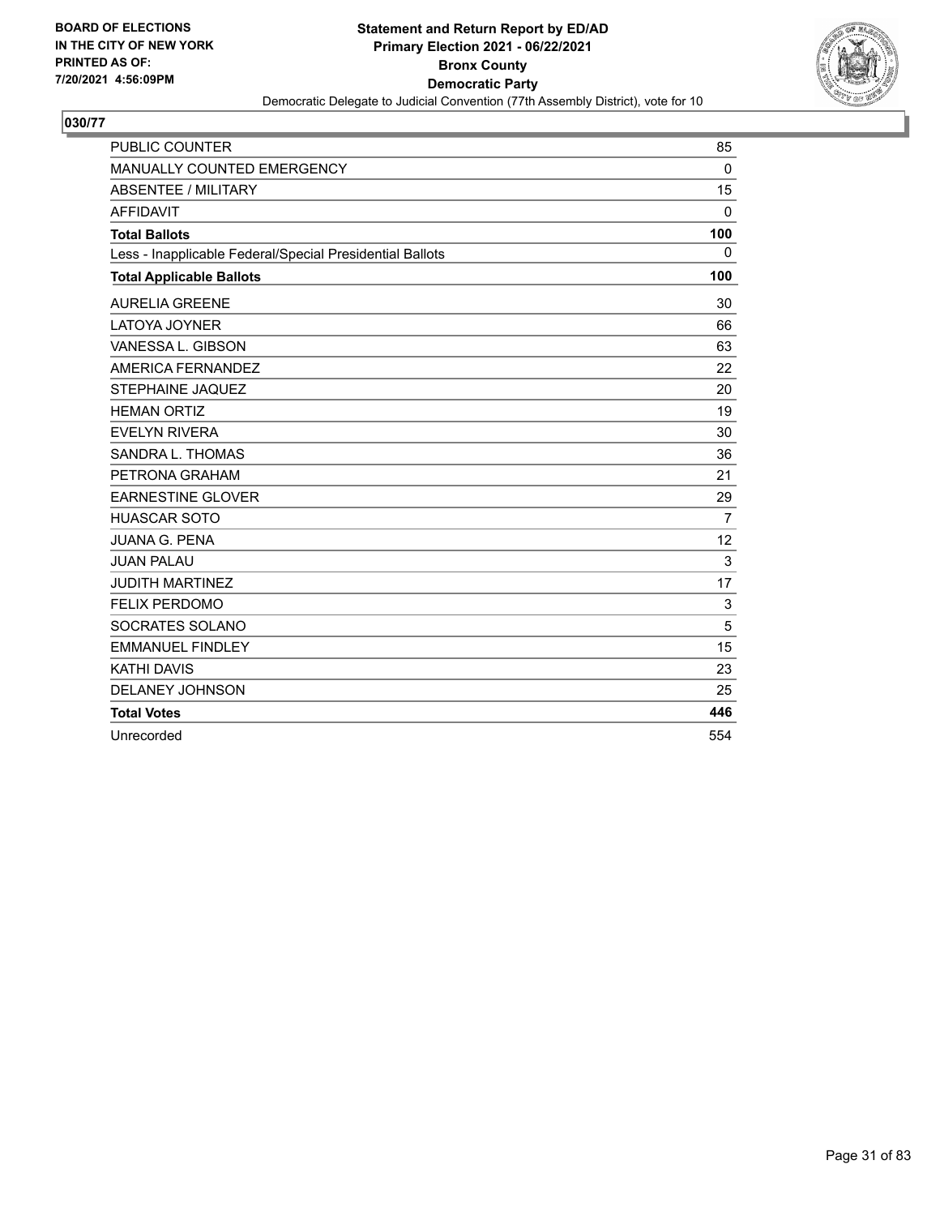BOARD OF ELECTIONS
IN THE CITY OF NEW YORK
PRINTED AS OF:
7/20/2021 4:56:09PM

**Statement and Return Report by ED/AD**
**Primary Election 2021 - 06/22/2021**
**Bronx County**
**Democratic Party**
Democratic Delegate to Judicial Convention (77th Assembly District), vote for 10

## 030/77

| | |
|---|---|
| PUBLIC COUNTER | 85 |
| MANUALLY COUNTED EMERGENCY | 0 |
| ABSENTEE / MILITARY | 15 |
| AFFIDAVIT | 0 |
| **Total Ballots** | **100** |
| Less - Inapplicable Federal/Special Presidential Ballots | 0 |
| **Total Applicable Ballots** | **100** |
| AURELIA GREENE | 30 |
| LATOYA JOYNER | 66 |
| VANESSA L. GIBSON | 63 |
| AMERICA FERNANDEZ | 22 |
| STEPHAINE JAQUEZ | 20 |
| HEMAN ORTIZ | 19 |
| EVELYN RIVERA | 30 |
| SANDRA L. THOMAS | 36 |
| PETRONA GRAHAM | 21 |
| EARNESTINE GLOVER | 29 |
| HUASCAR SOTO | 7 |
| JUANA G. PENA | 12 |
| JUAN PALAU | 3 |
| JUDITH MARTINEZ | 17 |
| FELIX PERDOMO | 3 |
| SOCRATES SOLANO | 5 |
| EMMANUEL FINDLEY | 15 |
| KATHI DAVIS | 23 |
| DELANEY JOHNSON | 25 |
| **Total Votes** | **446** |
| Unrecorded | 554 |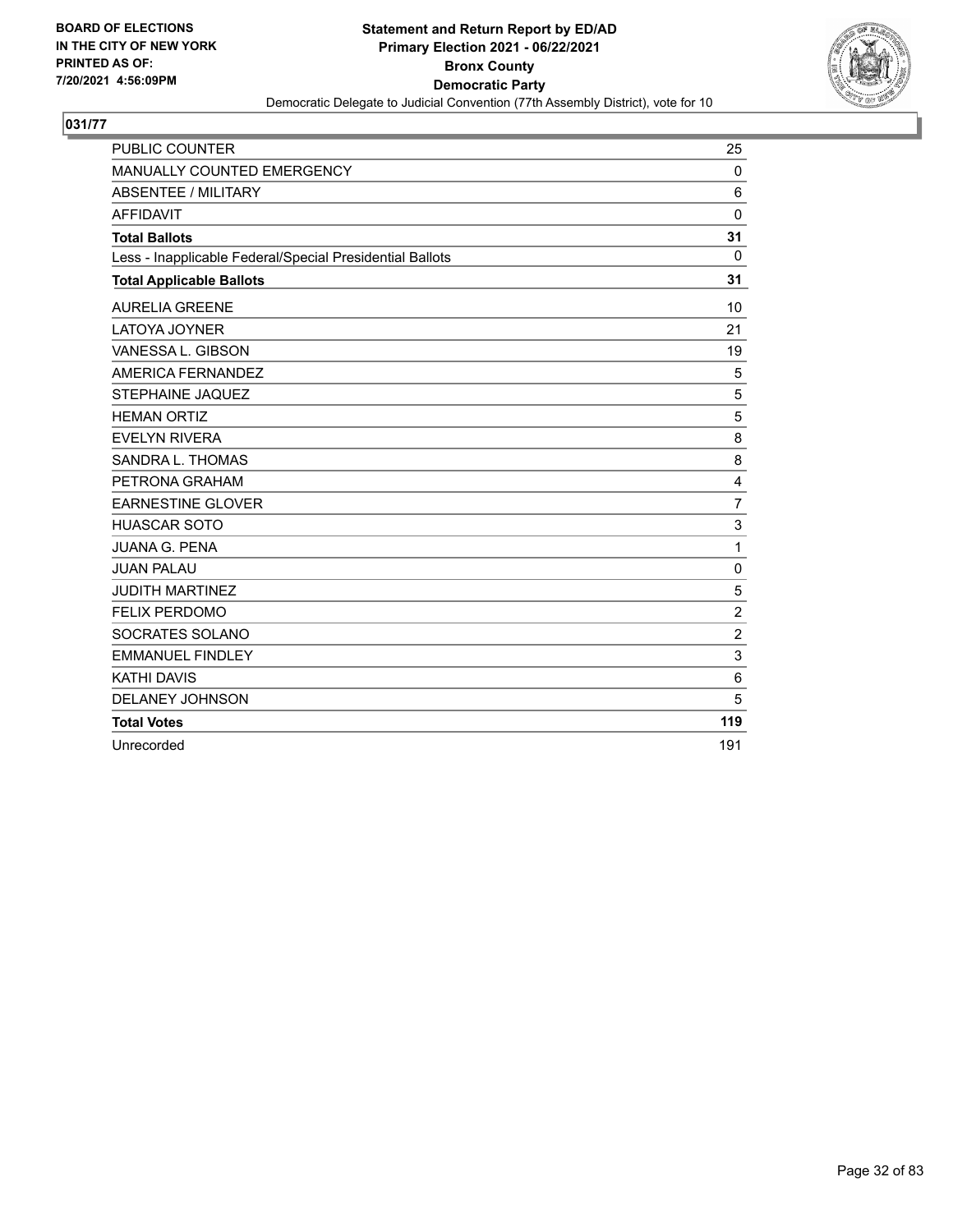BOARD OF ELECTIONS
IN THE CITY OF NEW YORK
PRINTED AS OF:
7/20/2021 4:56:09PM

**Statement and Return Report by ED/AD**
**Primary Election 2021 - 06/22/2021**
**Bronx County**
**Democratic Party**
Democratic Delegate to Judicial Convention (77th Assembly District), vote for 10

## 031/77

| | |
|---|---|
| PUBLIC COUNTER | 25 |
| MANUALLY COUNTED EMERGENCY | 0 |
| ABSENTEE / MILITARY | 6 |
| AFFIDAVIT | 0 |
| **Total Ballots** | **31** |
| Less - Inapplicable Federal/Special Presidential Ballots | 0 |
| **Total Applicable Ballots** | **31** |
| AURELIA GREENE | 10 |
| LATOYA JOYNER | 21 |
| VANESSA L. GIBSON | 19 |
| AMERICA FERNANDEZ | 5 |
| STEPHAINE JAQUEZ | 5 |
| HEMAN ORTIZ | 5 |
| EVELYN RIVERA | 8 |
| SANDRA L. THOMAS | 8 |
| PETRONA GRAHAM | 4 |
| EARNESTINE GLOVER | 7 |
| HUASCAR SOTO | 3 |
| JUANA G. PENA | 1 |
| JUAN PALAU | 0 |
| JUDITH MARTINEZ | 5 |
| FELIX PERDOMO | 2 |
| SOCRATES SOLANO | 2 |
| EMMANUEL FINDLEY | 3 |
| KATHI DAVIS | 6 |
| DELANEY JOHNSON | 5 |
| **Total Votes** | **119** |
| Unrecorded | 191 |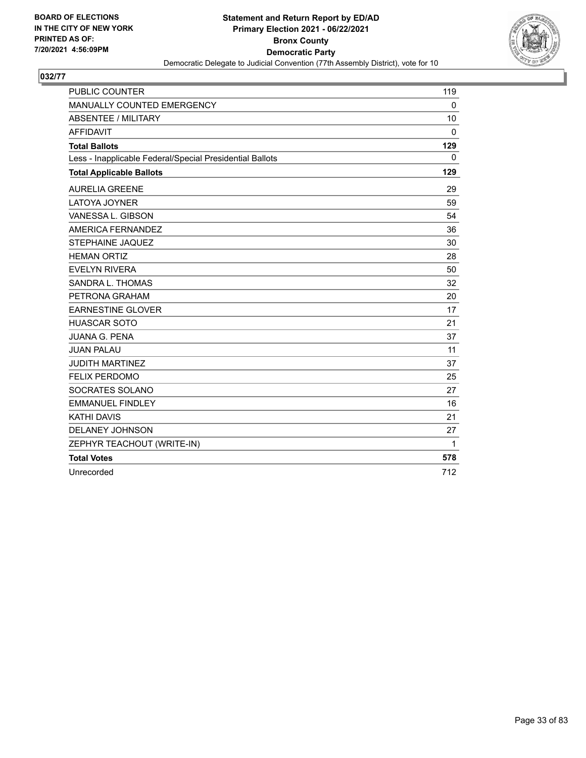BOARD OF ELECTIONS
IN THE CITY OF NEW YORK
PRINTED AS OF:
7/20/2021 4:56:09PM

**Statement and Return Report by ED/AD**
**Primary Election 2021 - 06/22/2021**
**Bronx County**
**Democratic Party**
Democratic Delegate to Judicial Convention (77th Assembly District), vote for 10

## 032/77

| | |
|---|---|
| PUBLIC COUNTER | 119 |
| MANUALLY COUNTED EMERGENCY | 0 |
| ABSENTEE / MILITARY | 10 |
| AFFIDAVIT | 0 |
| **Total Ballots** | **129** |
| Less - Inapplicable Federal/Special Presidential Ballots | 0 |
| **Total Applicable Ballots** | **129** |
| AURELIA GREENE | 29 |
| LATOYA JOYNER | 59 |
| VANESSA L. GIBSON | 54 |
| AMERICA FERNANDEZ | 36 |
| STEPHAINE JAQUEZ | 30 |
| HEMAN ORTIZ | 28 |
| EVELYN RIVERA | 50 |
| SANDRA L. THOMAS | 32 |
| PETRONA GRAHAM | 20 |
| EARNESTINE GLOVER | 17 |
| HUASCAR SOTO | 21 |
| JUANA G. PENA | 37 |
| JUAN PALAU | 11 |
| JUDITH MARTINEZ | 37 |
| FELIX PERDOMO | 25 |
| SOCRATES SOLANO | 27 |
| EMMANUEL FINDLEY | 16 |
| KATHI DAVIS | 21 |
| DELANEY JOHNSON | 27 |
| ZEPHYR TEACHOUT (WRITE-IN) | 1 |
| **Total Votes** | **578** |
| Unrecorded | 712 |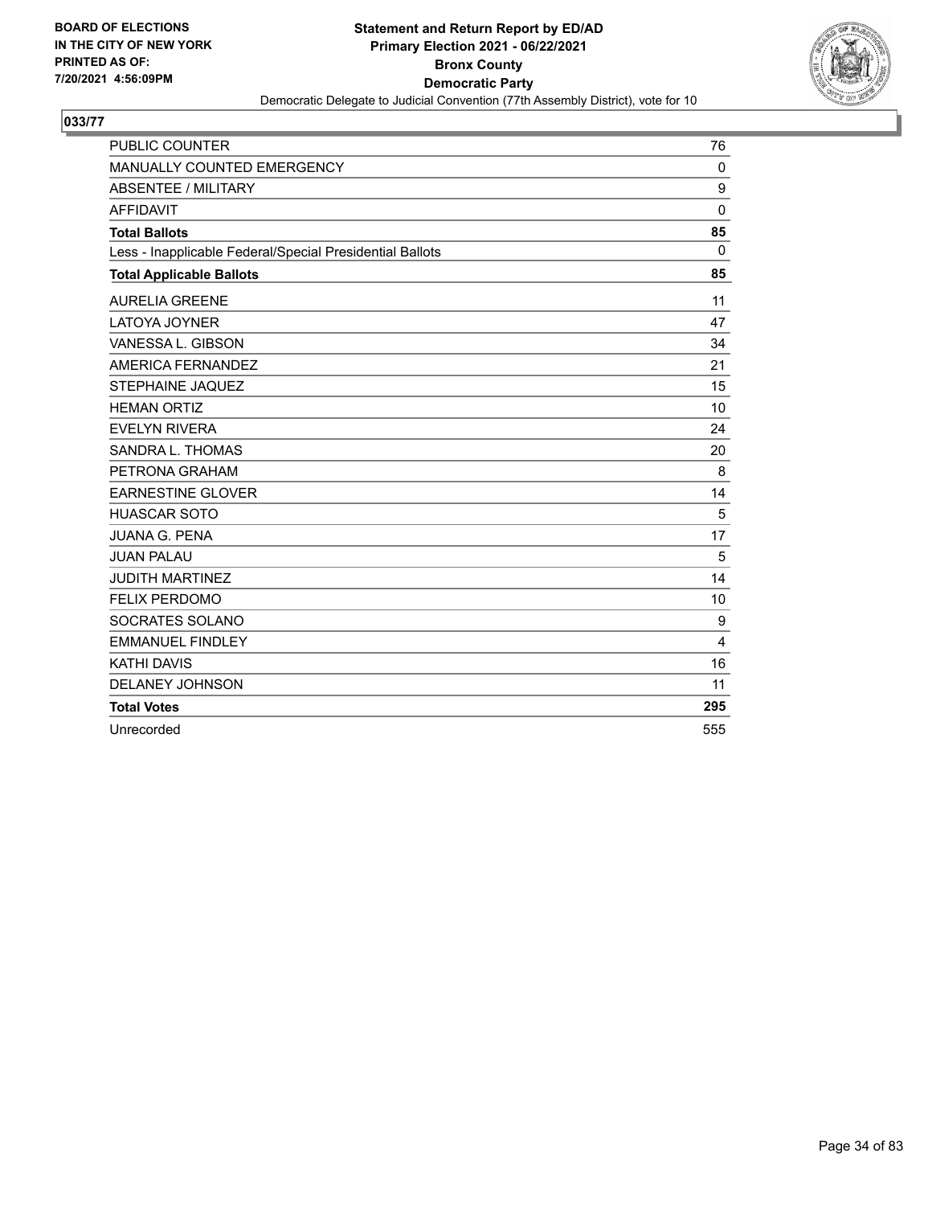**BOARD OF ELECTIONS IN THE CITY OF NEW YORK PRINTED AS OF: 7/20/2021 4:56:09PM**

**Statement and Return Report by ED/AD**
**Primary Election 2021 - 06/22/2021**
**Bronx County**
**Democratic Party**
Democratic Delegate to Judicial Convention (77th Assembly District), vote for 10

## 033/77

| | |
|---|---|
| PUBLIC COUNTER | 76 |
| MANUALLY COUNTED EMERGENCY | 0 |
| ABSENTEE / MILITARY | 9 |
| AFFIDAVIT | 0 |
| **Total Ballots** | **85** |
| Less - Inapplicable Federal/Special Presidential Ballots | 0 |
| **Total Applicable Ballots** | **85** |
| AURELIA GREENE | 11 |
| LATOYA JOYNER | 47 |
| VANESSA L. GIBSON | 34 |
| AMERICA FERNANDEZ | 21 |
| STEPHAINE JAQUEZ | 15 |
| HEMAN ORTIZ | 10 |
| EVELYN RIVERA | 24 |
| SANDRA L. THOMAS | 20 |
| PETRONA GRAHAM | 8 |
| EARNESTINE GLOVER | 14 |
| HUASCAR SOTO | 5 |
| JUANA G. PENA | 17 |
| JUAN PALAU | 5 |
| JUDITH MARTINEZ | 14 |
| FELIX PERDOMO | 10 |
| SOCRATES SOLANO | 9 |
| EMMANUEL FINDLEY | 4 |
| KATHI DAVIS | 16 |
| DELANEY JOHNSON | 11 |
| **Total Votes** | **295** |
| Unrecorded | 555 |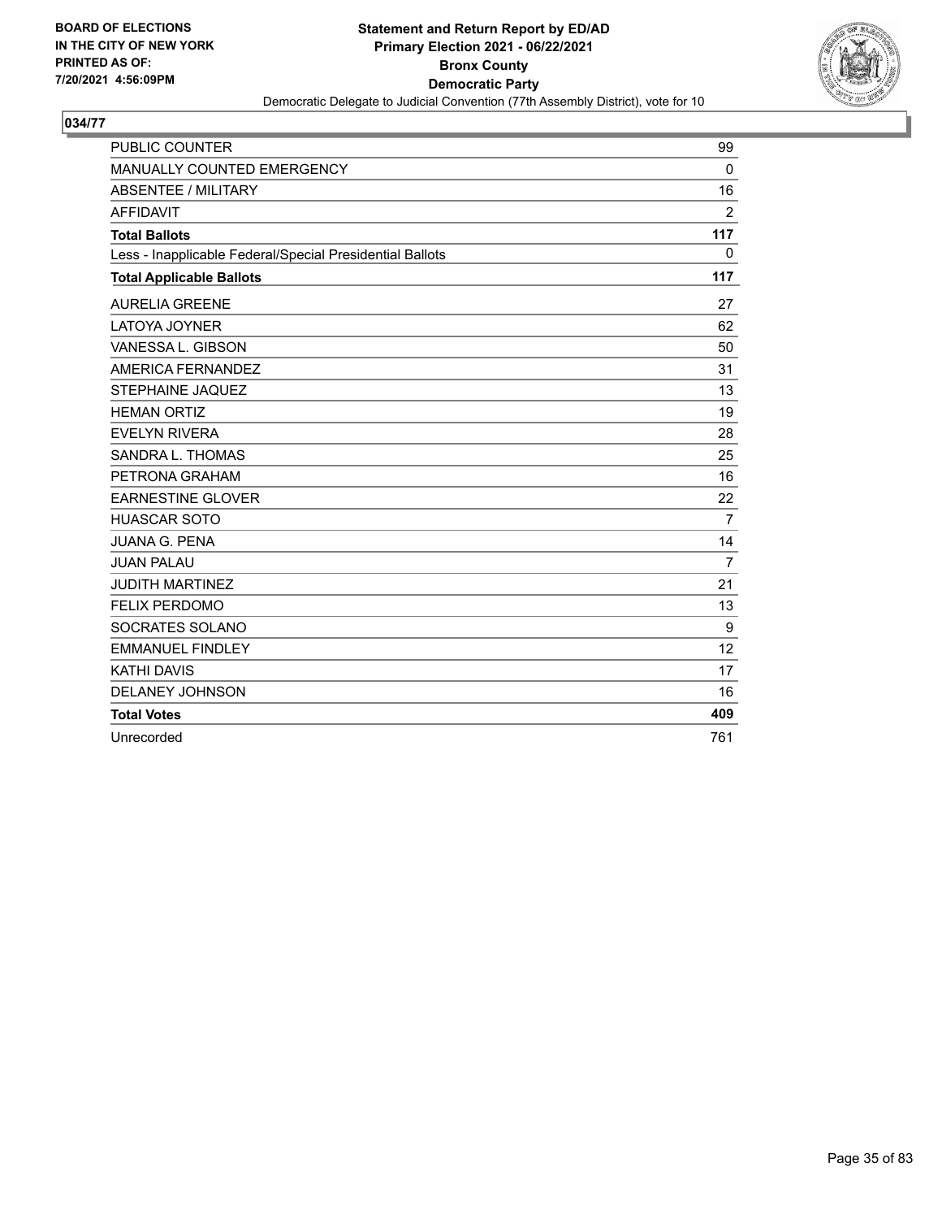BOARD OF ELECTIONS
IN THE CITY OF NEW YORK
PRINTED AS OF:
7/20/2021 4:56:09PM

**Statement and Return Report by ED/AD**
**Primary Election 2021 - 06/22/2021**
**Bronx County**
**Democratic Party**
Democratic Delegate to Judicial Convention (77th Assembly District), vote for 10

## 034/77

| | |
|---|---|
| PUBLIC COUNTER | 99 |
| MANUALLY COUNTED EMERGENCY | 0 |
| ABSENTEE / MILITARY | 16 |
| AFFIDAVIT | 2 |
| **Total Ballots** | **117** |
| Less - Inapplicable Federal/Special Presidential Ballots | 0 |
| **Total Applicable Ballots** | **117** |
| AURELIA GREENE | 27 |
| LATOYA JOYNER | 62 |
| VANESSA L. GIBSON | 50 |
| AMERICA FERNANDEZ | 31 |
| STEPHAINE JAQUEZ | 13 |
| HEMAN ORTIZ | 19 |
| EVELYN RIVERA | 28 |
| SANDRA L. THOMAS | 25 |
| PETRONA GRAHAM | 16 |
| EARNESTINE GLOVER | 22 |
| HUASCAR SOTO | 7 |
| JUANA G. PENA | 14 |
| JUAN PALAU | 7 |
| JUDITH MARTINEZ | 21 |
| FELIX PERDOMO | 13 |
| SOCRATES SOLANO | 9 |
| EMMANUEL FINDLEY | 12 |
| KATHI DAVIS | 17 |
| DELANEY JOHNSON | 16 |
| **Total Votes** | **409** |
| Unrecorded | 761 |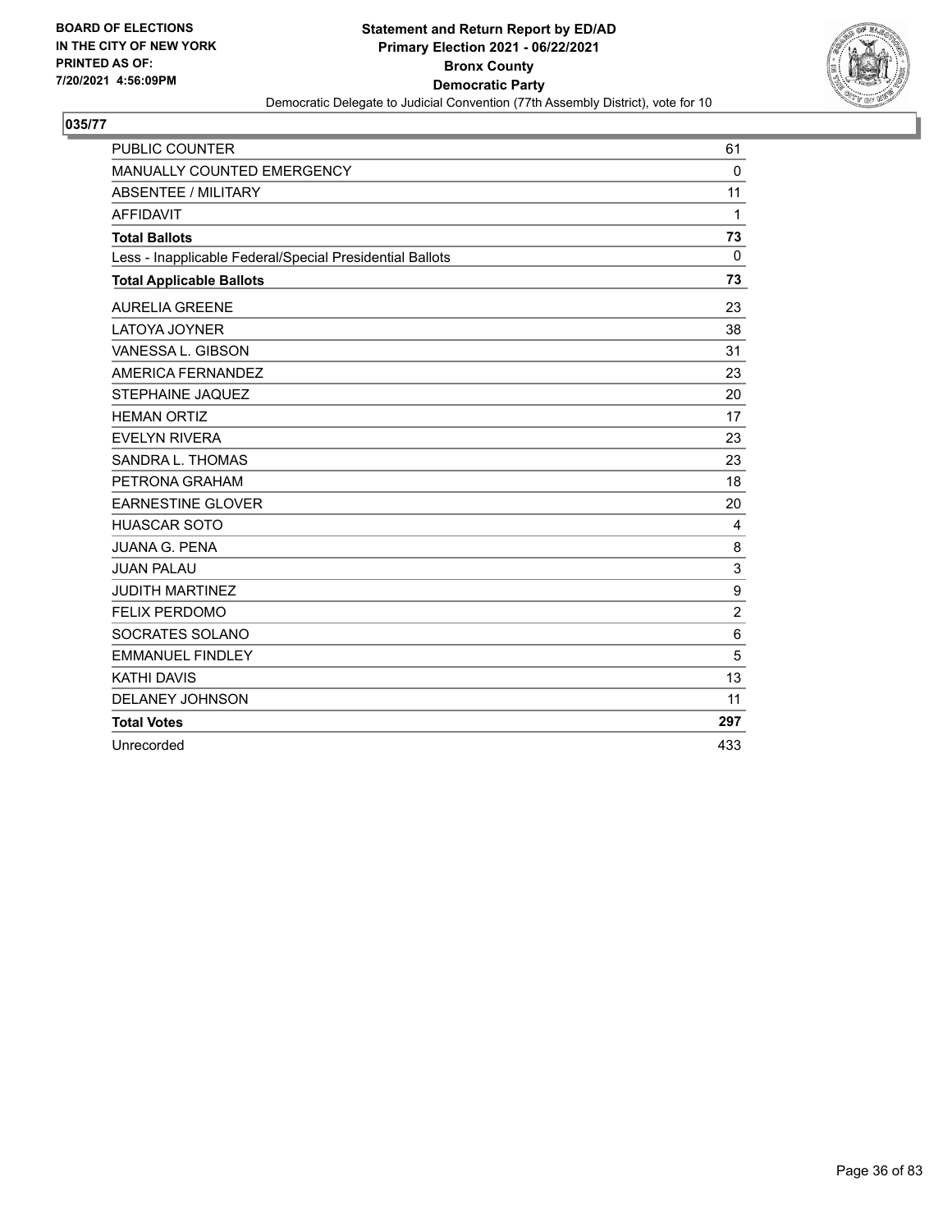**BOARD OF ELECTIONS IN THE CITY OF NEW YORK PRINTED AS OF: 7/20/2021 4:56:09PM**

**Statement and Return Report by ED/AD**
**Primary Election 2021 - 06/22/2021**
**Bronx County**
**Democratic Party**
Democratic Delegate to Judicial Convention (77th Assembly District), vote for 10

## 035/77

| | |
|---|---|
| PUBLIC COUNTER | 61 |
| MANUALLY COUNTED EMERGENCY | 0 |
| ABSENTEE / MILITARY | 11 |
| AFFIDAVIT | 1 |
| **Total Ballots** | **73** |
| Less - Inapplicable Federal/Special Presidential Ballots | 0 |
| **Total Applicable Ballots** | **73** |
| AURELIA GREENE | 23 |
| LATOYA JOYNER | 38 |
| VANESSA L. GIBSON | 31 |
| AMERICA FERNANDEZ | 23 |
| STEPHAINE JAQUEZ | 20 |
| HEMAN ORTIZ | 17 |
| EVELYN RIVERA | 23 |
| SANDRA L. THOMAS | 23 |
| PETRONA GRAHAM | 18 |
| EARNESTINE GLOVER | 20 |
| HUASCAR SOTO | 4 |
| JUANA G. PENA | 8 |
| JUAN PALAU | 3 |
| JUDITH MARTINEZ | 9 |
| FELIX PERDOMO | 2 |
| SOCRATES SOLANO | 6 |
| EMMANUEL FINDLEY | 5 |
| KATHI DAVIS | 13 |
| DELANEY JOHNSON | 11 |
| **Total Votes** | **297** |
| Unrecorded | 433 |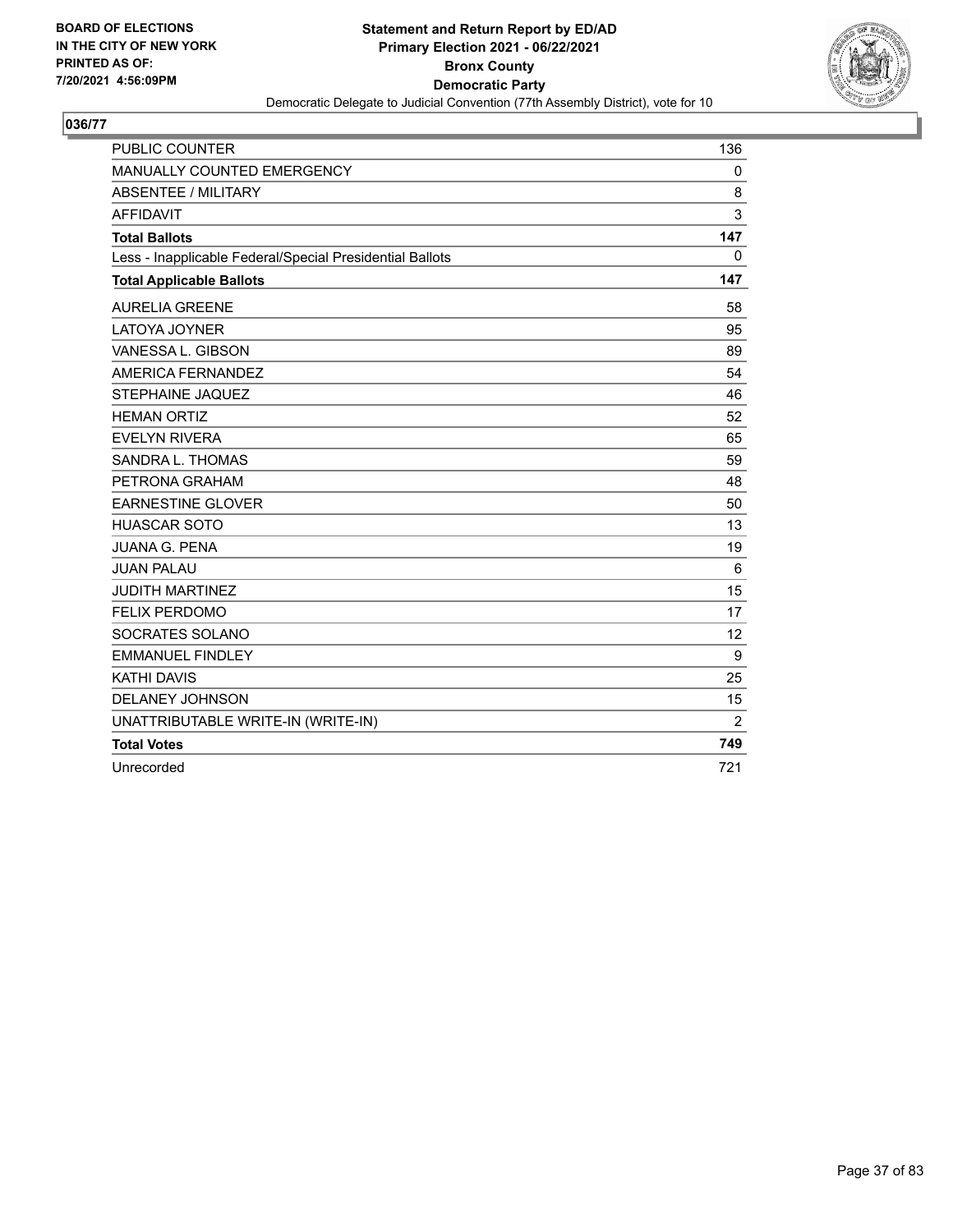BOARD OF ELECTIONS
IN THE CITY OF NEW YORK
PRINTED AS OF:
7/20/2021 4:56:09PM

**Statement and Return Report by ED/AD**
**Primary Election 2021 - 06/22/2021**
**Bronx County**
**Democratic Party**
Democratic Delegate to Judicial Convention (77th Assembly District), vote for 10

## 036/77

| | |
|---|---|
| PUBLIC COUNTER | 136 |
| MANUALLY COUNTED EMERGENCY | 0 |
| ABSENTEE / MILITARY | 8 |
| AFFIDAVIT | 3 |
| **Total Ballots** | **147** |
| Less - Inapplicable Federal/Special Presidential Ballots | 0 |
| **Total Applicable Ballots** | **147** |
| AURELIA GREENE | 58 |
| LATOYA JOYNER | 95 |
| VANESSA L. GIBSON | 89 |
| AMERICA FERNANDEZ | 54 |
| STEPHAINE JAQUEZ | 46 |
| HEMAN ORTIZ | 52 |
| EVELYN RIVERA | 65 |
| SANDRA L. THOMAS | 59 |
| PETRONA GRAHAM | 48 |
| EARNESTINE GLOVER | 50 |
| HUASCAR SOTO | 13 |
| JUANA G. PENA | 19 |
| JUAN PALAU | 6 |
| JUDITH MARTINEZ | 15 |
| FELIX PERDOMO | 17 |
| SOCRATES SOLANO | 12 |
| EMMANUEL FINDLEY | 9 |
| KATHI DAVIS | 25 |
| DELANEY JOHNSON | 15 |
| UNATTRIBUTABLE WRITE-IN (WRITE-IN) | 2 |
| **Total Votes** | **749** |
| Unrecorded | 721 |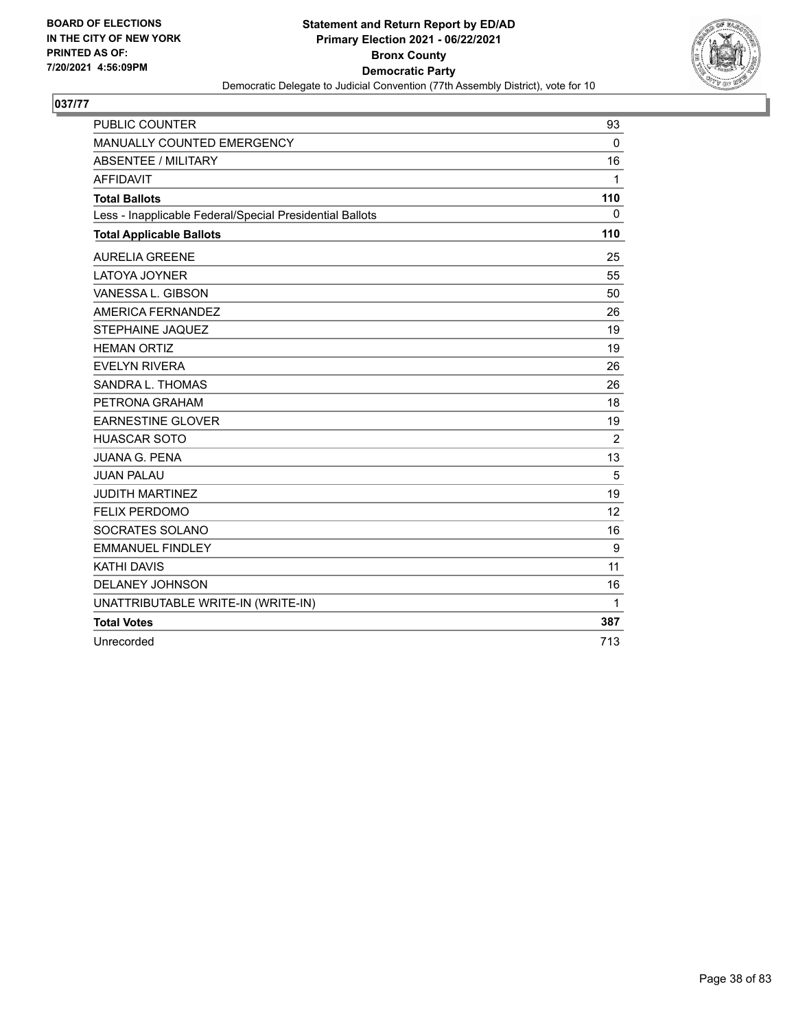BOARD OF ELECTIONS
IN THE CITY OF NEW YORK
PRINTED AS OF:
7/20/2021 4:56:09PM

**Statement and Return Report by ED/AD**
**Primary Election 2021 - 06/22/2021**
**Bronx County**
**Democratic Party**
Democratic Delegate to Judicial Convention (77th Assembly District), vote for 10

## 037/77

| | |
|---|---|
| PUBLIC COUNTER | 93 |
| MANUALLY COUNTED EMERGENCY | 0 |
| ABSENTEE / MILITARY | 16 |
| AFFIDAVIT | 1 |
| **Total Ballots** | **110** |
| Less - Inapplicable Federal/Special Presidential Ballots | 0 |
| **Total Applicable Ballots** | **110** |
| AURELIA GREENE | 25 |
| LATOYA JOYNER | 55 |
| VANESSA L. GIBSON | 50 |
| AMERICA FERNANDEZ | 26 |
| STEPHAINE JAQUEZ | 19 |
| HEMAN ORTIZ | 19 |
| EVELYN RIVERA | 26 |
| SANDRA L. THOMAS | 26 |
| PETRONA GRAHAM | 18 |
| EARNESTINE GLOVER | 19 |
| HUASCAR SOTO | 2 |
| JUANA G. PENA | 13 |
| JUAN PALAU | 5 |
| JUDITH MARTINEZ | 19 |
| FELIX PERDOMO | 12 |
| SOCRATES SOLANO | 16 |
| EMMANUEL FINDLEY | 9 |
| KATHI DAVIS | 11 |
| DELANEY JOHNSON | 16 |
| UNATTRIBUTABLE WRITE-IN (WRITE-IN) | 1 |
| **Total Votes** | **387** |
| Unrecorded | 713 |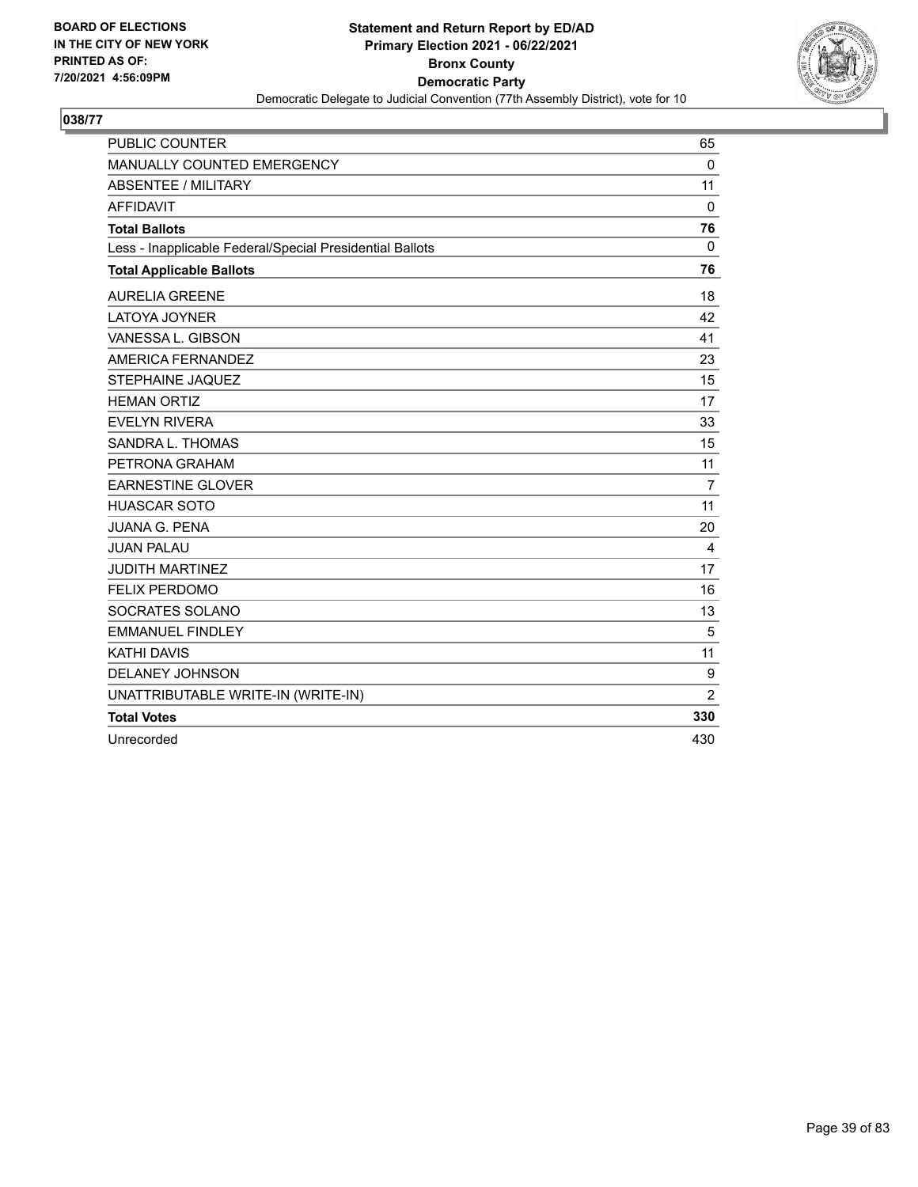BOARD OF ELECTIONS
IN THE CITY OF NEW YORK
PRINTED AS OF:
7/20/2021 4:56:09PM

**Statement and Return Report by ED/AD**
**Primary Election 2021 - 06/22/2021**
**Bronx County**
**Democratic Party**
Democratic Delegate to Judicial Convention (77th Assembly District), vote for 10

## 038/77

| | |
|---|---|
| PUBLIC COUNTER | 65 |
| MANUALLY COUNTED EMERGENCY | 0 |
| ABSENTEE / MILITARY | 11 |
| AFFIDAVIT | 0 |
| **Total Ballots** | **76** |
| Less - Inapplicable Federal/Special Presidential Ballots | 0 |
| **Total Applicable Ballots** | **76** |
| AURELIA GREENE | 18 |
| LATOYA JOYNER | 42 |
| VANESSA L. GIBSON | 41 |
| AMERICA FERNANDEZ | 23 |
| STEPHAINE JAQUEZ | 15 |
| HEMAN ORTIZ | 17 |
| EVELYN RIVERA | 33 |
| SANDRA L. THOMAS | 15 |
| PETRONA GRAHAM | 11 |
| EARNESTINE GLOVER | 7 |
| HUASCAR SOTO | 11 |
| JUANA G. PENA | 20 |
| JUAN PALAU | 4 |
| JUDITH MARTINEZ | 17 |
| FELIX PERDOMO | 16 |
| SOCRATES SOLANO | 13 |
| EMMANUEL FINDLEY | 5 |
| KATHI DAVIS | 11 |
| DELANEY JOHNSON | 9 |
| UNATTRIBUTABLE WRITE-IN (WRITE-IN) | 2 |
| **Total Votes** | **330** |
| Unrecorded | 430 |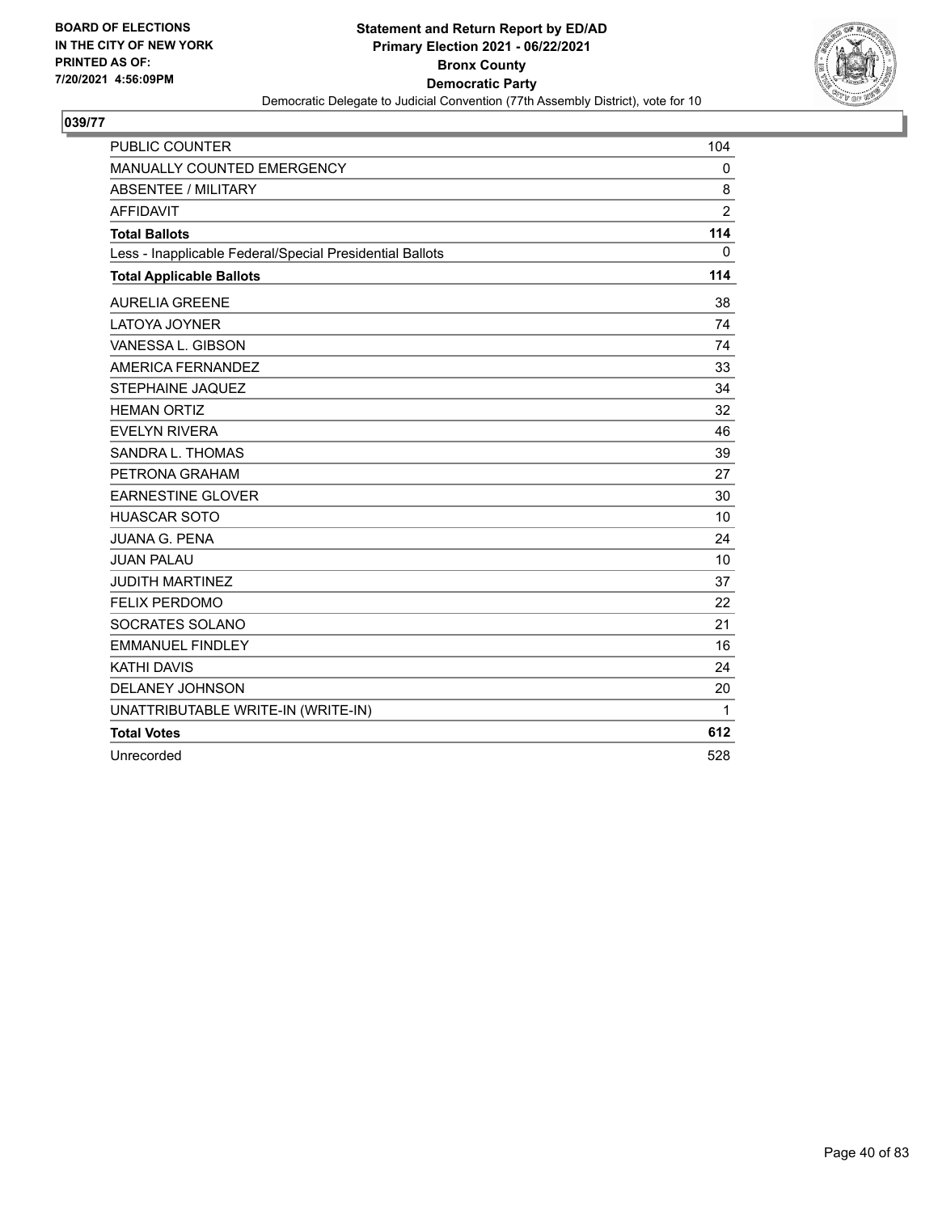BOARD OF ELECTIONS
IN THE CITY OF NEW YORK
PRINTED AS OF:
7/20/2021 4:56:09PM

**Statement and Return Report by ED/AD**
**Primary Election 2021 - 06/22/2021**
**Bronx County**
**Democratic Party**
Democratic Delegate to Judicial Convention (77th Assembly District), vote for 10

## 039/77

| | |
|---|---|
| PUBLIC COUNTER | 104 |
| MANUALLY COUNTED EMERGENCY | 0 |
| ABSENTEE / MILITARY | 8 |
| AFFIDAVIT | 2 |
| **Total Ballots** | **114** |
| Less - Inapplicable Federal/Special Presidential Ballots | 0 |
| **Total Applicable Ballots** | **114** |
| AURELIA GREENE | 38 |
| LATOYA JOYNER | 74 |
| VANESSA L. GIBSON | 74 |
| AMERICA FERNANDEZ | 33 |
| STEPHAINE JAQUEZ | 34 |
| HEMAN ORTIZ | 32 |
| EVELYN RIVERA | 46 |
| SANDRA L. THOMAS | 39 |
| PETRONA GRAHAM | 27 |
| EARNESTINE GLOVER | 30 |
| HUASCAR SOTO | 10 |
| JUANA G. PENA | 24 |
| JUAN PALAU | 10 |
| JUDITH MARTINEZ | 37 |
| FELIX PERDOMO | 22 |
| SOCRATES SOLANO | 21 |
| EMMANUEL FINDLEY | 16 |
| KATHI DAVIS | 24 |
| DELANEY JOHNSON | 20 |
| UNATTRIBUTABLE WRITE-IN (WRITE-IN) | 1 |
| **Total Votes** | **612** |
| Unrecorded | 528 |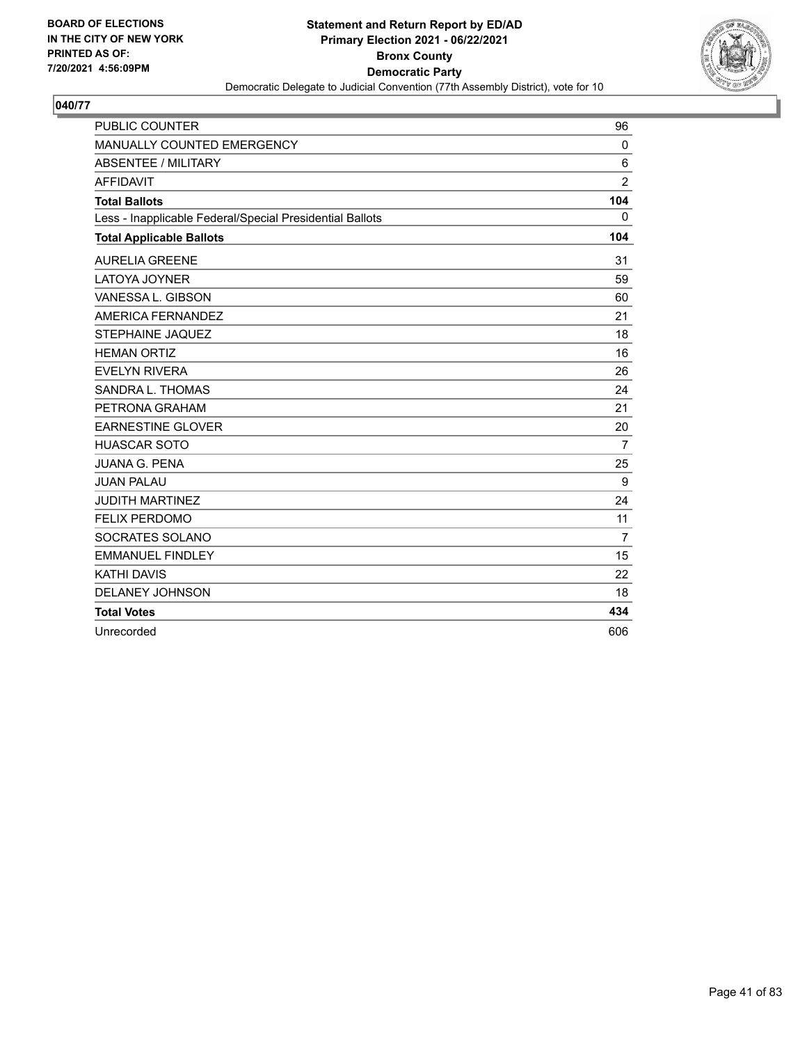BOARD OF ELECTIONS
IN THE CITY OF NEW YORK
PRINTED AS OF:
7/20/2021 4:56:09PM

**Statement and Return Report by ED/AD**
**Primary Election 2021 - 06/22/2021**
**Bronx County**
**Democratic Party**
Democratic Delegate to Judicial Convention (77th Assembly District), vote for 10

**040/77**

| | |
|---|---|
| PUBLIC COUNTER | 96 |
| MANUALLY COUNTED EMERGENCY | 0 |
| ABSENTEE / MILITARY | 6 |
| AFFIDAVIT | 2 |
| **Total Ballots** | **104** |
| Less - Inapplicable Federal/Special Presidential Ballots | 0 |
| **Total Applicable Ballots** | **104** |
| AURELIA GREENE | 31 |
| LATOYA JOYNER | 59 |
| VANESSA L. GIBSON | 60 |
| AMERICA FERNANDEZ | 21 |
| STEPHAINE JAQUEZ | 18 |
| HEMAN ORTIZ | 16 |
| EVELYN RIVERA | 26 |
| SANDRA L. THOMAS | 24 |
| PETRONA GRAHAM | 21 |
| EARNESTINE GLOVER | 20 |
| HUASCAR SOTO | 7 |
| JUANA G. PENA | 25 |
| JUAN PALAU | 9 |
| JUDITH MARTINEZ | 24 |
| FELIX PERDOMO | 11 |
| SOCRATES SOLANO | 7 |
| EMMANUEL FINDLEY | 15 |
| KATHI DAVIS | 22 |
| DELANEY JOHNSON | 18 |
| **Total Votes** | **434** |
| Unrecorded | 606 |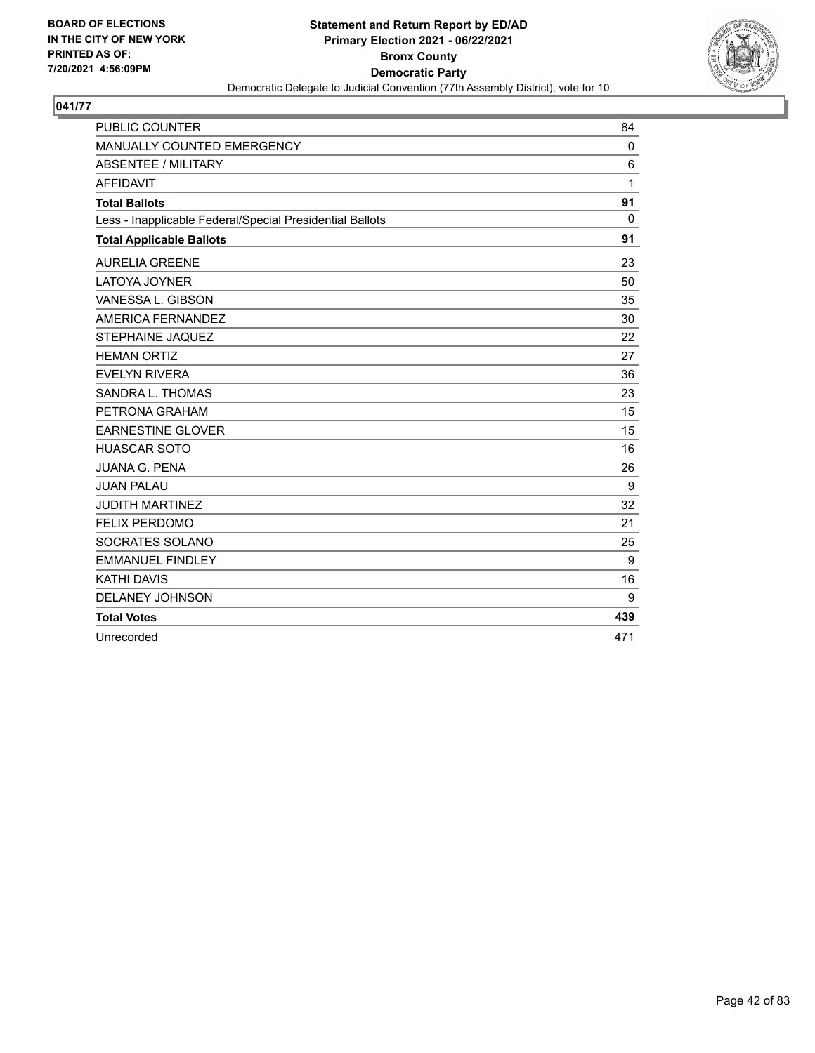BOARD OF ELECTIONS
IN THE CITY OF NEW YORK
PRINTED AS OF:
7/20/2021 4:56:09PM

**Statement and Return Report by ED/AD**
**Primary Election 2021 - 06/22/2021**
**Bronx County**
**Democratic Party**
Democratic Delegate to Judicial Convention (77th Assembly District), vote for 10

## 041/77

| | |
|---|---|
| PUBLIC COUNTER | 84 |
| MANUALLY COUNTED EMERGENCY | 0 |
| ABSENTEE / MILITARY | 6 |
| AFFIDAVIT | 1 |
| **Total Ballots** | **91** |
| Less - Inapplicable Federal/Special Presidential Ballots | 0 |
| **Total Applicable Ballots** | **91** |
| AURELIA GREENE | 23 |
| LATOYA JOYNER | 50 |
| VANESSA L. GIBSON | 35 |
| AMERICA FERNANDEZ | 30 |
| STEPHAINE JAQUEZ | 22 |
| HEMAN ORTIZ | 27 |
| EVELYN RIVERA | 36 |
| SANDRA L. THOMAS | 23 |
| PETRONA GRAHAM | 15 |
| EARNESTINE GLOVER | 15 |
| HUASCAR SOTO | 16 |
| JUANA G. PENA | 26 |
| JUAN PALAU | 9 |
| JUDITH MARTINEZ | 32 |
| FELIX PERDOMO | 21 |
| SOCRATES SOLANO | 25 |
| EMMANUEL FINDLEY | 9 |
| KATHI DAVIS | 16 |
| DELANEY JOHNSON | 9 |
| **Total Votes** | **439** |
| Unrecorded | 471 |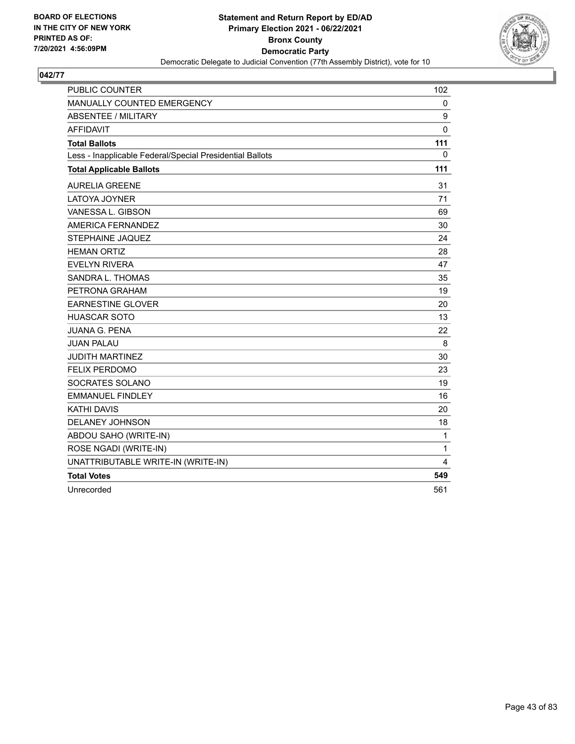BOARD OF ELECTIONS
IN THE CITY OF NEW YORK
PRINTED AS OF:
7/20/2021 4:56:09PM

**Statement and Return Report by ED/AD**
**Primary Election 2021 - 06/22/2021**
**Bronx County**
**Democratic Party**
Democratic Delegate to Judicial Convention (77th Assembly District), vote for 10

## 042/77

| | |
|---|---|
| PUBLIC COUNTER | 102 |
| MANUALLY COUNTED EMERGENCY | 0 |
| ABSENTEE / MILITARY | 9 |
| AFFIDAVIT | 0 |
| **Total Ballots** | **111** |
| Less - Inapplicable Federal/Special Presidential Ballots | 0 |
| **Total Applicable Ballots** | **111** |
| AURELIA GREENE | 31 |
| LATOYA JOYNER | 71 |
| VANESSA L. GIBSON | 69 |
| AMERICA FERNANDEZ | 30 |
| STEPHAINE JAQUEZ | 24 |
| HEMAN ORTIZ | 28 |
| EVELYN RIVERA | 47 |
| SANDRA L. THOMAS | 35 |
| PETRONA GRAHAM | 19 |
| EARNESTINE GLOVER | 20 |
| HUASCAR SOTO | 13 |
| JUANA G. PENA | 22 |
| JUAN PALAU | 8 |
| JUDITH MARTINEZ | 30 |
| FELIX PERDOMO | 23 |
| SOCRATES SOLANO | 19 |
| EMMANUEL FINDLEY | 16 |
| KATHI DAVIS | 20 |
| DELANEY JOHNSON | 18 |
| ABDOU SAHO (WRITE-IN) | 1 |
| ROSE NGADI (WRITE-IN) | 1 |
| UNATTRIBUTABLE WRITE-IN (WRITE-IN) | 4 |
| **Total Votes** | **549** |
| Unrecorded | 561 |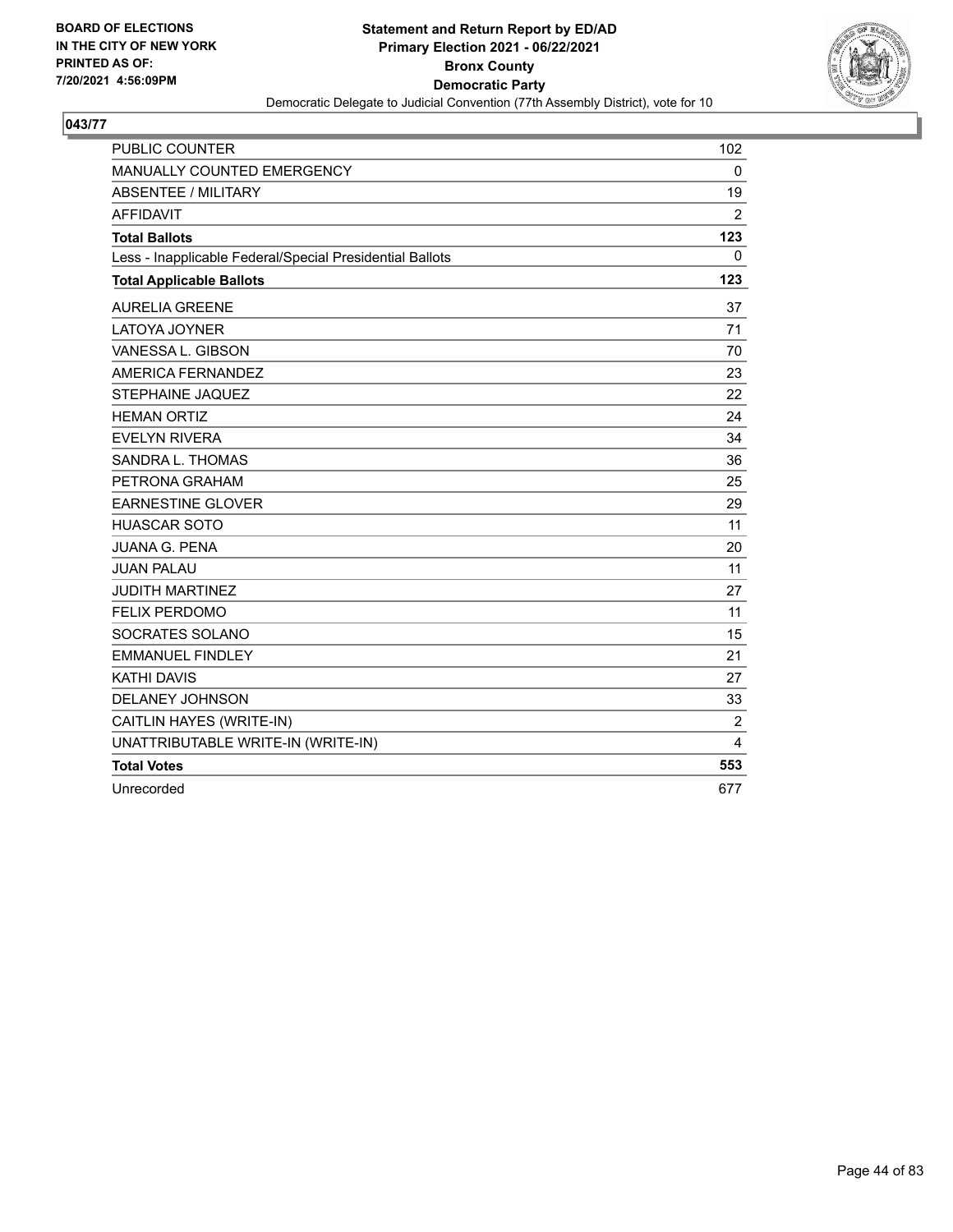BOARD OF ELECTIONS
IN THE CITY OF NEW YORK
PRINTED AS OF:
7/20/2021 4:56:09PM

**Statement and Return Report by ED/AD**
**Primary Election 2021 - 06/22/2021**
**Bronx County**
**Democratic Party**
Democratic Delegate to Judicial Convention (77th Assembly District), vote for 10

**043/77**

| | |
|---|---|
| PUBLIC COUNTER | 102 |
| MANUALLY COUNTED EMERGENCY | 0 |
| ABSENTEE / MILITARY | 19 |
| AFFIDAVIT | 2 |
| **Total Ballots** | **123** |
| Less - Inapplicable Federal/Special Presidential Ballots | 0 |
| **Total Applicable Ballots** | **123** |
| AURELIA GREENE | 37 |
| LATOYA JOYNER | 71 |
| VANESSA L. GIBSON | 70 |
| AMERICA FERNANDEZ | 23 |
| STEPHAINE JAQUEZ | 22 |
| HEMAN ORTIZ | 24 |
| EVELYN RIVERA | 34 |
| SANDRA L. THOMAS | 36 |
| PETRONA GRAHAM | 25 |
| EARNESTINE GLOVER | 29 |
| HUASCAR SOTO | 11 |
| JUANA G. PENA | 20 |
| JUAN PALAU | 11 |
| JUDITH MARTINEZ | 27 |
| FELIX PERDOMO | 11 |
| SOCRATES SOLANO | 15 |
| EMMANUEL FINDLEY | 21 |
| KATHI DAVIS | 27 |
| DELANEY JOHNSON | 33 |
| CAITLIN HAYES (WRITE-IN) | 2 |
| UNATTRIBUTABLE WRITE-IN (WRITE-IN) | 4 |
| **Total Votes** | **553** |
| Unrecorded | 677 |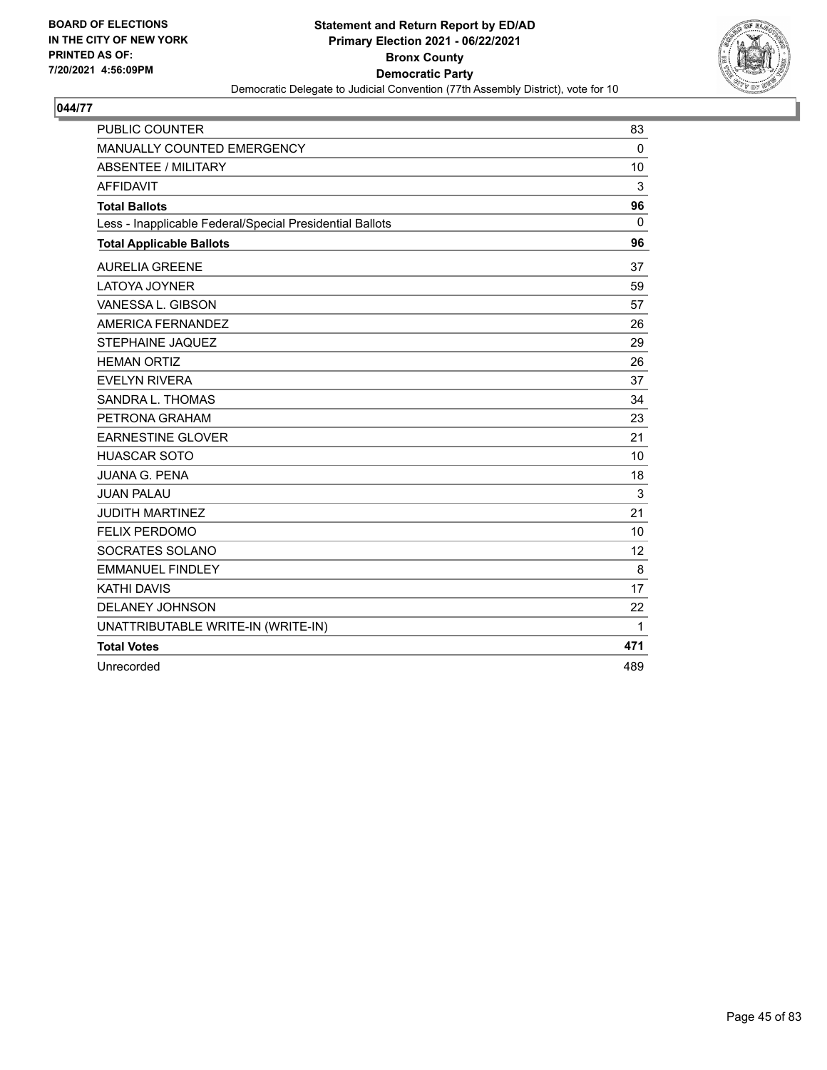BOARD OF ELECTIONS
IN THE CITY OF NEW YORK
PRINTED AS OF:
7/20/2021 4:56:09PM

**Statement and Return Report by ED/AD**
**Primary Election 2021 - 06/22/2021**
**Bronx County**
**Democratic Party**
Democratic Delegate to Judicial Convention (77th Assembly District), vote for 10

**044/77**

| | |
|---|---|
| PUBLIC COUNTER | 83 |
| MANUALLY COUNTED EMERGENCY | 0 |
| ABSENTEE / MILITARY | 10 |
| AFFIDAVIT | 3 |
| **Total Ballots** | **96** |
| Less - Inapplicable Federal/Special Presidential Ballots | 0 |
| **Total Applicable Ballots** | **96** |
| AURELIA GREENE | 37 |
| LATOYA JOYNER | 59 |
| VANESSA L. GIBSON | 57 |
| AMERICA FERNANDEZ | 26 |
| STEPHAINE JAQUEZ | 29 |
| HEMAN ORTIZ | 26 |
| EVELYN RIVERA | 37 |
| SANDRA L. THOMAS | 34 |
| PETRONA GRAHAM | 23 |
| EARNESTINE GLOVER | 21 |
| HUASCAR SOTO | 10 |
| JUANA G. PENA | 18 |
| JUAN PALAU | 3 |
| JUDITH MARTINEZ | 21 |
| FELIX PERDOMO | 10 |
| SOCRATES SOLANO | 12 |
| EMMANUEL FINDLEY | 8 |
| KATHI DAVIS | 17 |
| DELANEY JOHNSON | 22 |
| UNATTRIBUTABLE WRITE-IN (WRITE-IN) | 1 |
| **Total Votes** | **471** |
| Unrecorded | 489 |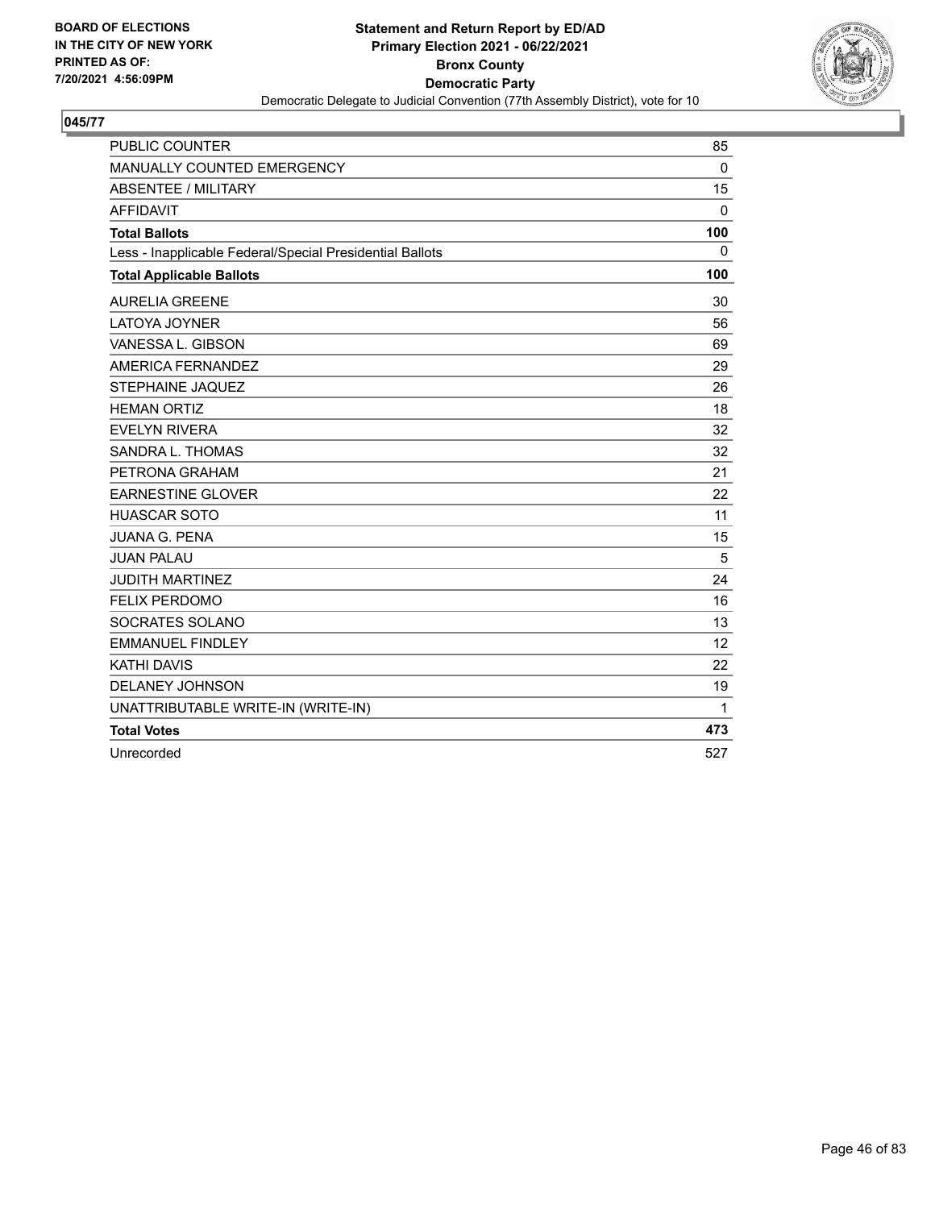**BOARD OF ELECTIONS IN THE CITY OF NEW YORK PRINTED AS OF: 7/20/2021 4:56:09PM**

**Statement and Return Report by ED/AD**
**Primary Election 2021 - 06/22/2021**
**Bronx County**
**Democratic Party**
Democratic Delegate to Judicial Convention (77th Assembly District), vote for 10

**045/77**

| | |
|---|---|
| PUBLIC COUNTER | 85 |
| MANUALLY COUNTED EMERGENCY | 0 |
| ABSENTEE / MILITARY | 15 |
| AFFIDAVIT | 0 |
| **Total Ballots** | **100** |
| Less - Inapplicable Federal/Special Presidential Ballots | 0 |
| **Total Applicable Ballots** | **100** |
| AURELIA GREENE | 30 |
| LATOYA JOYNER | 56 |
| VANESSA L. GIBSON | 69 |
| AMERICA FERNANDEZ | 29 |
| STEPHAINE JAQUEZ | 26 |
| HEMAN ORTIZ | 18 |
| EVELYN RIVERA | 32 |
| SANDRA L. THOMAS | 32 |
| PETRONA GRAHAM | 21 |
| EARNESTINE GLOVER | 22 |
| HUASCAR SOTO | 11 |
| JUANA G. PENA | 15 |
| JUAN PALAU | 5 |
| JUDITH MARTINEZ | 24 |
| FELIX PERDOMO | 16 |
| SOCRATES SOLANO | 13 |
| EMMANUEL FINDLEY | 12 |
| KATHI DAVIS | 22 |
| DELANEY JOHNSON | 19 |
| UNATTRIBUTABLE WRITE-IN (WRITE-IN) | 1 |
| **Total Votes** | **473** |
| Unrecorded | 527 |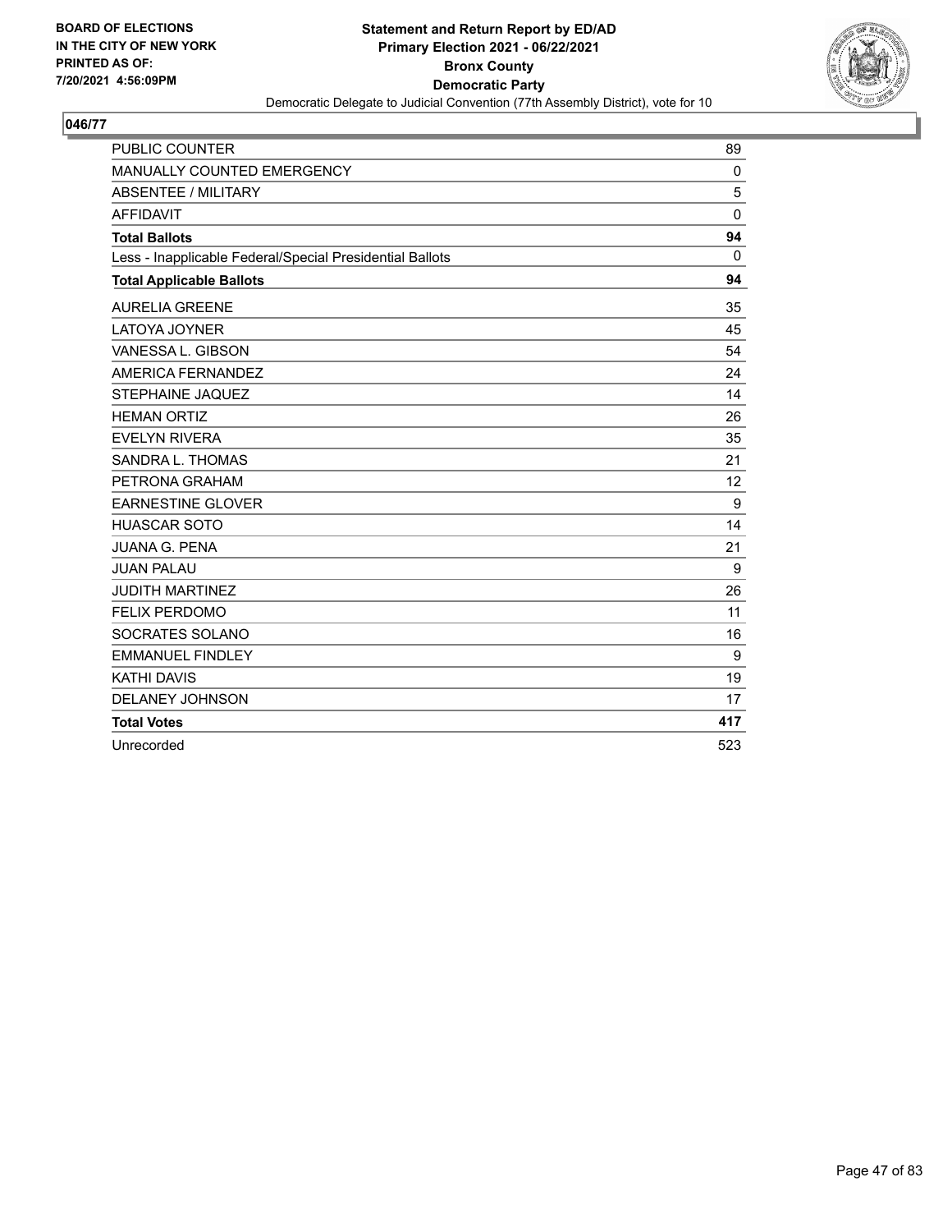**BOARD OF ELECTIONS IN THE CITY OF NEW YORK PRINTED AS OF: 7/20/2021 4:56:09PM**

**Statement and Return Report by ED/AD**
**Primary Election 2021 - 06/22/2021**
**Bronx County**
**Democratic Party**
Democratic Delegate to Judicial Convention (77th Assembly District), vote for 10

## 046/77

| | |
|---|---|
| PUBLIC COUNTER | 89 |
| MANUALLY COUNTED EMERGENCY | 0 |
| ABSENTEE / MILITARY | 5 |
| AFFIDAVIT | 0 |
| **Total Ballots** | **94** |
| Less - Inapplicable Federal/Special Presidential Ballots | 0 |
| **Total Applicable Ballots** | **94** |
| AURELIA GREENE | 35 |
| LATOYA JOYNER | 45 |
| VANESSA L. GIBSON | 54 |
| AMERICA FERNANDEZ | 24 |
| STEPHAINE JAQUEZ | 14 |
| HEMAN ORTIZ | 26 |
| EVELYN RIVERA | 35 |
| SANDRA L. THOMAS | 21 |
| PETRONA GRAHAM | 12 |
| EARNESTINE GLOVER | 9 |
| HUASCAR SOTO | 14 |
| JUANA G. PENA | 21 |
| JUAN PALAU | 9 |
| JUDITH MARTINEZ | 26 |
| FELIX PERDOMO | 11 |
| SOCRATES SOLANO | 16 |
| EMMANUEL FINDLEY | 9 |
| KATHI DAVIS | 19 |
| DELANEY JOHNSON | 17 |
| **Total Votes** | **417** |
| Unrecorded | 523 |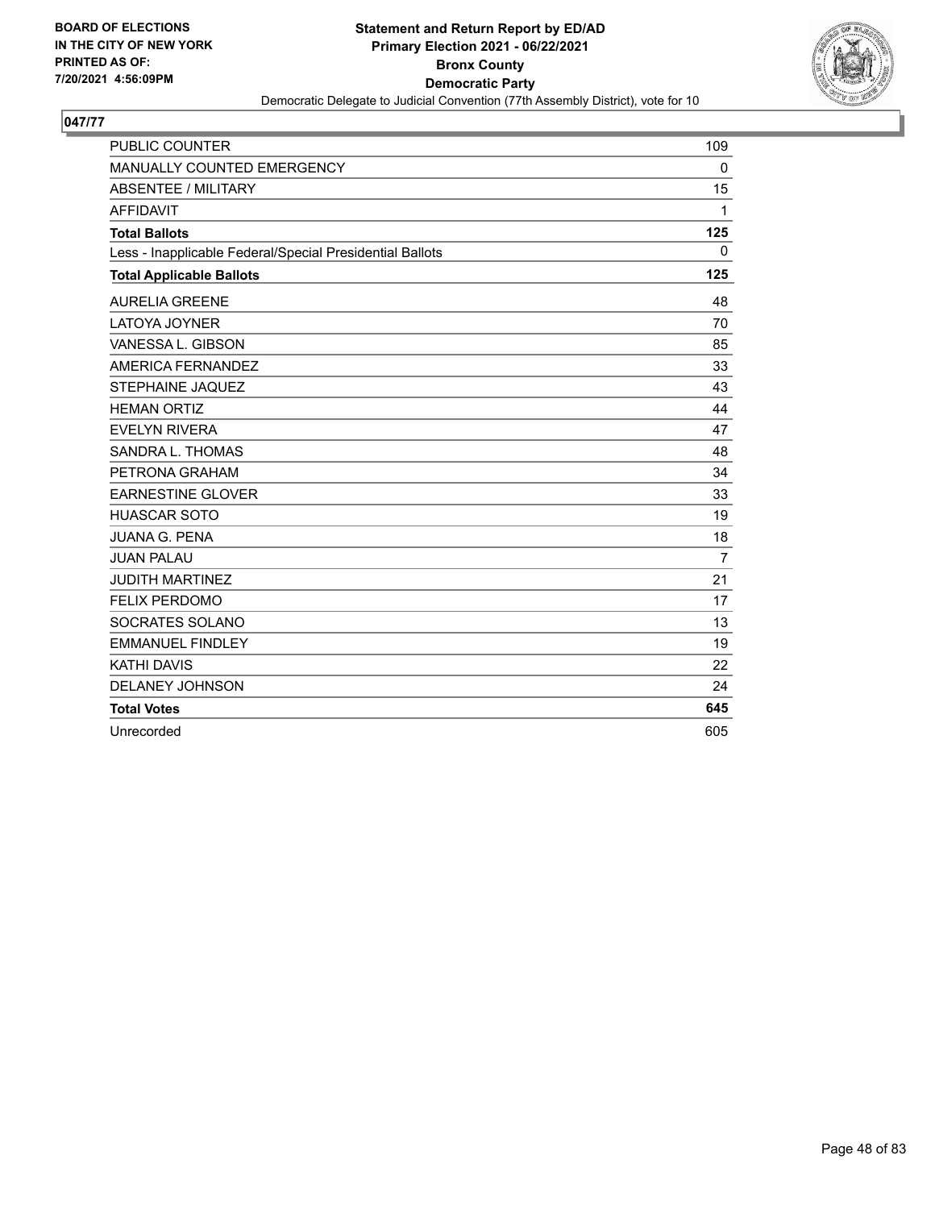**BOARD OF ELECTIONS**
**IN THE CITY OF NEW YORK**
**PRINTED AS OF:**
**7/20/2021 4:56:09PM**

**Statement and Return Report by ED/AD**
**Primary Election 2021 - 06/22/2021**
**Bronx County**
**Democratic Party**
Democratic Delegate to Judicial Convention (77th Assembly District), vote for 10

## 047/77

| | |
|---|---|
| PUBLIC COUNTER | 109 |
| MANUALLY COUNTED EMERGENCY | 0 |
| ABSENTEE / MILITARY | 15 |
| AFFIDAVIT | 1 |
| **Total Ballots** | **125** |
| Less - Inapplicable Federal/Special Presidential Ballots | 0 |
| **Total Applicable Ballots** | **125** |
| AURELIA GREENE | 48 |
| LATOYA JOYNER | 70 |
| VANESSA L. GIBSON | 85 |
| AMERICA FERNANDEZ | 33 |
| STEPHAINE JAQUEZ | 43 |
| HEMAN ORTIZ | 44 |
| EVELYN RIVERA | 47 |
| SANDRA L. THOMAS | 48 |
| PETRONA GRAHAM | 34 |
| EARNESTINE GLOVER | 33 |
| HUASCAR SOTO | 19 |
| JUANA G. PENA | 18 |
| JUAN PALAU | 7 |
| JUDITH MARTINEZ | 21 |
| FELIX PERDOMO | 17 |
| SOCRATES SOLANO | 13 |
| EMMANUEL FINDLEY | 19 |
| KATHI DAVIS | 22 |
| DELANEY JOHNSON | 24 |
| **Total Votes** | **645** |
| Unrecorded | 605 |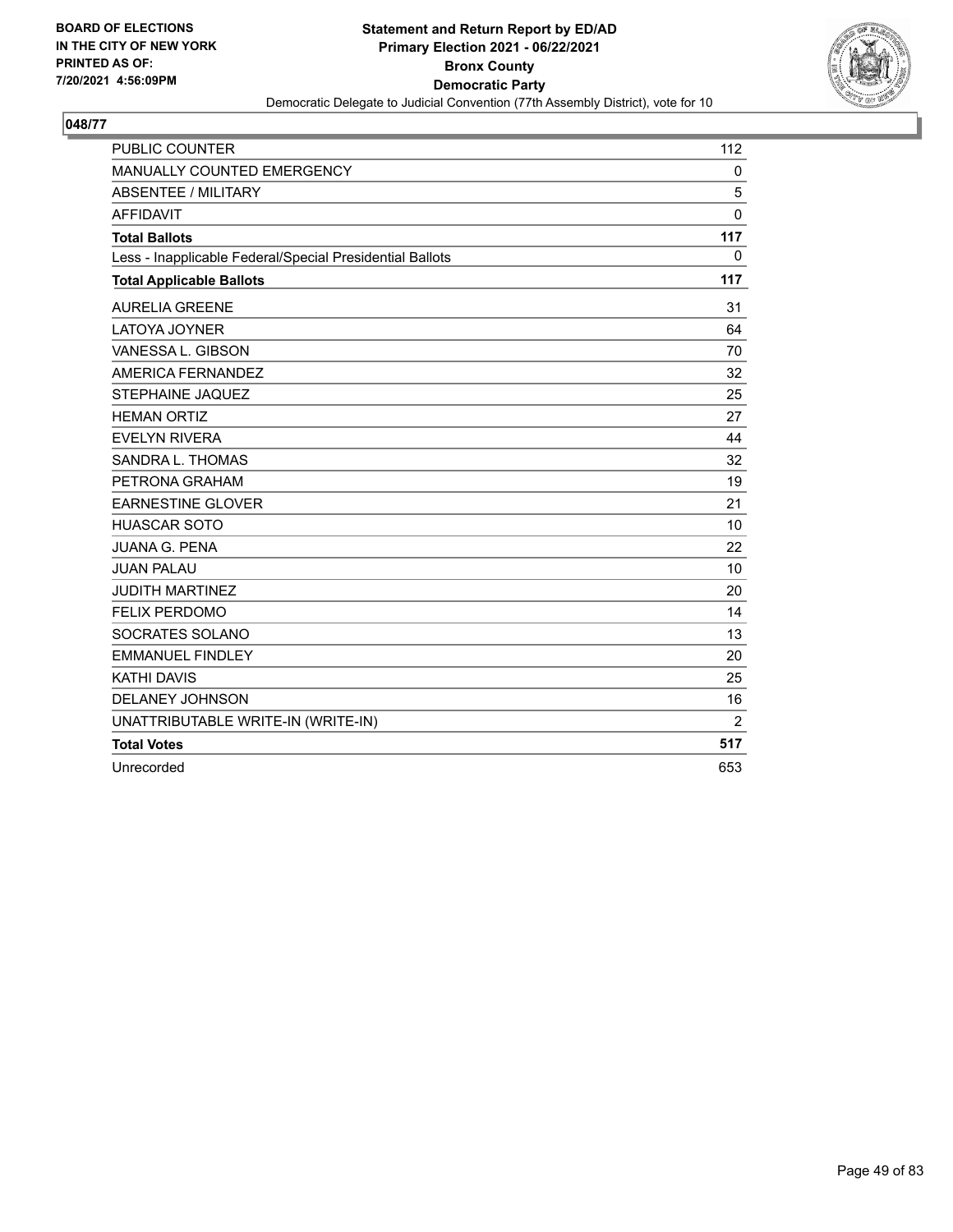BOARD OF ELECTIONS
IN THE CITY OF NEW YORK
PRINTED AS OF:
7/20/2021 4:56:09PM

**Statement and Return Report by ED/AD**
**Primary Election 2021 - 06/22/2021**
**Bronx County**
**Democratic Party**
Democratic Delegate to Judicial Convention (77th Assembly District), vote for 10

## 048/77

| | |
|---|---|
| PUBLIC COUNTER | 112 |
| MANUALLY COUNTED EMERGENCY | 0 |
| ABSENTEE / MILITARY | 5 |
| AFFIDAVIT | 0 |
| **Total Ballots** | **117** |
| Less - Inapplicable Federal/Special Presidential Ballots | 0 |
| **Total Applicable Ballots** | **117** |
| AURELIA GREENE | 31 |
| LATOYA JOYNER | 64 |
| VANESSA L. GIBSON | 70 |
| AMERICA FERNANDEZ | 32 |
| STEPHAINE JAQUEZ | 25 |
| HEMAN ORTIZ | 27 |
| EVELYN RIVERA | 44 |
| SANDRA L. THOMAS | 32 |
| PETRONA GRAHAM | 19 |
| EARNESTINE GLOVER | 21 |
| HUASCAR SOTO | 10 |
| JUANA G. PENA | 22 |
| JUAN PALAU | 10 |
| JUDITH MARTINEZ | 20 |
| FELIX PERDOMO | 14 |
| SOCRATES SOLANO | 13 |
| EMMANUEL FINDLEY | 20 |
| KATHI DAVIS | 25 |
| DELANEY JOHNSON | 16 |
| UNATTRIBUTABLE WRITE-IN (WRITE-IN) | 2 |
| **Total Votes** | **517** |
| Unrecorded | 653 |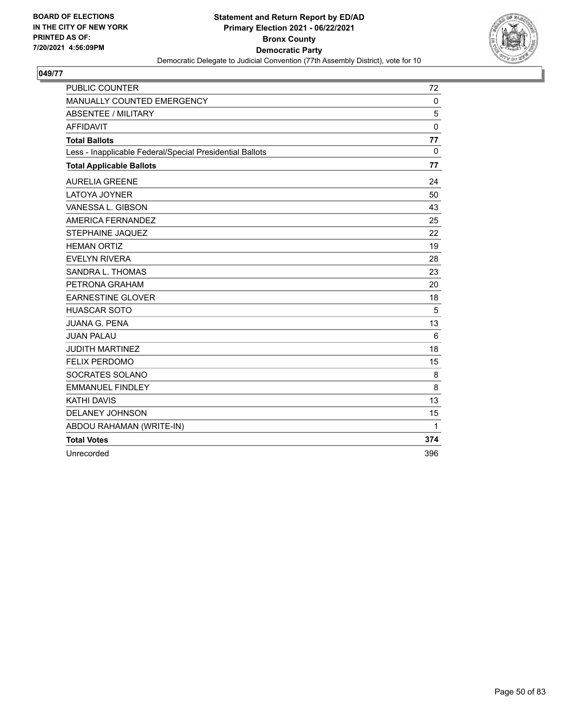BOARD OF ELECTIONS
IN THE CITY OF NEW YORK
PRINTED AS OF:
7/20/2021 4:56:09PM

**Statement and Return Report by ED/AD**
**Primary Election 2021 - 06/22/2021**
**Bronx County**
**Democratic Party**
Democratic Delegate to Judicial Convention (77th Assembly District), vote for 10

## 049/77

| | |
|---|---|
| PUBLIC COUNTER | 72 |
| MANUALLY COUNTED EMERGENCY | 0 |
| ABSENTEE / MILITARY | 5 |
| AFFIDAVIT | 0 |
| **Total Ballots** | **77** |
| Less - Inapplicable Federal/Special Presidential Ballots | 0 |
| **Total Applicable Ballots** | **77** |
| AURELIA GREENE | 24 |
| LATOYA JOYNER | 50 |
| VANESSA L. GIBSON | 43 |
| AMERICA FERNANDEZ | 25 |
| STEPHAINE JAQUEZ | 22 |
| HEMAN ORTIZ | 19 |
| EVELYN RIVERA | 28 |
| SANDRA L. THOMAS | 23 |
| PETRONA GRAHAM | 20 |
| EARNESTINE GLOVER | 18 |
| HUASCAR SOTO | 5 |
| JUANA G. PENA | 13 |
| JUAN PALAU | 6 |
| JUDITH MARTINEZ | 18 |
| FELIX PERDOMO | 15 |
| SOCRATES SOLANO | 8 |
| EMMANUEL FINDLEY | 8 |
| KATHI DAVIS | 13 |
| DELANEY JOHNSON | 15 |
| ABDOU RAHAMAN (WRITE-IN) | 1 |
| **Total Votes** | **374** |
| Unrecorded | 396 |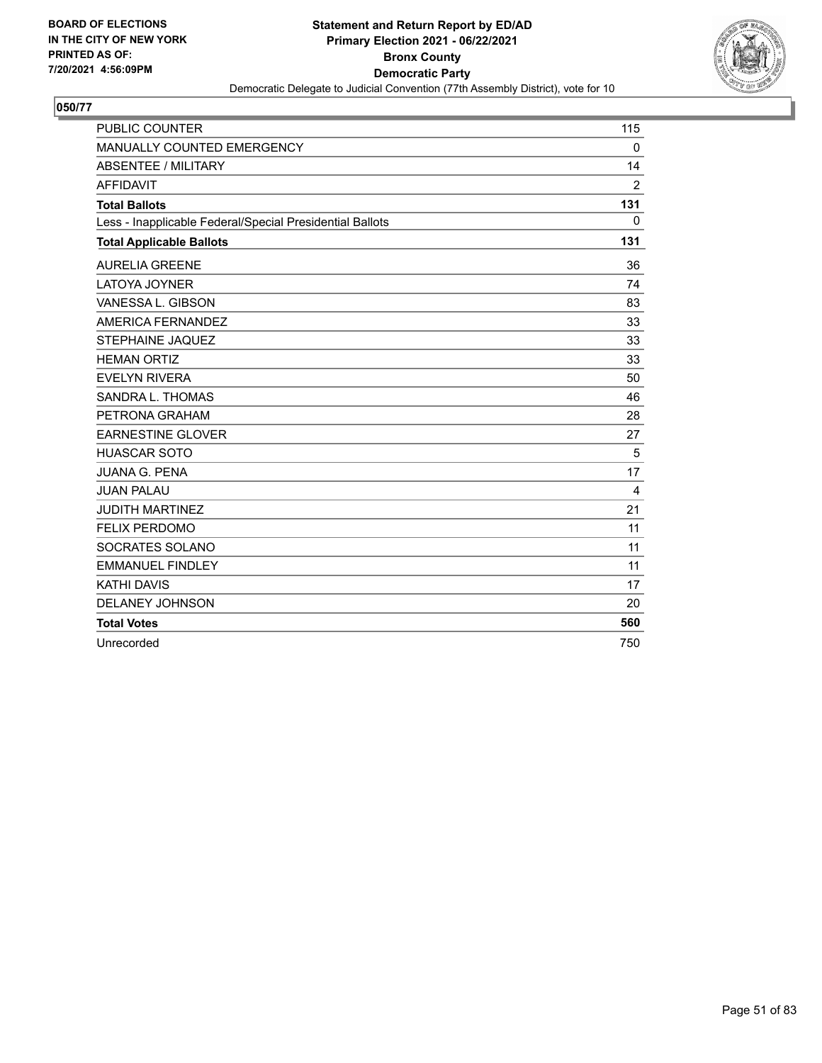BOARD OF ELECTIONS
IN THE CITY OF NEW YORK
PRINTED AS OF:
7/20/2021 4:56:09PM

**Statement and Return Report by ED/AD**
**Primary Election 2021 - 06/22/2021**
**Bronx County**
**Democratic Party**
Democratic Delegate to Judicial Convention (77th Assembly District), vote for 10

## 050/77

| | |
|---|---|
| PUBLIC COUNTER | 115 |
| MANUALLY COUNTED EMERGENCY | 0 |
| ABSENTEE / MILITARY | 14 |
| AFFIDAVIT | 2 |
| **Total Ballots** | **131** |
| Less - Inapplicable Federal/Special Presidential Ballots | 0 |
| **Total Applicable Ballots** | **131** |
| AURELIA GREENE | 36 |
| LATOYA JOYNER | 74 |
| VANESSA L. GIBSON | 83 |
| AMERICA FERNANDEZ | 33 |
| STEPHAINE JAQUEZ | 33 |
| HEMAN ORTIZ | 33 |
| EVELYN RIVERA | 50 |
| SANDRA L. THOMAS | 46 |
| PETRONA GRAHAM | 28 |
| EARNESTINE GLOVER | 27 |
| HUASCAR SOTO | 5 |
| JUANA G. PENA | 17 |
| JUAN PALAU | 4 |
| JUDITH MARTINEZ | 21 |
| FELIX PERDOMO | 11 |
| SOCRATES SOLANO | 11 |
| EMMANUEL FINDLEY | 11 |
| KATHI DAVIS | 17 |
| DELANEY JOHNSON | 20 |
| **Total Votes** | **560** |
| Unrecorded | 750 |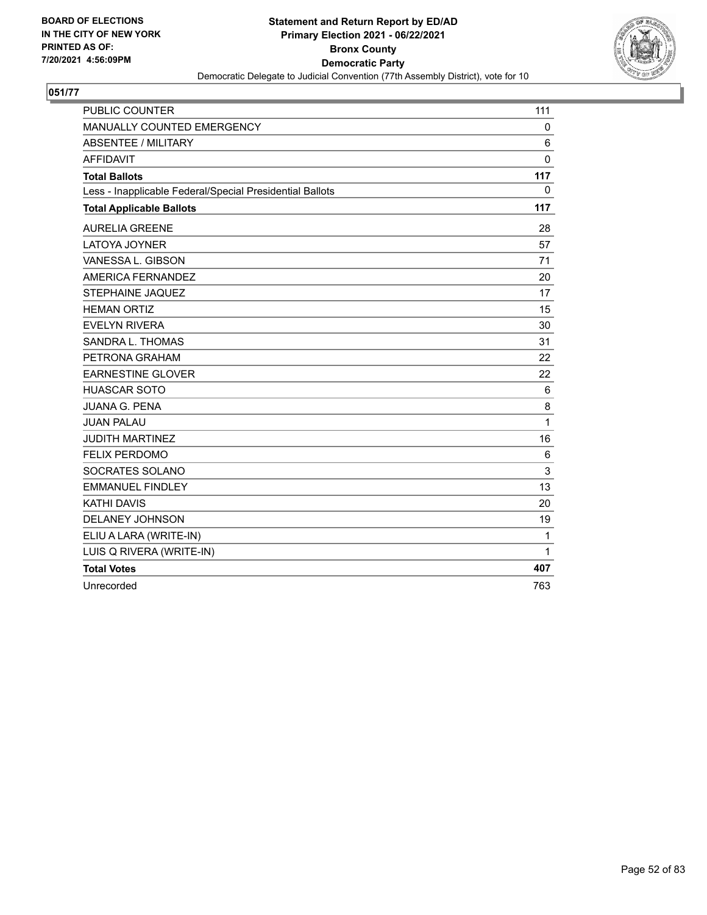**BOARD OF ELECTIONS IN THE CITY OF NEW YORK PRINTED AS OF: 7/20/2021 4:56:09PM**

**Statement and Return Report by ED/AD**
**Primary Election 2021 - 06/22/2021**
**Bronx County**
**Democratic Party**
Democratic Delegate to Judicial Convention (77th Assembly District), vote for 10

## 051/77

| | |
|---|---|
| PUBLIC COUNTER | 111 |
| MANUALLY COUNTED EMERGENCY | 0 |
| ABSENTEE / MILITARY | 6 |
| AFFIDAVIT | 0 |
| **Total Ballots** | **117** |
| Less - Inapplicable Federal/Special Presidential Ballots | 0 |
| **Total Applicable Ballots** | **117** |
| AURELIA GREENE | 28 |
| LATOYA JOYNER | 57 |
| VANESSA L. GIBSON | 71 |
| AMERICA FERNANDEZ | 20 |
| STEPHAINE JAQUEZ | 17 |
| HEMAN ORTIZ | 15 |
| EVELYN RIVERA | 30 |
| SANDRA L. THOMAS | 31 |
| PETRONA GRAHAM | 22 |
| EARNESTINE GLOVER | 22 |
| HUASCAR SOTO | 6 |
| JUANA G. PENA | 8 |
| JUAN PALAU | 1 |
| JUDITH MARTINEZ | 16 |
| FELIX PERDOMO | 6 |
| SOCRATES SOLANO | 3 |
| EMMANUEL FINDLEY | 13 |
| KATHI DAVIS | 20 |
| DELANEY JOHNSON | 19 |
| ELIU A LARA (WRITE-IN) | 1 |
| LUIS Q RIVERA (WRITE-IN) | 1 |
| **Total Votes** | **407** |
| Unrecorded | 763 |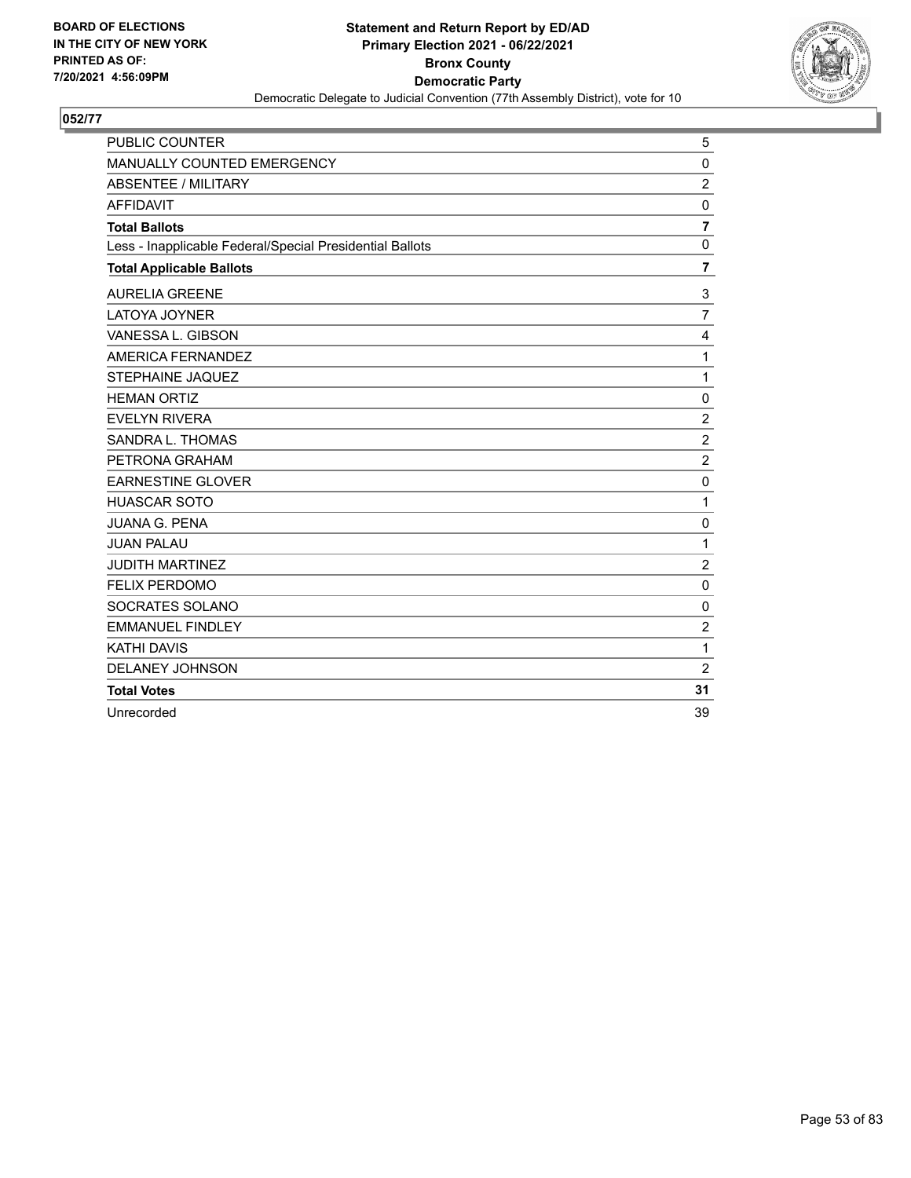BOARD OF ELECTIONS IN THE CITY OF NEW YORK PRINTED AS OF: 7/20/2021 4:56:09PM

**Statement and Return Report by ED/AD**
**Primary Election 2021 - 06/22/2021**
**Bronx County**
**Democratic Party**
Democratic Delegate to Judicial Convention (77th Assembly District), vote for 10

## 052/77

| | |
|---|---|
| PUBLIC COUNTER | 5 |
| MANUALLY COUNTED EMERGENCY | 0 |
| ABSENTEE / MILITARY | 2 |
| AFFIDAVIT | 0 |
| **Total Ballots** | **7** |
| Less - Inapplicable Federal/Special Presidential Ballots | 0 |
| **Total Applicable Ballots** | **7** |
| AURELIA GREENE | 3 |
| LATOYA JOYNER | 7 |
| VANESSA L. GIBSON | 4 |
| AMERICA FERNANDEZ | 1 |
| STEPHAINE JAQUEZ | 1 |
| HEMAN ORTIZ | 0 |
| EVELYN RIVERA | 2 |
| SANDRA L. THOMAS | 2 |
| PETRONA GRAHAM | 2 |
| EARNESTINE GLOVER | 0 |
| HUASCAR SOTO | 1 |
| JUANA G. PENA | 0 |
| JUAN PALAU | 1 |
| JUDITH MARTINEZ | 2 |
| FELIX PERDOMO | 0 |
| SOCRATES SOLANO | 0 |
| EMMANUEL FINDLEY | 2 |
| KATHI DAVIS | 1 |
| DELANEY JOHNSON | 2 |
| **Total Votes** | **31** |
| Unrecorded | 39 |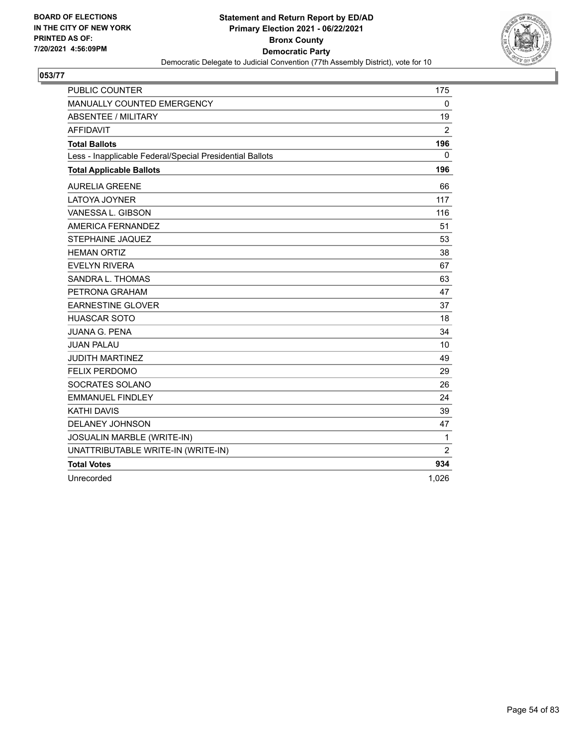BOARD OF ELECTIONS
IN THE CITY OF NEW YORK
PRINTED AS OF:
7/20/2021 4:56:09PM

**Statement and Return Report by ED/AD**
**Primary Election 2021 - 06/22/2021**
**Bronx County**
**Democratic Party**
Democratic Delegate to Judicial Convention (77th Assembly District), vote for 10

**053/77**

| | |
|---|---|
| PUBLIC COUNTER | 175 |
| MANUALLY COUNTED EMERGENCY | 0 |
| ABSENTEE / MILITARY | 19 |
| AFFIDAVIT | 2 |
| **Total Ballots** | **196** |
| Less - Inapplicable Federal/Special Presidential Ballots | 0 |
| **Total Applicable Ballots** | **196** |
| AURELIA GREENE | 66 |
| LATOYA JOYNER | 117 |
| VANESSA L. GIBSON | 116 |
| AMERICA FERNANDEZ | 51 |
| STEPHAINE JAQUEZ | 53 |
| HEMAN ORTIZ | 38 |
| EVELYN RIVERA | 67 |
| SANDRA L. THOMAS | 63 |
| PETRONA GRAHAM | 47 |
| EARNESTINE GLOVER | 37 |
| HUASCAR SOTO | 18 |
| JUANA G. PENA | 34 |
| JUAN PALAU | 10 |
| JUDITH MARTINEZ | 49 |
| FELIX PERDOMO | 29 |
| SOCRATES SOLANO | 26 |
| EMMANUEL FINDLEY | 24 |
| KATHI DAVIS | 39 |
| DELANEY JOHNSON | 47 |
| JOSUALIN MARBLE (WRITE-IN) | 1 |
| UNATTRIBUTABLE WRITE-IN (WRITE-IN) | 2 |
| **Total Votes** | **934** |
| Unrecorded | 1,026 |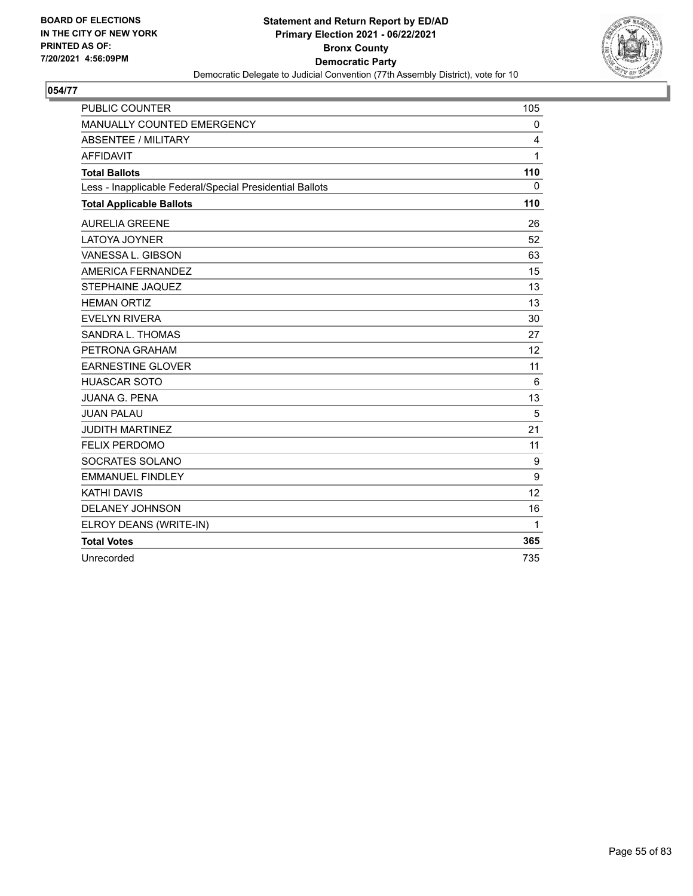BOARD OF ELECTIONS
IN THE CITY OF NEW YORK
PRINTED AS OF:
7/20/2021 4:56:09PM

**Statement and Return Report by ED/AD**
**Primary Election 2021 - 06/22/2021**
**Bronx County**
**Democratic Party**
Democratic Delegate to Judicial Convention (77th Assembly District), vote for 10

## 054/77

| | |
|---|---|
| PUBLIC COUNTER | 105 |
| MANUALLY COUNTED EMERGENCY | 0 |
| ABSENTEE / MILITARY | 4 |
| AFFIDAVIT | 1 |
| **Total Ballots** | **110** |
| Less - Inapplicable Federal/Special Presidential Ballots | 0 |
| **Total Applicable Ballots** | **110** |
| AURELIA GREENE | 26 |
| LATOYA JOYNER | 52 |
| VANESSA L. GIBSON | 63 |
| AMERICA FERNANDEZ | 15 |
| STEPHAINE JAQUEZ | 13 |
| HEMAN ORTIZ | 13 |
| EVELYN RIVERA | 30 |
| SANDRA L. THOMAS | 27 |
| PETRONA GRAHAM | 12 |
| EARNESTINE GLOVER | 11 |
| HUASCAR SOTO | 6 |
| JUANA G. PENA | 13 |
| JUAN PALAU | 5 |
| JUDITH MARTINEZ | 21 |
| FELIX PERDOMO | 11 |
| SOCRATES SOLANO | 9 |
| EMMANUEL FINDLEY | 9 |
| KATHI DAVIS | 12 |
| DELANEY JOHNSON | 16 |
| ELROY DEANS (WRITE-IN) | 1 |
| **Total Votes** | **365** |
| Unrecorded | 735 |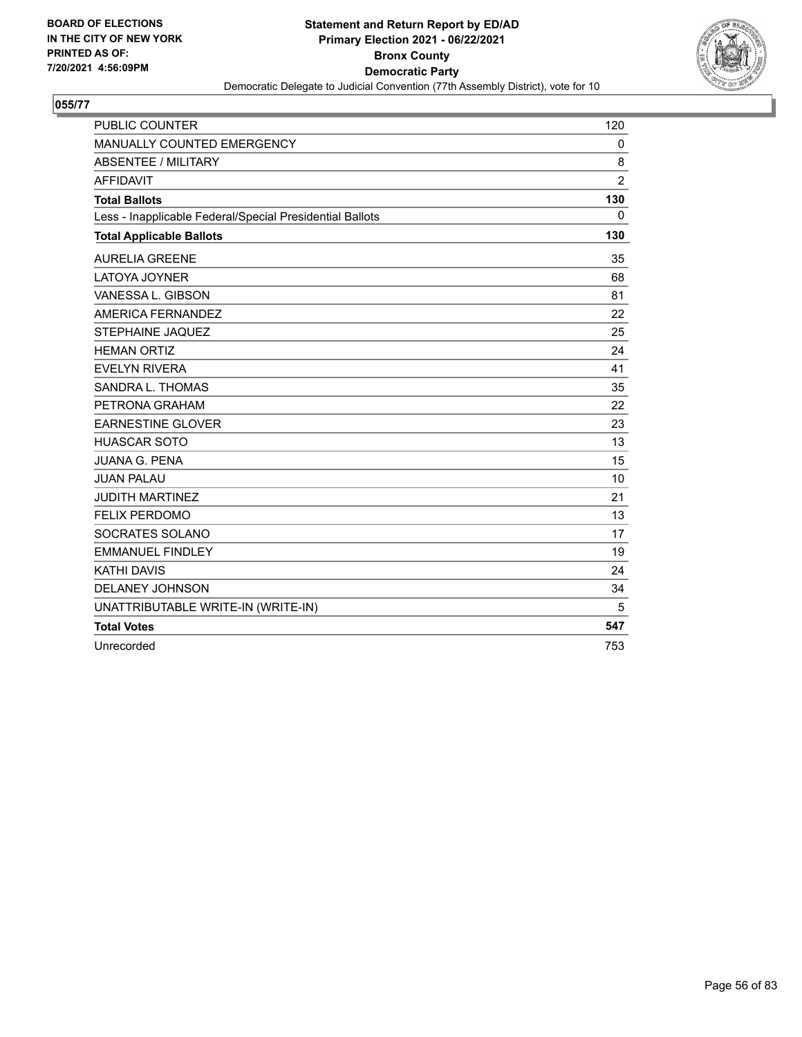**BOARD OF ELECTIONS IN THE CITY OF NEW YORK PRINTED AS OF: 7/20/2021 4:56:09PM**

**Statement and Return Report by ED/AD**
**Primary Election 2021 - 06/22/2021**
**Bronx County**
**Democratic Party**
Democratic Delegate to Judicial Convention (77th Assembly District), vote for 10

**055/77**

| | |
|---|---|
| PUBLIC COUNTER | 120 |
| MANUALLY COUNTED EMERGENCY | 0 |
| ABSENTEE / MILITARY | 8 |
| AFFIDAVIT | 2 |
| **Total Ballots** | **130** |
| Less - Inapplicable Federal/Special Presidential Ballots | 0 |
| **Total Applicable Ballots** | **130** |
| AURELIA GREENE | 35 |
| LATOYA JOYNER | 68 |
| VANESSA L. GIBSON | 81 |
| AMERICA FERNANDEZ | 22 |
| STEPHAINE JAQUEZ | 25 |
| HEMAN ORTIZ | 24 |
| EVELYN RIVERA | 41 |
| SANDRA L. THOMAS | 35 |
| PETRONA GRAHAM | 22 |
| EARNESTINE GLOVER | 23 |
| HUASCAR SOTO | 13 |
| JUANA G. PENA | 15 |
| JUAN PALAU | 10 |
| JUDITH MARTINEZ | 21 |
| FELIX PERDOMO | 13 |
| SOCRATES SOLANO | 17 |
| EMMANUEL FINDLEY | 19 |
| KATHI DAVIS | 24 |
| DELANEY JOHNSON | 34 |
| UNATTRIBUTABLE WRITE-IN (WRITE-IN) | 5 |
| **Total Votes** | **547** |
| Unrecorded | 753 |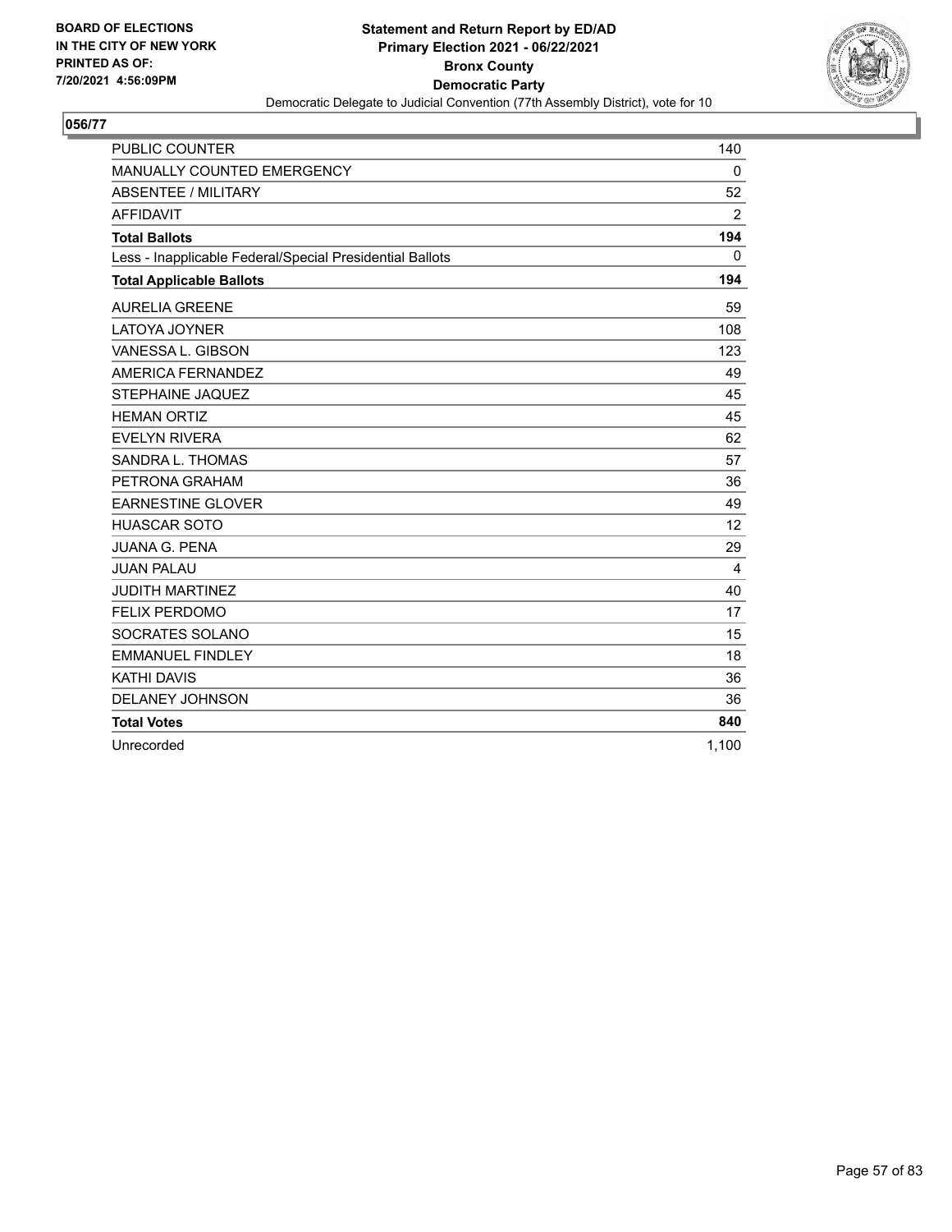BOARD OF ELECTIONS
IN THE CITY OF NEW YORK
PRINTED AS OF:
7/20/2021 4:56:09PM

**Statement and Return Report by ED/AD**
**Primary Election 2021 - 06/22/2021**
**Bronx County**
**Democratic Party**
Democratic Delegate to Judicial Convention (77th Assembly District), vote for 10

## 056/77

| | |
|---|---|
| PUBLIC COUNTER | 140 |
| MANUALLY COUNTED EMERGENCY | 0 |
| ABSENTEE / MILITARY | 52 |
| AFFIDAVIT | 2 |
| **Total Ballots** | **194** |
| Less - Inapplicable Federal/Special Presidential Ballots | 0 |
| **Total Applicable Ballots** | **194** |
| AURELIA GREENE | 59 |
| LATOYA JOYNER | 108 |
| VANESSA L. GIBSON | 123 |
| AMERICA FERNANDEZ | 49 |
| STEPHAINE JAQUEZ | 45 |
| HEMAN ORTIZ | 45 |
| EVELYN RIVERA | 62 |
| SANDRA L. THOMAS | 57 |
| PETRONA GRAHAM | 36 |
| EARNESTINE GLOVER | 49 |
| HUASCAR SOTO | 12 |
| JUANA G. PENA | 29 |
| JUAN PALAU | 4 |
| JUDITH MARTINEZ | 40 |
| FELIX PERDOMO | 17 |
| SOCRATES SOLANO | 15 |
| EMMANUEL FINDLEY | 18 |
| KATHI DAVIS | 36 |
| DELANEY JOHNSON | 36 |
| **Total Votes** | **840** |
| Unrecorded | 1,100 |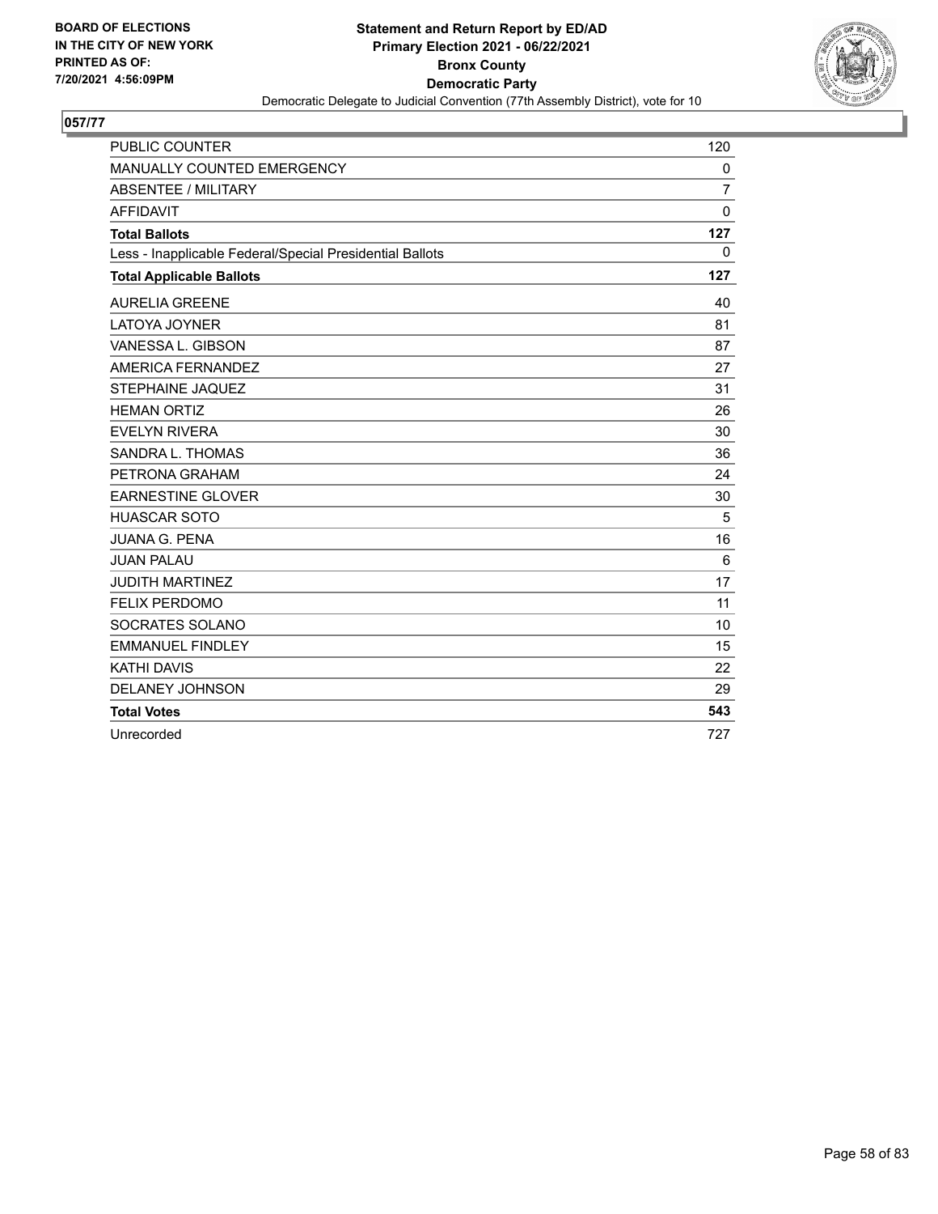**BOARD OF ELECTIONS IN THE CITY OF NEW YORK PRINTED AS OF: 7/20/2021 4:56:09PM**

**Statement and Return Report by ED/AD Primary Election 2021 - 06/22/2021 Bronx County Democratic Party**

Democratic Delegate to Judicial Convention (77th Assembly District), vote for 10

## 057/77

| | |
|---|---|
| PUBLIC COUNTER | 120 |
| MANUALLY COUNTED EMERGENCY | 0 |
| ABSENTEE / MILITARY | 7 |
| AFFIDAVIT | 0 |
| **Total Ballots** | **127** |
| Less - Inapplicable Federal/Special Presidential Ballots | 0 |
| **Total Applicable Ballots** | **127** |
| AURELIA GREENE | 40 |
| LATOYA JOYNER | 81 |
| VANESSA L. GIBSON | 87 |
| AMERICA FERNANDEZ | 27 |
| STEPHAINE JAQUEZ | 31 |
| HEMAN ORTIZ | 26 |
| EVELYN RIVERA | 30 |
| SANDRA L. THOMAS | 36 |
| PETRONA GRAHAM | 24 |
| EARNESTINE GLOVER | 30 |
| HUASCAR SOTO | 5 |
| JUANA G. PENA | 16 |
| JUAN PALAU | 6 |
| JUDITH MARTINEZ | 17 |
| FELIX PERDOMO | 11 |
| SOCRATES SOLANO | 10 |
| EMMANUEL FINDLEY | 15 |
| KATHI DAVIS | 22 |
| DELANEY JOHNSON | 29 |
| **Total Votes** | **543** |
| Unrecorded | 727 |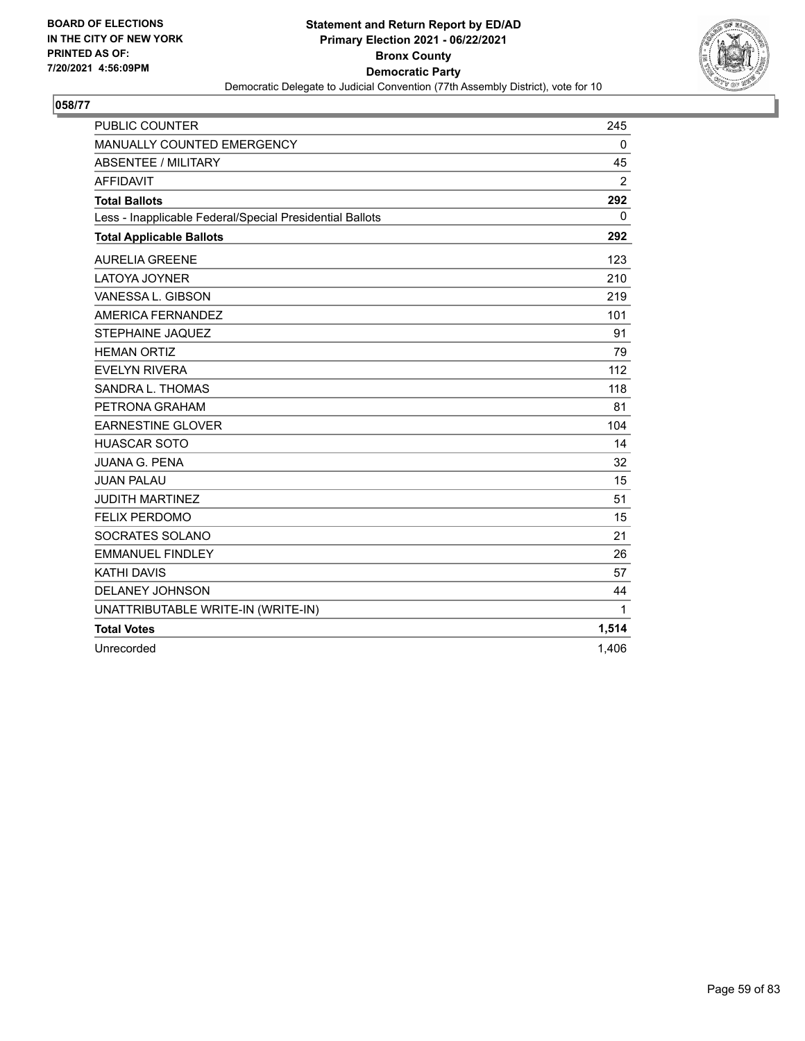BOARD OF ELECTIONS
IN THE CITY OF NEW YORK
PRINTED AS OF:
7/20/2021 4:56:09PM

**Statement and Return Report by ED/AD**
**Primary Election 2021 - 06/22/2021**
**Bronx County**
**Democratic Party**
Democratic Delegate to Judicial Convention (77th Assembly District), vote for 10

**058/77**

| | |
|---|---|
| PUBLIC COUNTER | 245 |
| MANUALLY COUNTED EMERGENCY | 0 |
| ABSENTEE / MILITARY | 45 |
| AFFIDAVIT | 2 |
| **Total Ballots** | **292** |
| Less - Inapplicable Federal/Special Presidential Ballots | 0 |
| **Total Applicable Ballots** | **292** |
| AURELIA GREENE | 123 |
| LATOYA JOYNER | 210 |
| VANESSA L. GIBSON | 219 |
| AMERICA FERNANDEZ | 101 |
| STEPHAINE JAQUEZ | 91 |
| HEMAN ORTIZ | 79 |
| EVELYN RIVERA | 112 |
| SANDRA L. THOMAS | 118 |
| PETRONA GRAHAM | 81 |
| EARNESTINE GLOVER | 104 |
| HUASCAR SOTO | 14 |
| JUANA G. PENA | 32 |
| JUAN PALAU | 15 |
| JUDITH MARTINEZ | 51 |
| FELIX PERDOMO | 15 |
| SOCRATES SOLANO | 21 |
| EMMANUEL FINDLEY | 26 |
| KATHI DAVIS | 57 |
| DELANEY JOHNSON | 44 |
| UNATTRIBUTABLE WRITE-IN (WRITE-IN) | 1 |
| **Total Votes** | **1,514** |
| Unrecorded | 1,406 |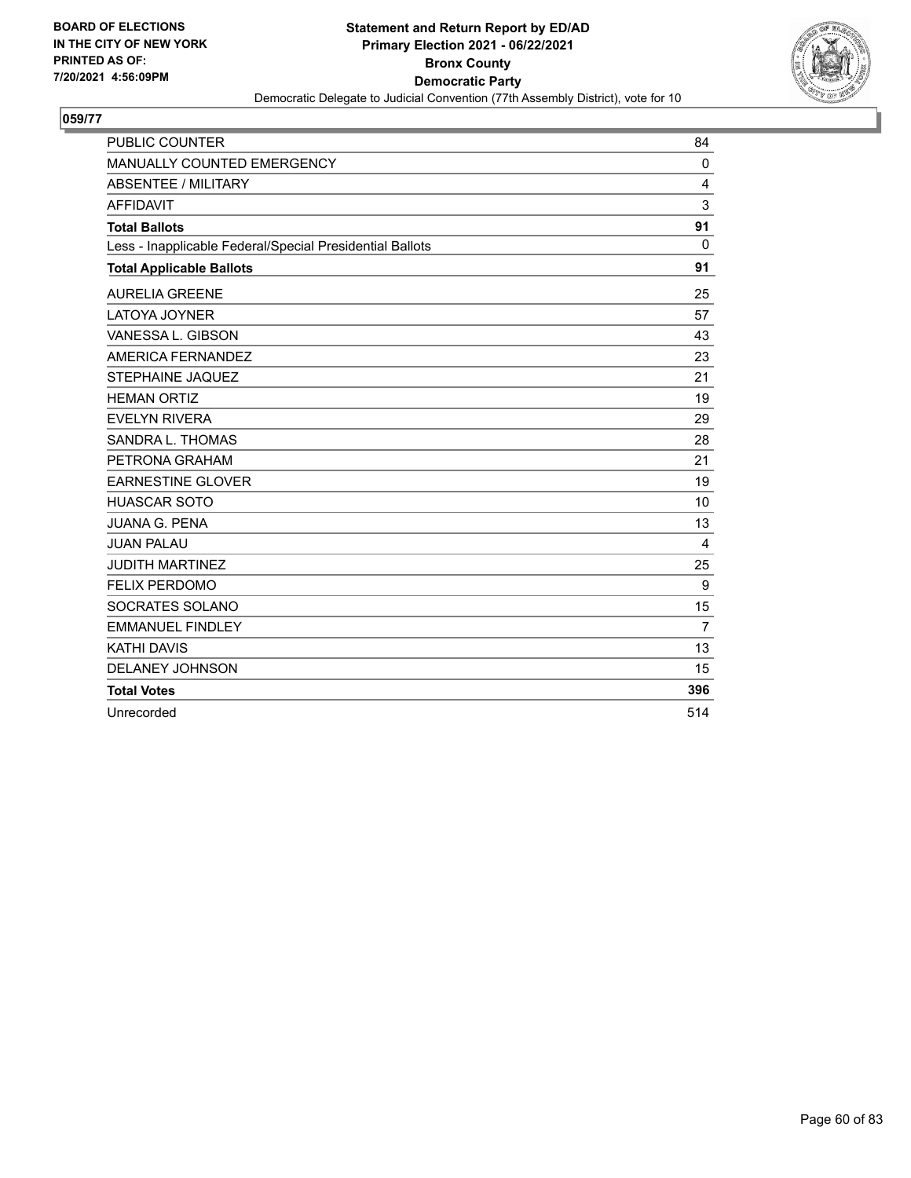BOARD OF ELECTIONS
IN THE CITY OF NEW YORK
PRINTED AS OF:
7/20/2021 4:56:09PM

**Statement and Return Report by ED/AD**
**Primary Election 2021 - 06/22/2021**
**Bronx County**
**Democratic Party**
Democratic Delegate to Judicial Convention (77th Assembly District), vote for 10

## 059/77

| | |
|---|---|
| PUBLIC COUNTER | 84 |
| MANUALLY COUNTED EMERGENCY | 0 |
| ABSENTEE / MILITARY | 4 |
| AFFIDAVIT | 3 |
| **Total Ballots** | **91** |
| Less - Inapplicable Federal/Special Presidential Ballots | 0 |
| **Total Applicable Ballots** | **91** |
| AURELIA GREENE | 25 |
| LATOYA JOYNER | 57 |
| VANESSA L. GIBSON | 43 |
| AMERICA FERNANDEZ | 23 |
| STEPHAINE JAQUEZ | 21 |
| HEMAN ORTIZ | 19 |
| EVELYN RIVERA | 29 |
| SANDRA L. THOMAS | 28 |
| PETRONA GRAHAM | 21 |
| EARNESTINE GLOVER | 19 |
| HUASCAR SOTO | 10 |
| JUANA G. PENA | 13 |
| JUAN PALAU | 4 |
| JUDITH MARTINEZ | 25 |
| FELIX PERDOMO | 9 |
| SOCRATES SOLANO | 15 |
| EMMANUEL FINDLEY | 7 |
| KATHI DAVIS | 13 |
| DELANEY JOHNSON | 15 |
| **Total Votes** | **396** |
| Unrecorded | 514 |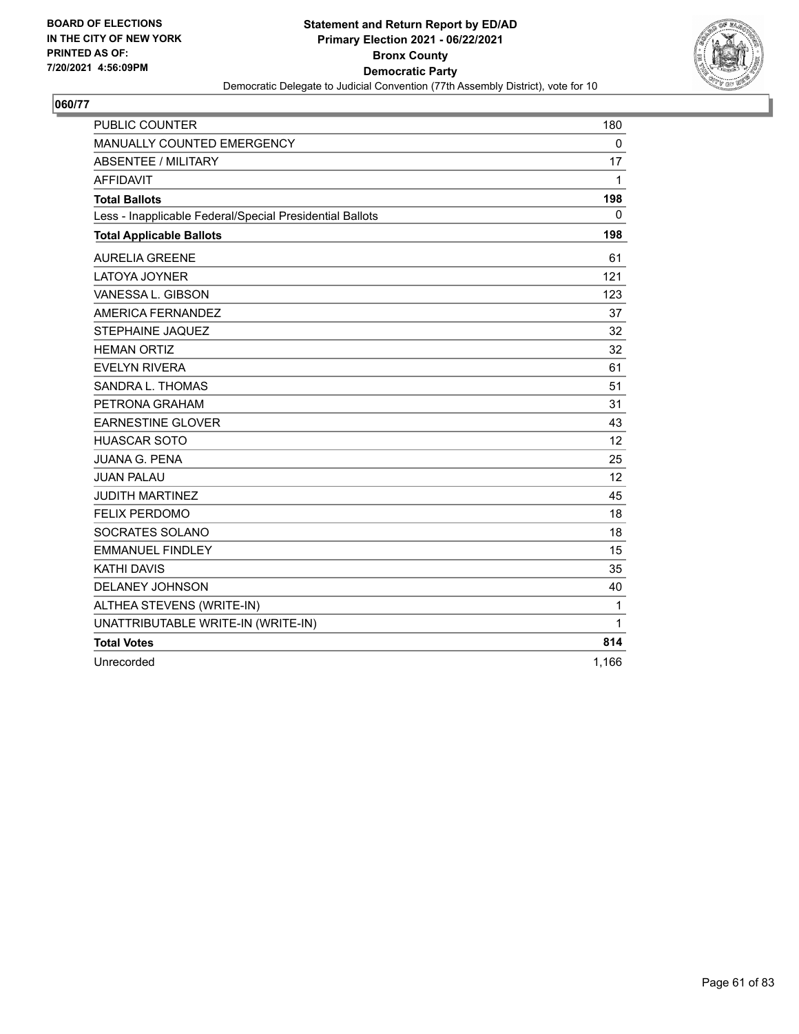BOARD OF ELECTIONS
IN THE CITY OF NEW YORK
PRINTED AS OF:
7/20/2021 4:56:09PM

**Statement and Return Report by ED/AD**
**Primary Election 2021 - 06/22/2021**
**Bronx County**
**Democratic Party**
Democratic Delegate to Judicial Convention (77th Assembly District), vote for 10

## 060/77

| | |
|---|---|
| PUBLIC COUNTER | 180 |
| MANUALLY COUNTED EMERGENCY | 0 |
| ABSENTEE / MILITARY | 17 |
| AFFIDAVIT | 1 |
| **Total Ballots** | **198** |
| Less - Inapplicable Federal/Special Presidential Ballots | 0 |
| **Total Applicable Ballots** | **198** |
| AURELIA GREENE | 61 |
| LATOYA JOYNER | 121 |
| VANESSA L. GIBSON | 123 |
| AMERICA FERNANDEZ | 37 |
| STEPHAINE JAQUEZ | 32 |
| HEMAN ORTIZ | 32 |
| EVELYN RIVERA | 61 |
| SANDRA L. THOMAS | 51 |
| PETRONA GRAHAM | 31 |
| EARNESTINE GLOVER | 43 |
| HUASCAR SOTO | 12 |
| JUANA G. PENA | 25 |
| JUAN PALAU | 12 |
| JUDITH MARTINEZ | 45 |
| FELIX PERDOMO | 18 |
| SOCRATES SOLANO | 18 |
| EMMANUEL FINDLEY | 15 |
| KATHI DAVIS | 35 |
| DELANEY JOHNSON | 40 |
| ALTHEA STEVENS (WRITE-IN) | 1 |
| UNATTRIBUTABLE WRITE-IN (WRITE-IN) | 1 |
| **Total Votes** | **814** |
| Unrecorded | 1,166 |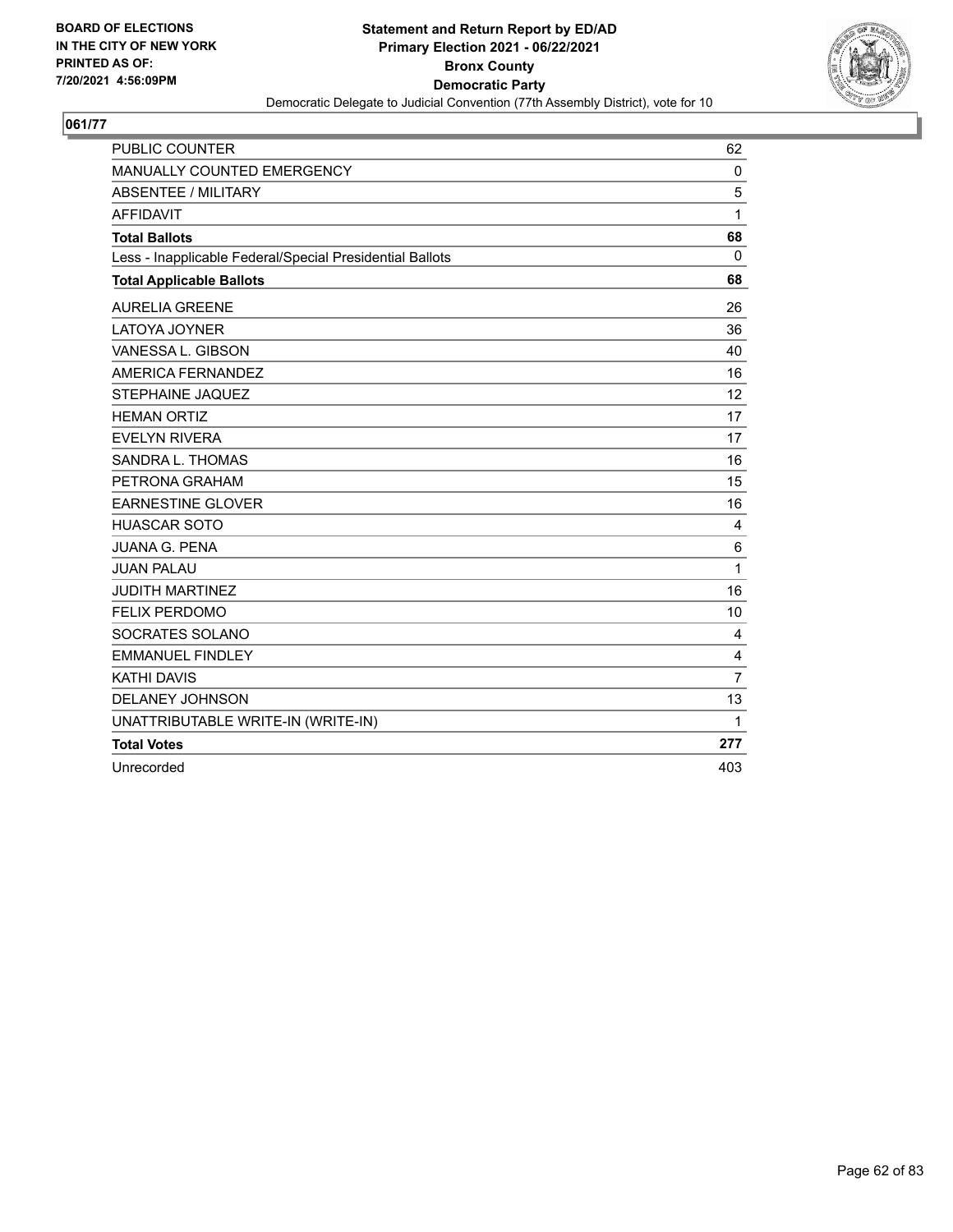**BOARD OF ELECTIONS IN THE CITY OF NEW YORK PRINTED AS OF: 7/20/2021 4:56:09PM**

**Statement and Return Report by ED/AD Primary Election 2021 - 06/22/2021 Bronx County Democratic Party**

Democratic Delegate to Judicial Convention (77th Assembly District), vote for 10

## 061/77

| | |
|---|---|
| PUBLIC COUNTER | 62 |
| MANUALLY COUNTED EMERGENCY | 0 |
| ABSENTEE / MILITARY | 5 |
| AFFIDAVIT | 1 |
| **Total Ballots** | **68** |
| Less - Inapplicable Federal/Special Presidential Ballots | 0 |
| **Total Applicable Ballots** | **68** |
| AURELIA GREENE | 26 |
| LATOYA JOYNER | 36 |
| VANESSA L. GIBSON | 40 |
| AMERICA FERNANDEZ | 16 |
| STEPHAINE JAQUEZ | 12 |
| HEMAN ORTIZ | 17 |
| EVELYN RIVERA | 17 |
| SANDRA L. THOMAS | 16 |
| PETRONA GRAHAM | 15 |
| EARNESTINE GLOVER | 16 |
| HUASCAR SOTO | 4 |
| JUANA G. PENA | 6 |
| JUAN PALAU | 1 |
| JUDITH MARTINEZ | 16 |
| FELIX PERDOMO | 10 |
| SOCRATES SOLANO | 4 |
| EMMANUEL FINDLEY | 4 |
| KATHI DAVIS | 7 |
| DELANEY JOHNSON | 13 |
| UNATTRIBUTABLE WRITE-IN (WRITE-IN) | 1 |
| **Total Votes** | **277** |
| Unrecorded | 403 |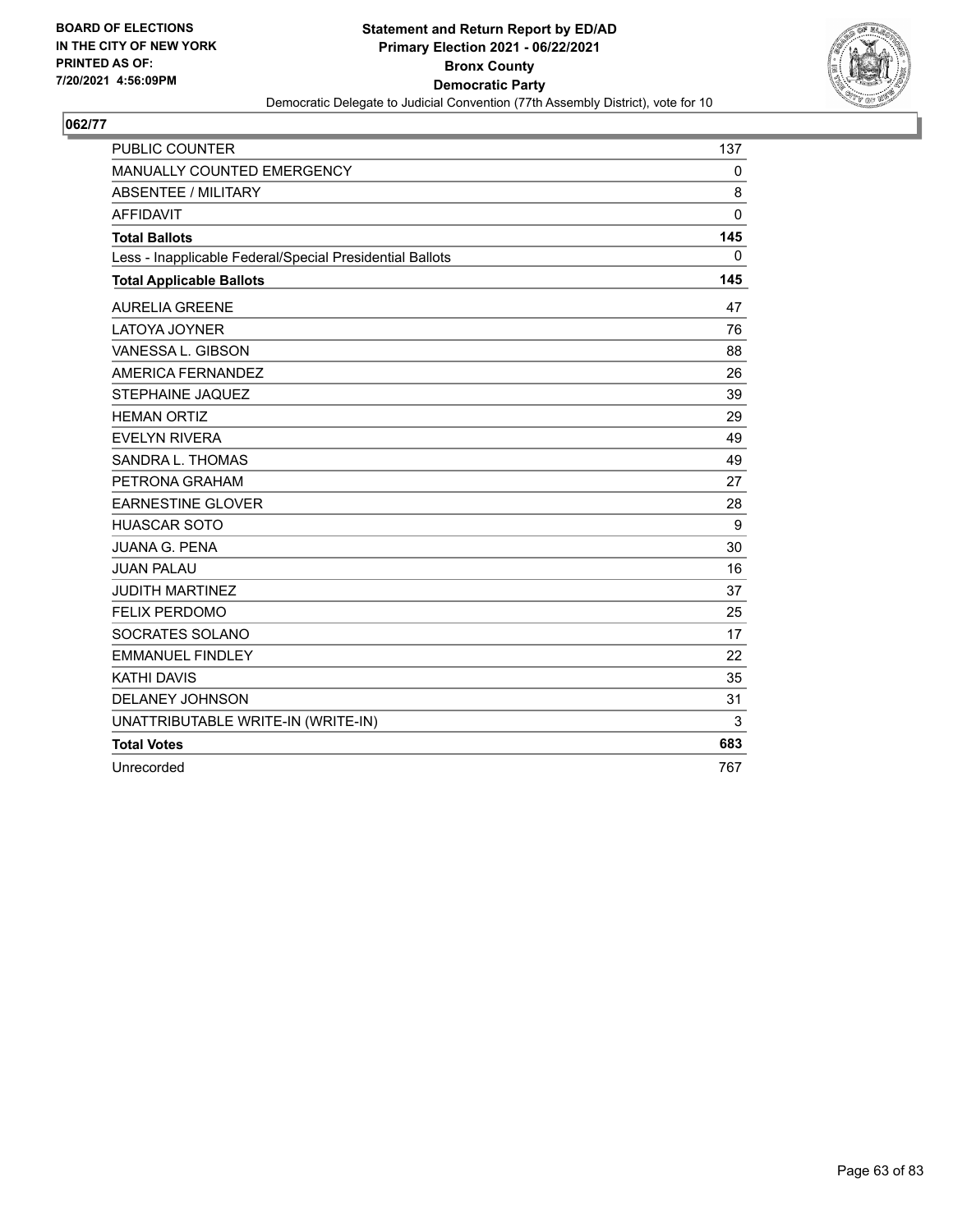BOARD OF ELECTIONS
IN THE CITY OF NEW YORK
PRINTED AS OF:
7/20/2021 4:56:09PM

**Statement and Return Report by ED/AD**
**Primary Election 2021 - 06/22/2021**
**Bronx County**
**Democratic Party**
Democratic Delegate to Judicial Convention (77th Assembly District), vote for 10

**062/77**

| | |
|---|---|
| PUBLIC COUNTER | 137 |
| MANUALLY COUNTED EMERGENCY | 0 |
| ABSENTEE / MILITARY | 8 |
| AFFIDAVIT | 0 |
| **Total Ballots** | **145** |
| Less - Inapplicable Federal/Special Presidential Ballots | 0 |
| **Total Applicable Ballots** | **145** |
| AURELIA GREENE | 47 |
| LATOYA JOYNER | 76 |
| VANESSA L. GIBSON | 88 |
| AMERICA FERNANDEZ | 26 |
| STEPHAINE JAQUEZ | 39 |
| HEMAN ORTIZ | 29 |
| EVELYN RIVERA | 49 |
| SANDRA L. THOMAS | 49 |
| PETRONA GRAHAM | 27 |
| EARNESTINE GLOVER | 28 |
| HUASCAR SOTO | 9 |
| JUANA G. PENA | 30 |
| JUAN PALAU | 16 |
| JUDITH MARTINEZ | 37 |
| FELIX PERDOMO | 25 |
| SOCRATES SOLANO | 17 |
| EMMANUEL FINDLEY | 22 |
| KATHI DAVIS | 35 |
| DELANEY JOHNSON | 31 |
| UNATTRIBUTABLE WRITE-IN (WRITE-IN) | 3 |
| **Total Votes** | **683** |
| Unrecorded | 767 |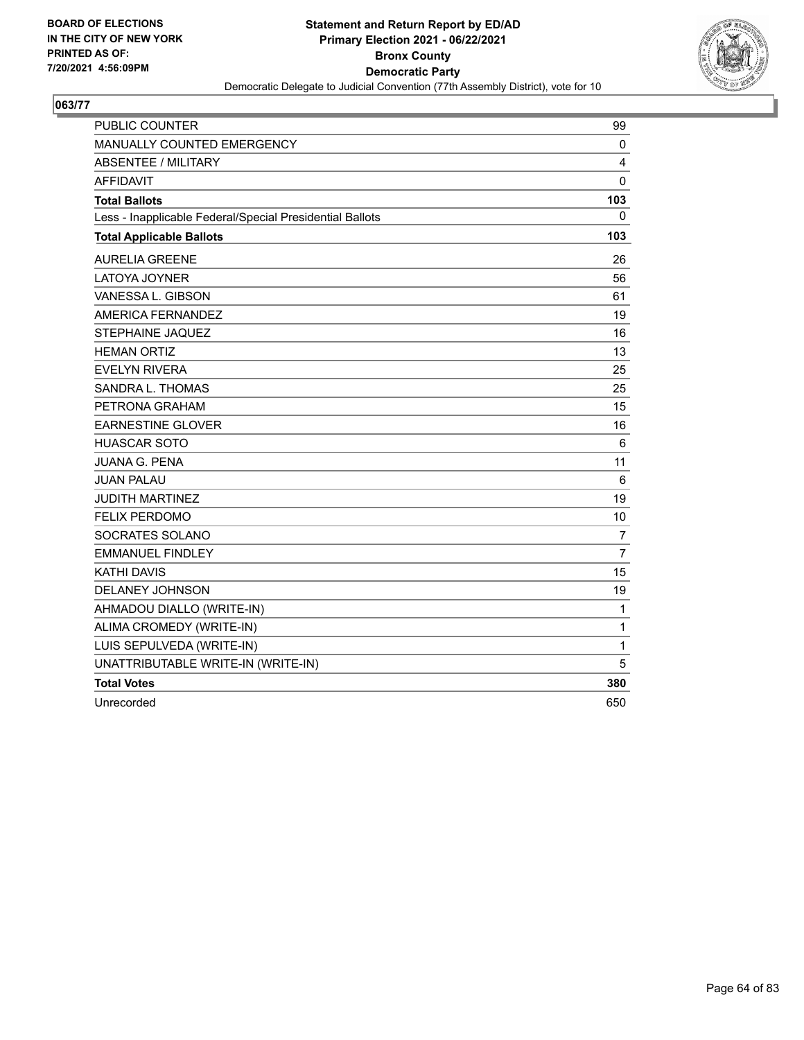**Statement and Return Report by ED/AD**
**Primary Election 2021 - 06/22/2021**
**Bronx County**
**Democratic Party**
Democratic Delegate to Judicial Convention (77th Assembly District), vote for 10

BOARD OF ELECTIONS IN THE CITY OF NEW YORK
PRINTED AS OF: 7/20/2021 4:56:09PM

## 063/77

| | |
|---|---|
| PUBLIC COUNTER | 99 |
| MANUALLY COUNTED EMERGENCY | 0 |
| ABSENTEE / MILITARY | 4 |
| AFFIDAVIT | 0 |
| **Total Ballots** | **103** |
| Less - Inapplicable Federal/Special Presidential Ballots | 0 |
| **Total Applicable Ballots** | **103** |
| AURELIA GREENE | 26 |
| LATOYA JOYNER | 56 |
| VANESSA L. GIBSON | 61 |
| AMERICA FERNANDEZ | 19 |
| STEPHAINE JAQUEZ | 16 |
| HEMAN ORTIZ | 13 |
| EVELYN RIVERA | 25 |
| SANDRA L. THOMAS | 25 |
| PETRONA GRAHAM | 15 |
| EARNESTINE GLOVER | 16 |
| HUASCAR SOTO | 6 |
| JUANA G. PENA | 11 |
| JUAN PALAU | 6 |
| JUDITH MARTINEZ | 19 |
| FELIX PERDOMO | 10 |
| SOCRATES SOLANO | 7 |
| EMMANUEL FINDLEY | 7 |
| KATHI DAVIS | 15 |
| DELANEY JOHNSON | 19 |
| AHMADOU DIALLO (WRITE-IN) | 1 |
| ALIMA CROMEDY (WRITE-IN) | 1 |
| LUIS SEPULVEDA (WRITE-IN) | 1 |
| UNATTRIBUTABLE WRITE-IN (WRITE-IN) | 5 |
| **Total Votes** | **380** |
| Unrecorded | 650 |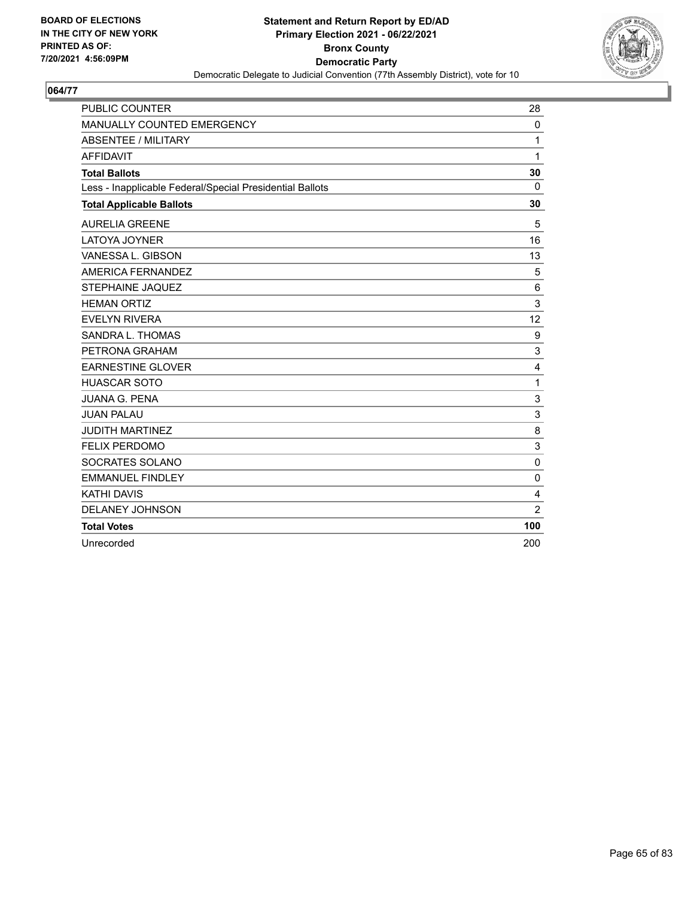BOARD OF ELECTIONS
IN THE CITY OF NEW YORK
PRINTED AS OF:
7/20/2021 4:56:09PM

**Statement and Return Report by ED/AD**
**Primary Election 2021 - 06/22/2021**
**Bronx County**
**Democratic Party**
Democratic Delegate to Judicial Convention (77th Assembly District), vote for 10

## 064/77

| | |
|---|---|
| PUBLIC COUNTER | 28 |
| MANUALLY COUNTED EMERGENCY | 0 |
| ABSENTEE / MILITARY | 1 |
| AFFIDAVIT | 1 |
| **Total Ballots** | **30** |
| Less - Inapplicable Federal/Special Presidential Ballots | 0 |
| **Total Applicable Ballots** | **30** |
| AURELIA GREENE | 5 |
| LATOYA JOYNER | 16 |
| VANESSA L. GIBSON | 13 |
| AMERICA FERNANDEZ | 5 |
| STEPHAINE JAQUEZ | 6 |
| HEMAN ORTIZ | 3 |
| EVELYN RIVERA | 12 |
| SANDRA L. THOMAS | 9 |
| PETRONA GRAHAM | 3 |
| EARNESTINE GLOVER | 4 |
| HUASCAR SOTO | 1 |
| JUANA G. PENA | 3 |
| JUAN PALAU | 3 |
| JUDITH MARTINEZ | 8 |
| FELIX PERDOMO | 3 |
| SOCRATES SOLANO | 0 |
| EMMANUEL FINDLEY | 0 |
| KATHI DAVIS | 4 |
| DELANEY JOHNSON | 2 |
| **Total Votes** | **100** |
| Unrecorded | 200 |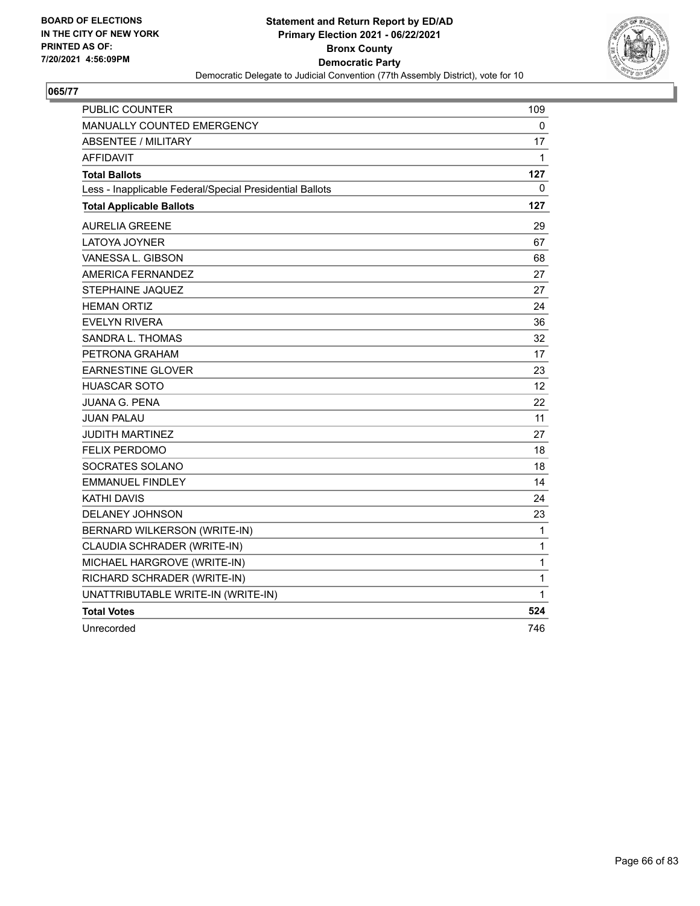**BOARD OF ELECTIONS IN THE CITY OF NEW YORK PRINTED AS OF: 7/20/2021 4:56:09PM**

# Statement and Return Report by ED/AD
## Primary Election 2021 - 06/22/2021
## Bronx County
## Democratic Party
### Democratic Delegate to Judicial Convention (77th Assembly District), vote for 10

**065/77**

| | |
|---|---|
| PUBLIC COUNTER | 109 |
| MANUALLY COUNTED EMERGENCY | 0 |
| ABSENTEE / MILITARY | 17 |
| AFFIDAVIT | 1 |
| **Total Ballots** | **127** |
| Less - Inapplicable Federal/Special Presidential Ballots | 0 |
| **Total Applicable Ballots** | **127** |
| AURELIA GREENE | 29 |
| LATOYA JOYNER | 67 |
| VANESSA L. GIBSON | 68 |
| AMERICA FERNANDEZ | 27 |
| STEPHAINE JAQUEZ | 27 |
| HEMAN ORTIZ | 24 |
| EVELYN RIVERA | 36 |
| SANDRA L. THOMAS | 32 |
| PETRONA GRAHAM | 17 |
| EARNESTINE GLOVER | 23 |
| HUASCAR SOTO | 12 |
| JUANA G. PENA | 22 |
| JUAN PALAU | 11 |
| JUDITH MARTINEZ | 27 |
| FELIX PERDOMO | 18 |
| SOCRATES SOLANO | 18 |
| EMMANUEL FINDLEY | 14 |
| KATHI DAVIS | 24 |
| DELANEY JOHNSON | 23 |
| BERNARD WILKERSON (WRITE-IN) | 1 |
| CLAUDIA SCHRADER (WRITE-IN) | 1 |
| MICHAEL HARGROVE (WRITE-IN) | 1 |
| RICHARD SCHRADER (WRITE-IN) | 1 |
| UNATTRIBUTABLE WRITE-IN (WRITE-IN) | 1 |
| **Total Votes** | **524** |
| Unrecorded | 746 |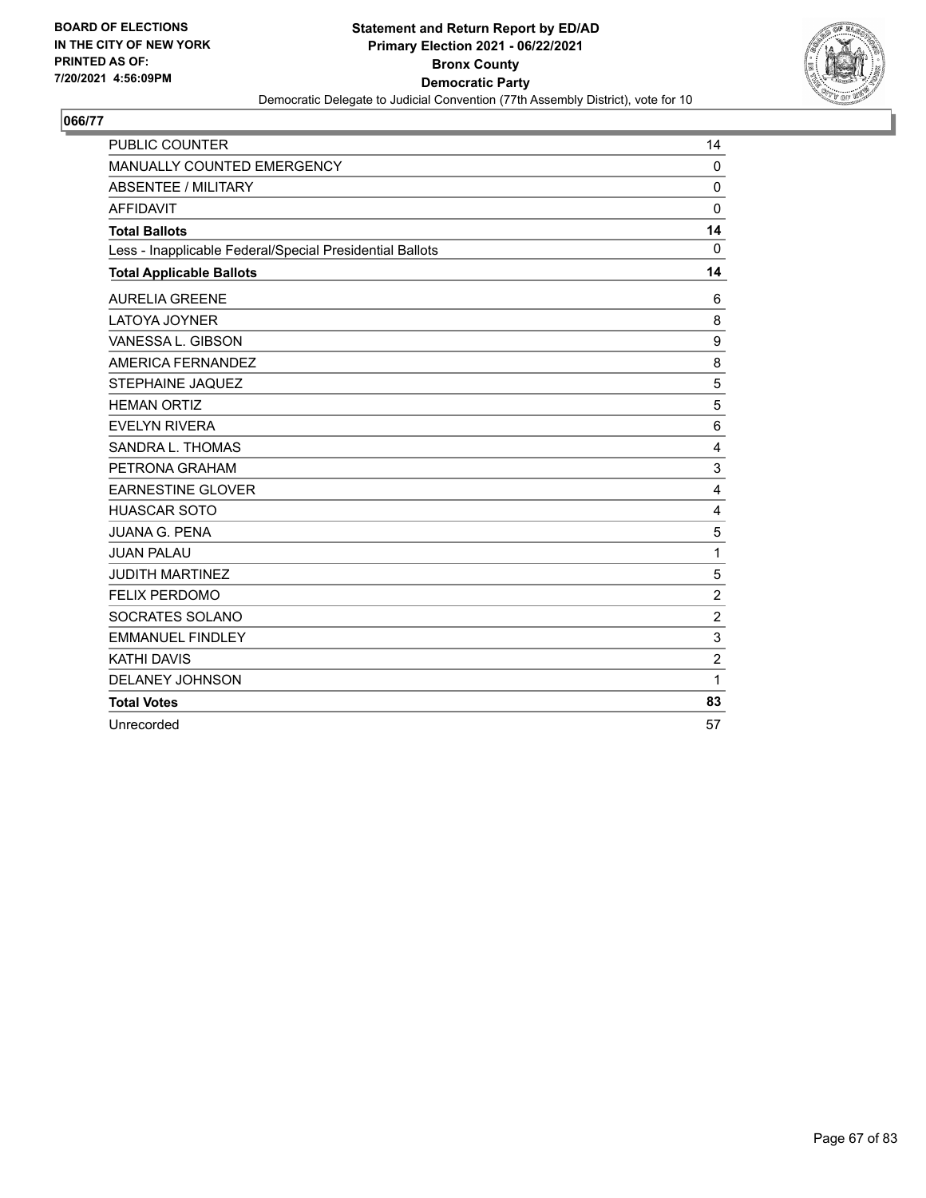BOARD OF ELECTIONS
IN THE CITY OF NEW YORK
PRINTED AS OF:
7/20/2021 4:56:09PM

**Statement and Return Report by ED/AD**
**Primary Election 2021 - 06/22/2021**
**Bronx County**
**Democratic Party**
Democratic Delegate to Judicial Convention (77th Assembly District), vote for 10

## 066/77

| | |
|---|---|
| PUBLIC COUNTER | 14 |
| MANUALLY COUNTED EMERGENCY | 0 |
| ABSENTEE / MILITARY | 0 |
| AFFIDAVIT | 0 |
| **Total Ballots** | **14** |
| Less - Inapplicable Federal/Special Presidential Ballots | 0 |
| **Total Applicable Ballots** | **14** |
| AURELIA GREENE | 6 |
| LATOYA JOYNER | 8 |
| VANESSA L. GIBSON | 9 |
| AMERICA FERNANDEZ | 8 |
| STEPHAINE JAQUEZ | 5 |
| HEMAN ORTIZ | 5 |
| EVELYN RIVERA | 6 |
| SANDRA L. THOMAS | 4 |
| PETRONA GRAHAM | 3 |
| EARNESTINE GLOVER | 4 |
| HUASCAR SOTO | 4 |
| JUANA G. PENA | 5 |
| JUAN PALAU | 1 |
| JUDITH MARTINEZ | 5 |
| FELIX PERDOMO | 2 |
| SOCRATES SOLANO | 2 |
| EMMANUEL FINDLEY | 3 |
| KATHI DAVIS | 2 |
| DELANEY JOHNSON | 1 |
| **Total Votes** | **83** |
| Unrecorded | 57 |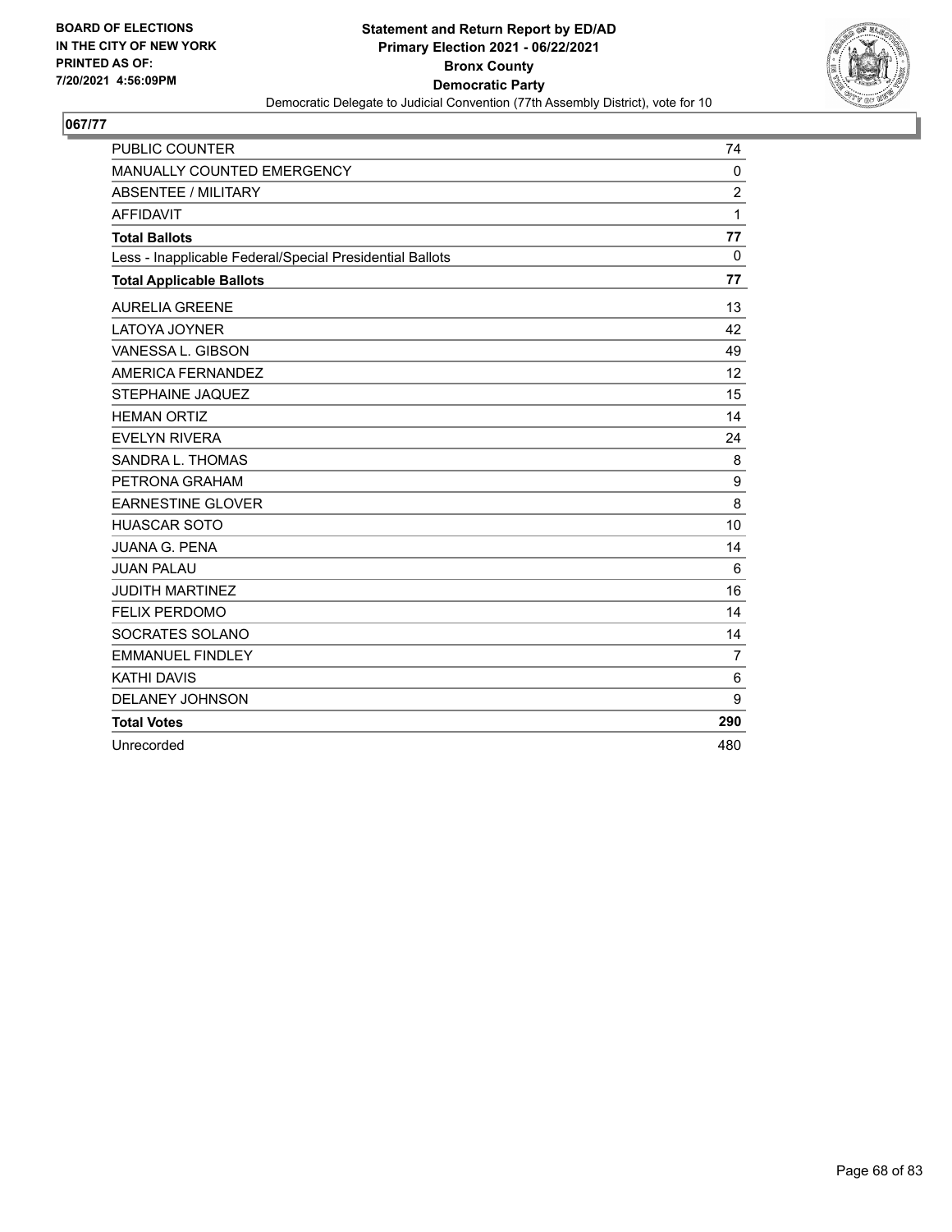BOARD OF ELECTIONS
IN THE CITY OF NEW YORK
PRINTED AS OF:
7/20/2021 4:56:09PM

**Statement and Return Report by ED/AD**
**Primary Election 2021 - 06/22/2021**
**Bronx County**
**Democratic Party**
Democratic Delegate to Judicial Convention (77th Assembly District), vote for 10

## 067/77

| | |
|---|---|
| PUBLIC COUNTER | 74 |
| MANUALLY COUNTED EMERGENCY | 0 |
| ABSENTEE / MILITARY | 2 |
| AFFIDAVIT | 1 |
| **Total Ballots** | **77** |
| Less - Inapplicable Federal/Special Presidential Ballots | 0 |
| **Total Applicable Ballots** | **77** |
| AURELIA GREENE | 13 |
| LATOYA JOYNER | 42 |
| VANESSA L. GIBSON | 49 |
| AMERICA FERNANDEZ | 12 |
| STEPHAINE JAQUEZ | 15 |
| HEMAN ORTIZ | 14 |
| EVELYN RIVERA | 24 |
| SANDRA L. THOMAS | 8 |
| PETRONA GRAHAM | 9 |
| EARNESTINE GLOVER | 8 |
| HUASCAR SOTO | 10 |
| JUANA G. PENA | 14 |
| JUAN PALAU | 6 |
| JUDITH MARTINEZ | 16 |
| FELIX PERDOMO | 14 |
| SOCRATES SOLANO | 14 |
| EMMANUEL FINDLEY | 7 |
| KATHI DAVIS | 6 |
| DELANEY JOHNSON | 9 |
| **Total Votes** | **290** |
| Unrecorded | 480 |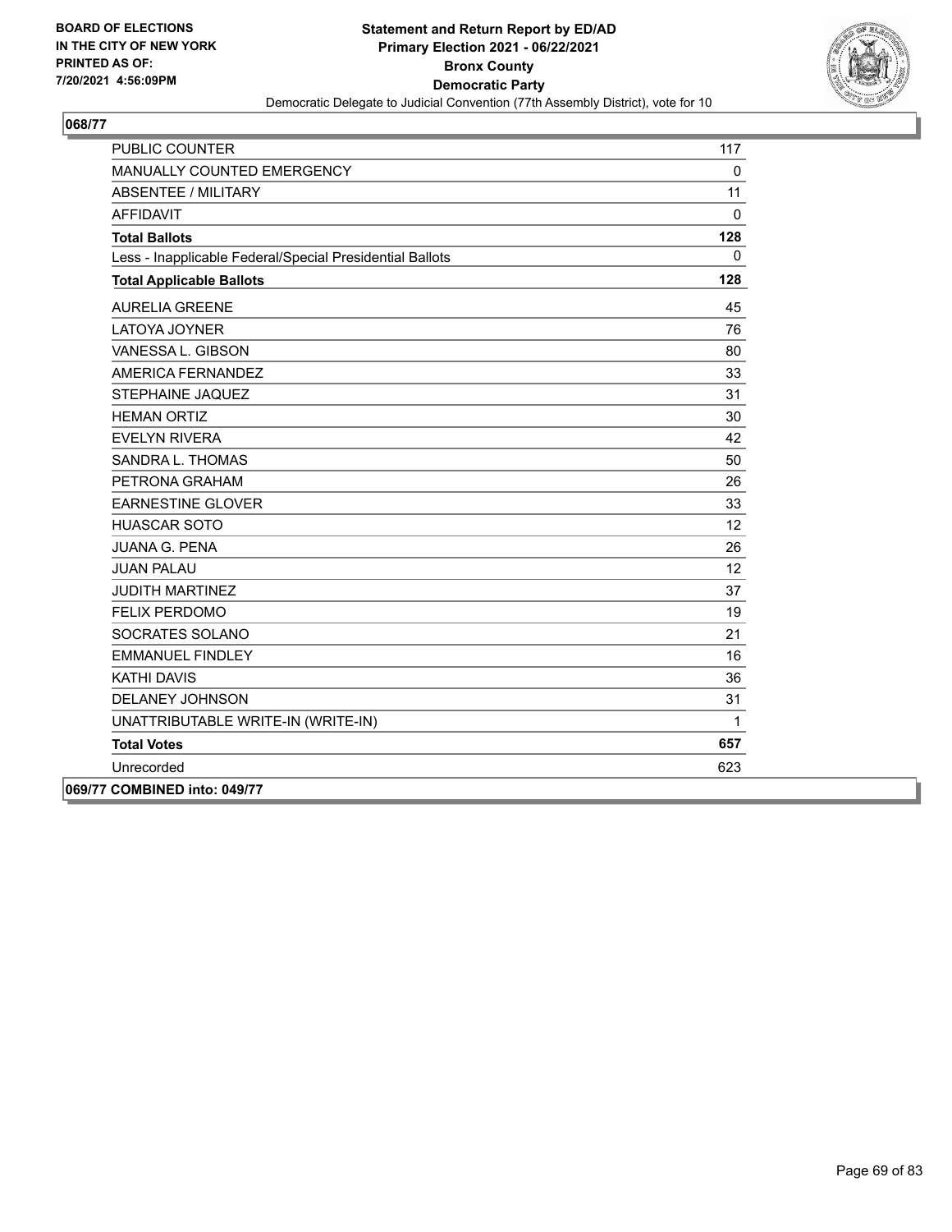**BOARD OF ELECTIONS IN THE CITY OF NEW YORK PRINTED AS OF: 7/20/2021 4:56:09PM**

**Statement and Return Report by ED/AD**
**Primary Election 2021 - 06/22/2021**
**Bronx County**
**Democratic Party**
Democratic Delegate to Judicial Convention (77th Assembly District), vote for 10

## 068/77

| | |
|---|---|
| PUBLIC COUNTER | 117 |
| MANUALLY COUNTED EMERGENCY | 0 |
| ABSENTEE / MILITARY | 11 |
| AFFIDAVIT | 0 |
| **Total Ballots** | **128** |
| Less - Inapplicable Federal/Special Presidential Ballots | 0 |
| **Total Applicable Ballots** | **128** |
| AURELIA GREENE | 45 |
| LATOYA JOYNER | 76 |
| VANESSA L. GIBSON | 80 |
| AMERICA FERNANDEZ | 33 |
| STEPHAINE JAQUEZ | 31 |
| HEMAN ORTIZ | 30 |
| EVELYN RIVERA | 42 |
| SANDRA L. THOMAS | 50 |
| PETRONA GRAHAM | 26 |
| EARNESTINE GLOVER | 33 |
| HUASCAR SOTO | 12 |
| JUANA G. PENA | 26 |
| JUAN PALAU | 12 |
| JUDITH MARTINEZ | 37 |
| FELIX PERDOMO | 19 |
| SOCRATES SOLANO | 21 |
| EMMANUEL FINDLEY | 16 |
| KATHI DAVIS | 36 |
| DELANEY JOHNSON | 31 |
| UNATTRIBUTABLE WRITE-IN (WRITE-IN) | 1 |
| **Total Votes** | **657** |
| Unrecorded | 623 |

## 069/77 COMBINED into: 049/77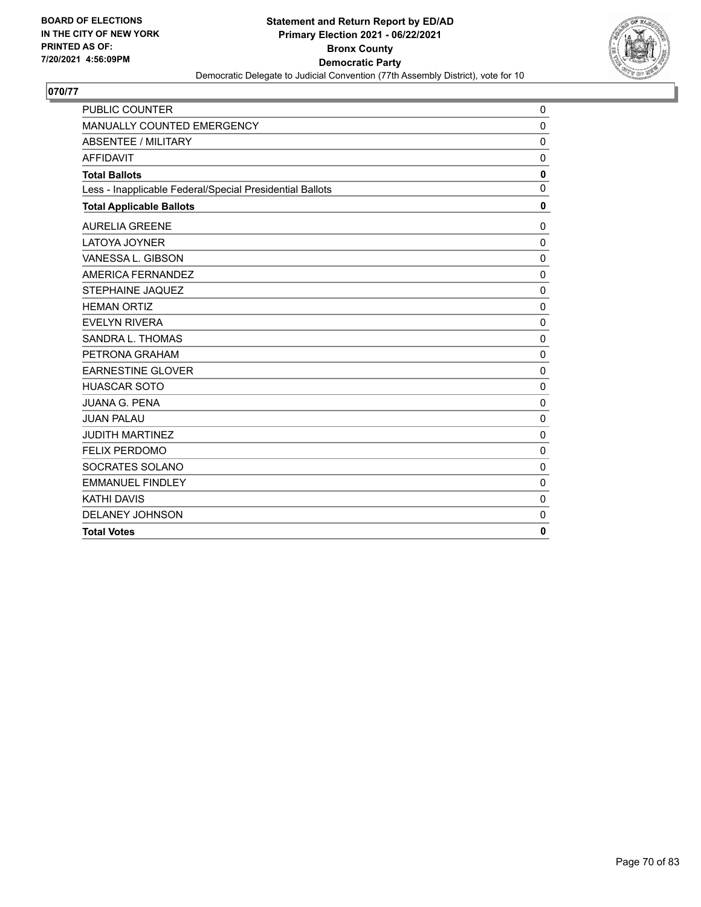**BOARD OF ELECTIONS IN THE CITY OF NEW YORK PRINTED AS OF: 7/20/2021 4:56:09PM**

**Statement and Return Report by ED/AD**
**Primary Election 2021 - 06/22/2021**
**Bronx County**
**Democratic Party**
Democratic Delegate to Judicial Convention (77th Assembly District), vote for 10

## 070/77

| | |
|---|---|
| PUBLIC COUNTER | 0 |
| MANUALLY COUNTED EMERGENCY | 0 |
| ABSENTEE / MILITARY | 0 |
| AFFIDAVIT | 0 |
| **Total Ballots** | **0** |
| Less - Inapplicable Federal/Special Presidential Ballots | 0 |
| **Total Applicable Ballots** | **0** |
| AURELIA GREENE | 0 |
| LATOYA JOYNER | 0 |
| VANESSA L. GIBSON | 0 |
| AMERICA FERNANDEZ | 0 |
| STEPHAINE JAQUEZ | 0 |
| HEMAN ORTIZ | 0 |
| EVELYN RIVERA | 0 |
| SANDRA L. THOMAS | 0 |
| PETRONA GRAHAM | 0 |
| EARNESTINE GLOVER | 0 |
| HUASCAR SOTO | 0 |
| JUANA G. PENA | 0 |
| JUAN PALAU | 0 |
| JUDITH MARTINEZ | 0 |
| FELIX PERDOMO | 0 |
| SOCRATES SOLANO | 0 |
| EMMANUEL FINDLEY | 0 |
| KATHI DAVIS | 0 |
| DELANEY JOHNSON | 0 |
| **Total Votes** | **0** |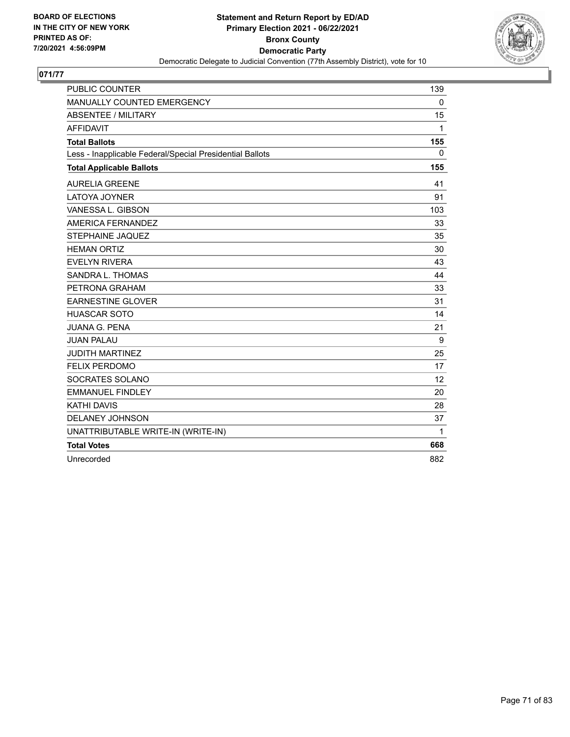BOARD OF ELECTIONS
IN THE CITY OF NEW YORK
PRINTED AS OF:
7/20/2021 4:56:09PM

**Statement and Return Report by ED/AD**
**Primary Election 2021 - 06/22/2021**
**Bronx County**
**Democratic Party**
Democratic Delegate to Judicial Convention (77th Assembly District), vote for 10

## 071/77

| | |
|---|---|
| PUBLIC COUNTER | 139 |
| MANUALLY COUNTED EMERGENCY | 0 |
| ABSENTEE / MILITARY | 15 |
| AFFIDAVIT | 1 |
| **Total Ballots** | **155** |
| Less - Inapplicable Federal/Special Presidential Ballots | 0 |
| **Total Applicable Ballots** | **155** |
| AURELIA GREENE | 41 |
| LATOYA JOYNER | 91 |
| VANESSA L. GIBSON | 103 |
| AMERICA FERNANDEZ | 33 |
| STEPHAINE JAQUEZ | 35 |
| HEMAN ORTIZ | 30 |
| EVELYN RIVERA | 43 |
| SANDRA L. THOMAS | 44 |
| PETRONA GRAHAM | 33 |
| EARNESTINE GLOVER | 31 |
| HUASCAR SOTO | 14 |
| JUANA G. PENA | 21 |
| JUAN PALAU | 9 |
| JUDITH MARTINEZ | 25 |
| FELIX PERDOMO | 17 |
| SOCRATES SOLANO | 12 |
| EMMANUEL FINDLEY | 20 |
| KATHI DAVIS | 28 |
| DELANEY JOHNSON | 37 |
| UNATTRIBUTABLE WRITE-IN (WRITE-IN) | 1 |
| **Total Votes** | **668** |
| Unrecorded | 882 |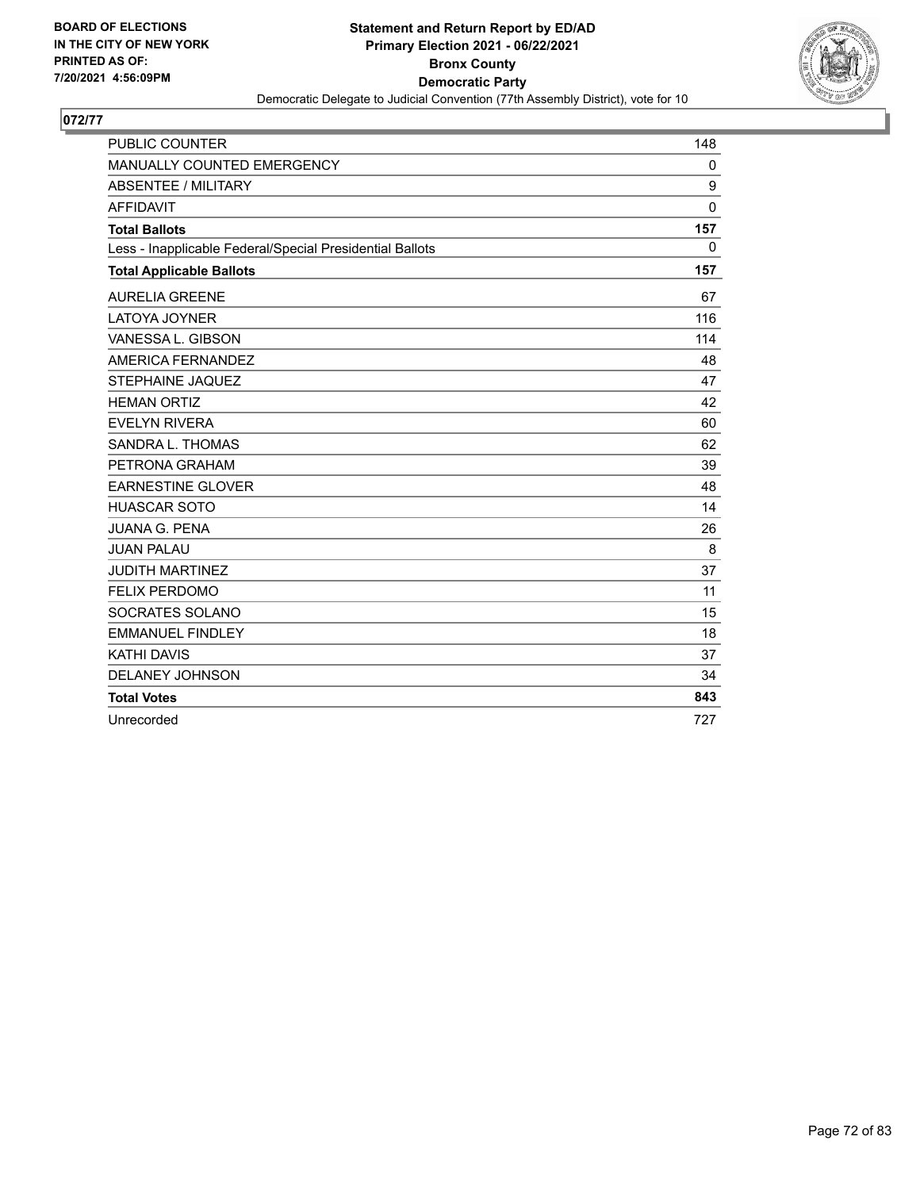BOARD OF ELECTIONS
IN THE CITY OF NEW YORK
PRINTED AS OF:
7/20/2021 4:56:09PM

**Statement and Return Report by ED/AD**
**Primary Election 2021 - 06/22/2021**
**Bronx County**
**Democratic Party**
Democratic Delegate to Judicial Convention (77th Assembly District), vote for 10

## 072/77

| | |
|---|---|
| PUBLIC COUNTER | 148 |
| MANUALLY COUNTED EMERGENCY | 0 |
| ABSENTEE / MILITARY | 9 |
| AFFIDAVIT | 0 |
| **Total Ballots** | **157** |
| Less - Inapplicable Federal/Special Presidential Ballots | 0 |
| **Total Applicable Ballots** | **157** |
| AURELIA GREENE | 67 |
| LATOYA JOYNER | 116 |
| VANESSA L. GIBSON | 114 |
| AMERICA FERNANDEZ | 48 |
| STEPHAINE JAQUEZ | 47 |
| HEMAN ORTIZ | 42 |
| EVELYN RIVERA | 60 |
| SANDRA L. THOMAS | 62 |
| PETRONA GRAHAM | 39 |
| EARNESTINE GLOVER | 48 |
| HUASCAR SOTO | 14 |
| JUANA G. PENA | 26 |
| JUAN PALAU | 8 |
| JUDITH MARTINEZ | 37 |
| FELIX PERDOMO | 11 |
| SOCRATES SOLANO | 15 |
| EMMANUEL FINDLEY | 18 |
| KATHI DAVIS | 37 |
| DELANEY JOHNSON | 34 |
| **Total Votes** | **843** |
| Unrecorded | 727 |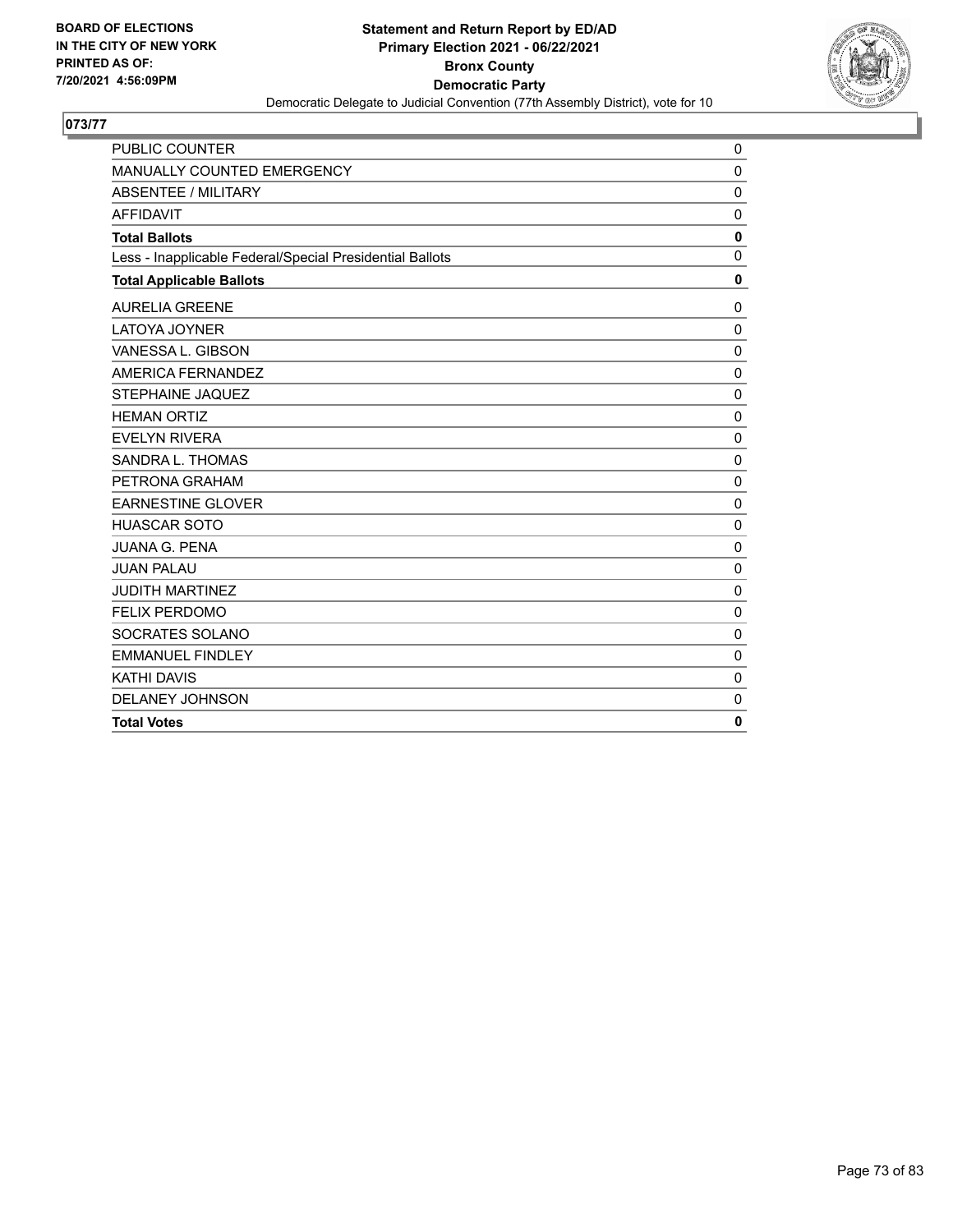BOARD OF ELECTIONS
IN THE CITY OF NEW YORK
PRINTED AS OF:
7/20/2021 4:56:09PM

**Statement and Return Report by ED/AD**
**Primary Election 2021 - 06/22/2021**
**Bronx County**
**Democratic Party**
Democratic Delegate to Judicial Convention (77th Assembly District), vote for 10

## 073/77

| | |
|---|---|
| PUBLIC COUNTER | 0 |
| MANUALLY COUNTED EMERGENCY | 0 |
| ABSENTEE / MILITARY | 0 |
| AFFIDAVIT | 0 |
| **Total Ballots** | **0** |
| Less - Inapplicable Federal/Special Presidential Ballots | 0 |
| **Total Applicable Ballots** | **0** |
| AURELIA GREENE | 0 |
| LATOYA JOYNER | 0 |
| VANESSA L. GIBSON | 0 |
| AMERICA FERNANDEZ | 0 |
| STEPHAINE JAQUEZ | 0 |
| HEMAN ORTIZ | 0 |
| EVELYN RIVERA | 0 |
| SANDRA L. THOMAS | 0 |
| PETRONA GRAHAM | 0 |
| EARNESTINE GLOVER | 0 |
| HUASCAR SOTO | 0 |
| JUANA G. PENA | 0 |
| JUAN PALAU | 0 |
| JUDITH MARTINEZ | 0 |
| FELIX PERDOMO | 0 |
| SOCRATES SOLANO | 0 |
| EMMANUEL FINDLEY | 0 |
| KATHI DAVIS | 0 |
| DELANEY JOHNSON | 0 |
| **Total Votes** | **0** |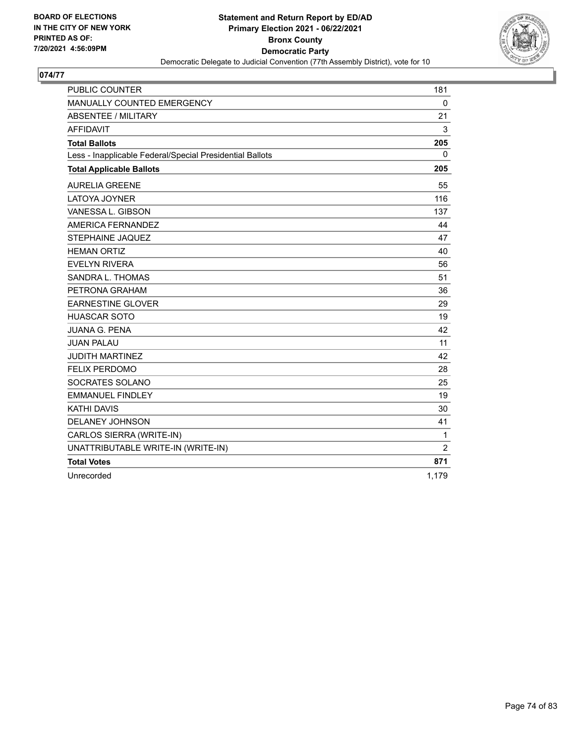BOARD OF ELECTIONS
IN THE CITY OF NEW YORK
PRINTED AS OF:
7/20/2021 4:56:09PM

**Statement and Return Report by ED/AD**
**Primary Election 2021 - 06/22/2021**
**Bronx County**
**Democratic Party**
Democratic Delegate to Judicial Convention (77th Assembly District), vote for 10

## 074/77

| | |
|---|---|
| PUBLIC COUNTER | 181 |
| MANUALLY COUNTED EMERGENCY | 0 |
| ABSENTEE / MILITARY | 21 |
| AFFIDAVIT | 3 |
| **Total Ballots** | **205** |
| Less - Inapplicable Federal/Special Presidential Ballots | 0 |
| **Total Applicable Ballots** | **205** |
| AURELIA GREENE | 55 |
| LATOYA JOYNER | 116 |
| VANESSA L. GIBSON | 137 |
| AMERICA FERNANDEZ | 44 |
| STEPHAINE JAQUEZ | 47 |
| HEMAN ORTIZ | 40 |
| EVELYN RIVERA | 56 |
| SANDRA L. THOMAS | 51 |
| PETRONA GRAHAM | 36 |
| EARNESTINE GLOVER | 29 |
| HUASCAR SOTO | 19 |
| JUANA G. PENA | 42 |
| JUAN PALAU | 11 |
| JUDITH MARTINEZ | 42 |
| FELIX PERDOMO | 28 |
| SOCRATES SOLANO | 25 |
| EMMANUEL FINDLEY | 19 |
| KATHI DAVIS | 30 |
| DELANEY JOHNSON | 41 |
| CARLOS SIERRA (WRITE-IN) | 1 |
| UNATTRIBUTABLE WRITE-IN (WRITE-IN) | 2 |
| **Total Votes** | **871** |
| Unrecorded | 1,179 |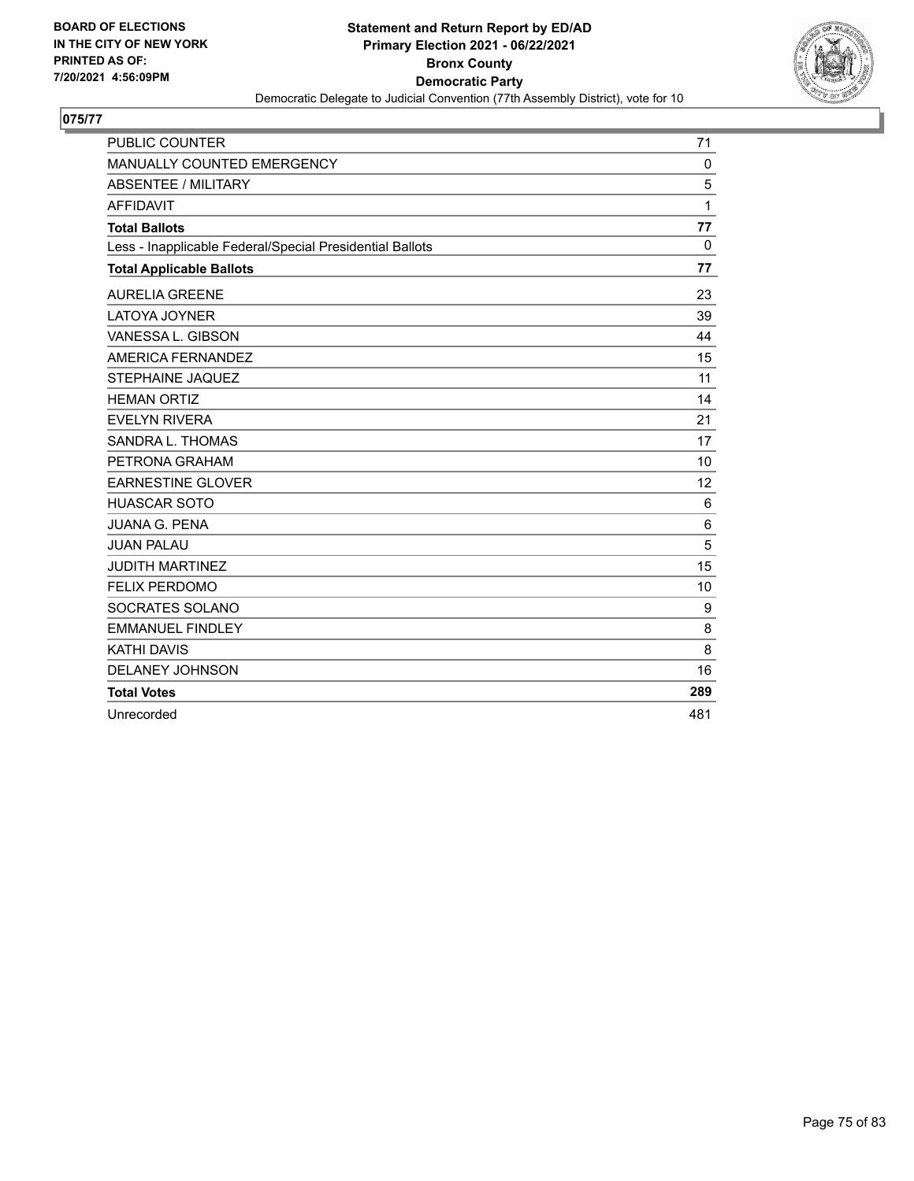BOARD OF ELECTIONS
IN THE CITY OF NEW YORK
PRINTED AS OF:
7/20/2021 4:56:09PM

**Statement and Return Report by ED/AD**
**Primary Election 2021 - 06/22/2021**
**Bronx County**
**Democratic Party**
Democratic Delegate to Judicial Convention (77th Assembly District), vote for 10

## 075/77

| | |
|---|---|
| PUBLIC COUNTER | 71 |
| MANUALLY COUNTED EMERGENCY | 0 |
| ABSENTEE / MILITARY | 5 |
| AFFIDAVIT | 1 |
| **Total Ballots** | **77** |
| Less - Inapplicable Federal/Special Presidential Ballots | 0 |
| **Total Applicable Ballots** | **77** |
| AURELIA GREENE | 23 |
| LATOYA JOYNER | 39 |
| VANESSA L. GIBSON | 44 |
| AMERICA FERNANDEZ | 15 |
| STEPHAINE JAQUEZ | 11 |
| HEMAN ORTIZ | 14 |
| EVELYN RIVERA | 21 |
| SANDRA L. THOMAS | 17 |
| PETRONA GRAHAM | 10 |
| EARNESTINE GLOVER | 12 |
| HUASCAR SOTO | 6 |
| JUANA G. PENA | 6 |
| JUAN PALAU | 5 |
| JUDITH MARTINEZ | 15 |
| FELIX PERDOMO | 10 |
| SOCRATES SOLANO | 9 |
| EMMANUEL FINDLEY | 8 |
| KATHI DAVIS | 8 |
| DELANEY JOHNSON | 16 |
| **Total Votes** | **289** |
| Unrecorded | 481 |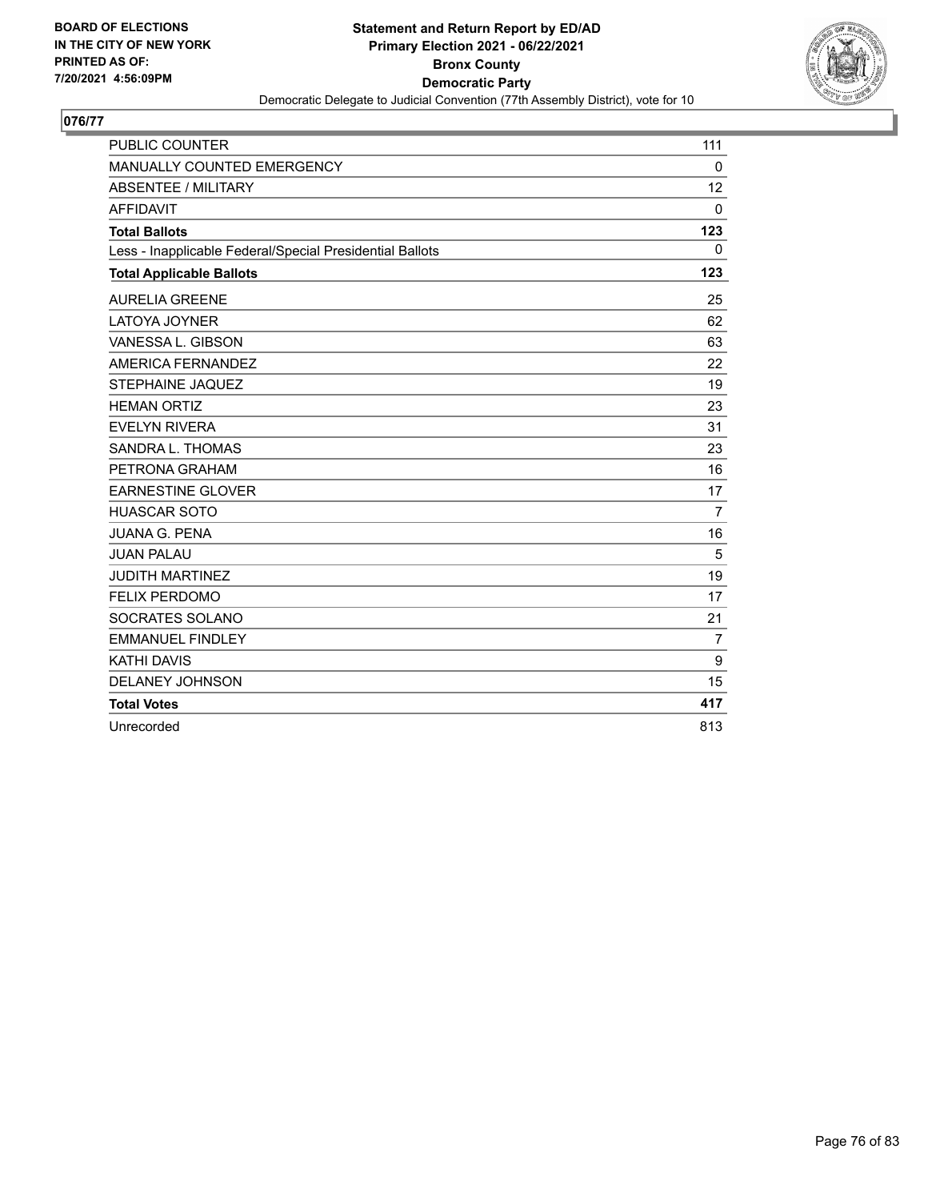BOARD OF ELECTIONS
IN THE CITY OF NEW YORK
PRINTED AS OF:
7/20/2021 4:56:09PM

**Statement and Return Report by ED/AD**
**Primary Election 2021 - 06/22/2021**
**Bronx County**
**Democratic Party**
Democratic Delegate to Judicial Convention (77th Assembly District), vote for 10

## 076/77

| | |
|---|---|
| PUBLIC COUNTER | 111 |
| MANUALLY COUNTED EMERGENCY | 0 |
| ABSENTEE / MILITARY | 12 |
| AFFIDAVIT | 0 |
| **Total Ballots** | **123** |
| Less - Inapplicable Federal/Special Presidential Ballots | 0 |
| **Total Applicable Ballots** | **123** |
| AURELIA GREENE | 25 |
| LATOYA JOYNER | 62 |
| VANESSA L. GIBSON | 63 |
| AMERICA FERNANDEZ | 22 |
| STEPHAINE JAQUEZ | 19 |
| HEMAN ORTIZ | 23 |
| EVELYN RIVERA | 31 |
| SANDRA L. THOMAS | 23 |
| PETRONA GRAHAM | 16 |
| EARNESTINE GLOVER | 17 |
| HUASCAR SOTO | 7 |
| JUANA G. PENA | 16 |
| JUAN PALAU | 5 |
| JUDITH MARTINEZ | 19 |
| FELIX PERDOMO | 17 |
| SOCRATES SOLANO | 21 |
| EMMANUEL FINDLEY | 7 |
| KATHI DAVIS | 9 |
| DELANEY JOHNSON | 15 |
| **Total Votes** | **417** |
| Unrecorded | 813 |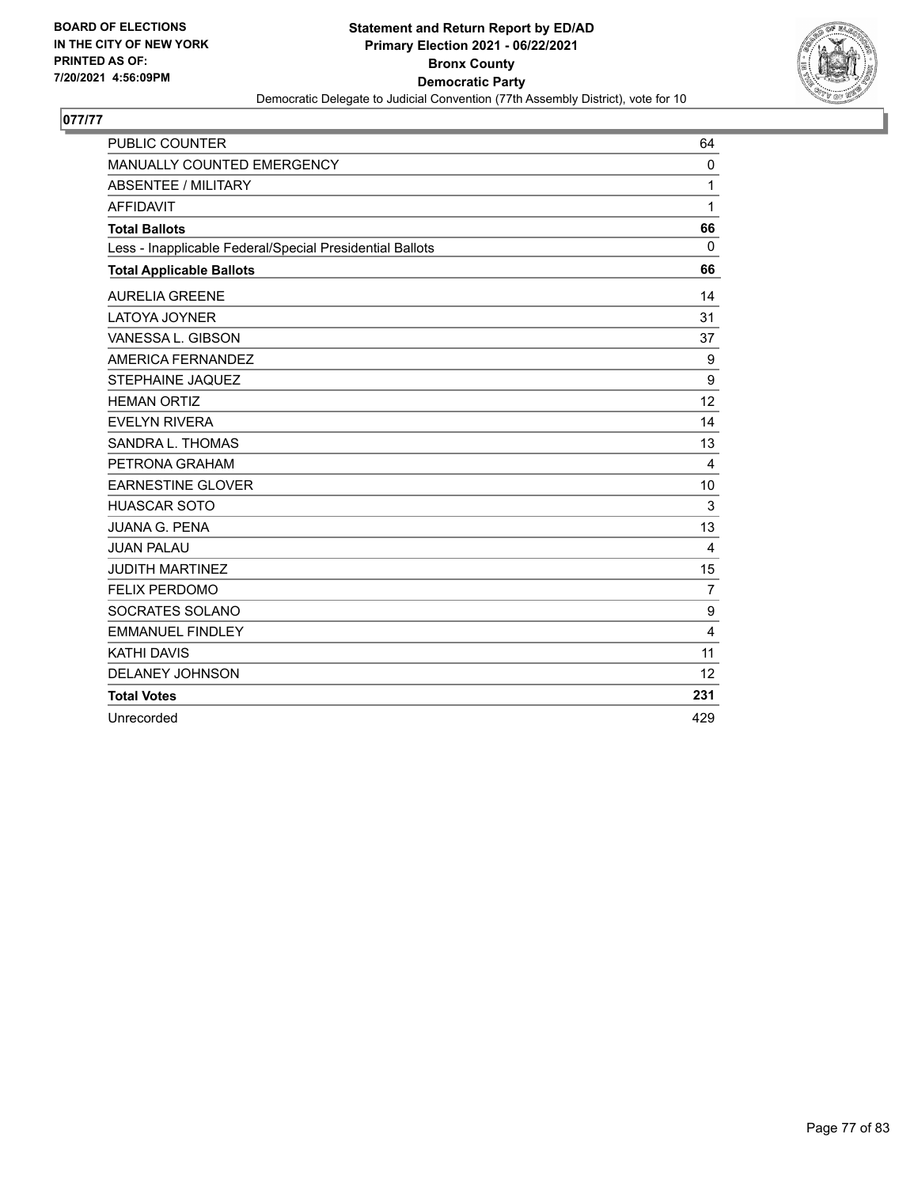BOARD OF ELECTIONS
IN THE CITY OF NEW YORK
PRINTED AS OF:
7/20/2021 4:56:09PM

**Statement and Return Report by ED/AD**
**Primary Election 2021 - 06/22/2021**
**Bronx County**
**Democratic Party**
Democratic Delegate to Judicial Convention (77th Assembly District), vote for 10

## 077/77

| | |
|---|---|
| PUBLIC COUNTER | 64 |
| MANUALLY COUNTED EMERGENCY | 0 |
| ABSENTEE / MILITARY | 1 |
| AFFIDAVIT | 1 |
| **Total Ballots** | **66** |
| Less - Inapplicable Federal/Special Presidential Ballots | 0 |
| **Total Applicable Ballots** | **66** |
| AURELIA GREENE | 14 |
| LATOYA JOYNER | 31 |
| VANESSA L. GIBSON | 37 |
| AMERICA FERNANDEZ | 9 |
| STEPHAINE JAQUEZ | 9 |
| HEMAN ORTIZ | 12 |
| EVELYN RIVERA | 14 |
| SANDRA L. THOMAS | 13 |
| PETRONA GRAHAM | 4 |
| EARNESTINE GLOVER | 10 |
| HUASCAR SOTO | 3 |
| JUANA G. PENA | 13 |
| JUAN PALAU | 4 |
| JUDITH MARTINEZ | 15 |
| FELIX PERDOMO | 7 |
| SOCRATES SOLANO | 9 |
| EMMANUEL FINDLEY | 4 |
| KATHI DAVIS | 11 |
| DELANEY JOHNSON | 12 |
| **Total Votes** | **231** |
| Unrecorded | 429 |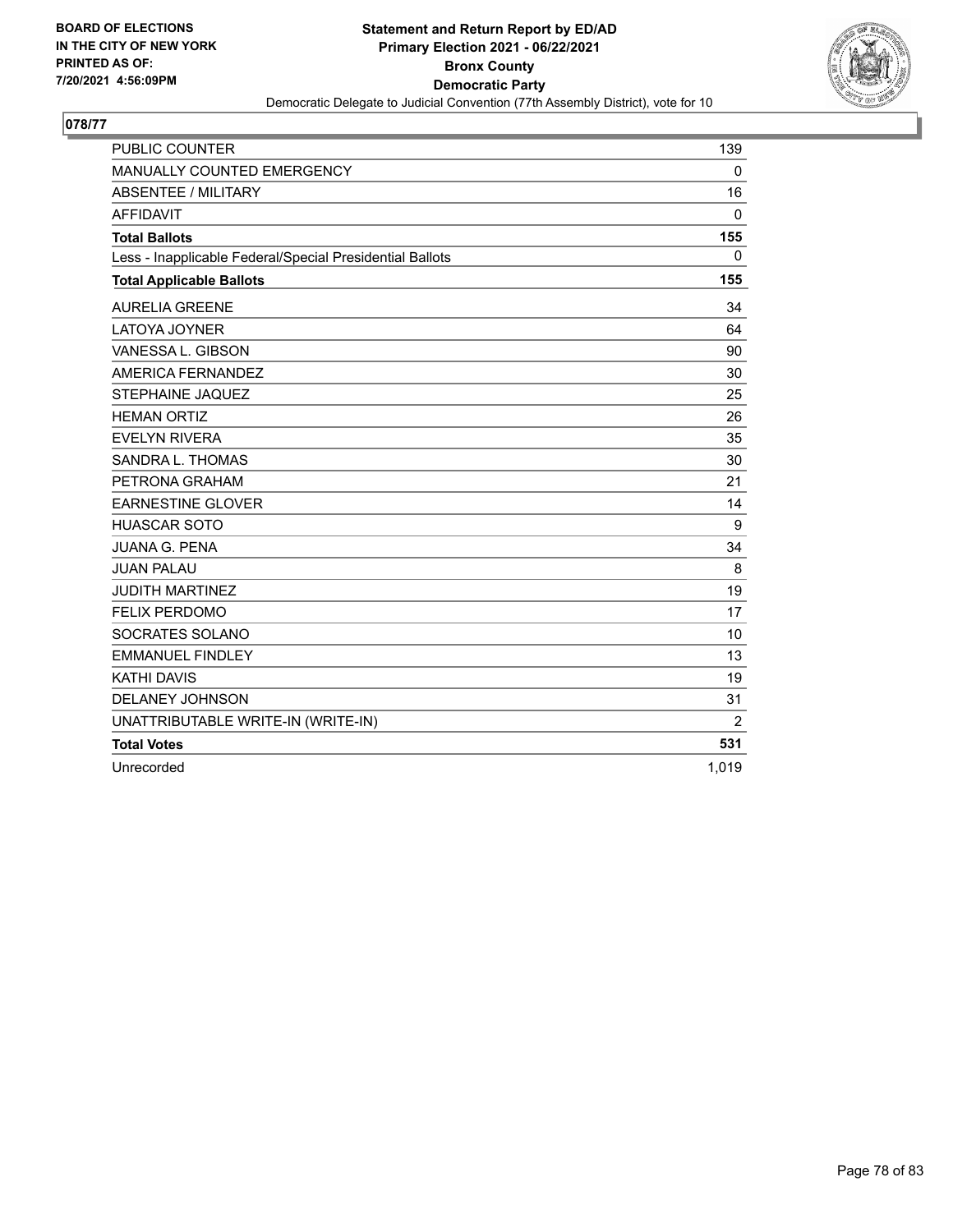BOARD OF ELECTIONS
IN THE CITY OF NEW YORK
PRINTED AS OF:
7/20/2021 4:56:09PM

**Statement and Return Report by ED/AD**
**Primary Election 2021 - 06/22/2021**
**Bronx County**
**Democratic Party**
Democratic Delegate to Judicial Convention (77th Assembly District), vote for 10

## 078/77

| | |
|---|---|
| PUBLIC COUNTER | 139 |
| MANUALLY COUNTED EMERGENCY | 0 |
| ABSENTEE / MILITARY | 16 |
| AFFIDAVIT | 0 |
| **Total Ballots** | **155** |
| Less - Inapplicable Federal/Special Presidential Ballots | 0 |
| **Total Applicable Ballots** | **155** |
| AURELIA GREENE | 34 |
| LATOYA JOYNER | 64 |
| VANESSA L. GIBSON | 90 |
| AMERICA FERNANDEZ | 30 |
| STEPHAINE JAQUEZ | 25 |
| HEMAN ORTIZ | 26 |
| EVELYN RIVERA | 35 |
| SANDRA L. THOMAS | 30 |
| PETRONA GRAHAM | 21 |
| EARNESTINE GLOVER | 14 |
| HUASCAR SOTO | 9 |
| JUANA G. PENA | 34 |
| JUAN PALAU | 8 |
| JUDITH MARTINEZ | 19 |
| FELIX PERDOMO | 17 |
| SOCRATES SOLANO | 10 |
| EMMANUEL FINDLEY | 13 |
| KATHI DAVIS | 19 |
| DELANEY JOHNSON | 31 |
| UNATTRIBUTABLE WRITE-IN (WRITE-IN) | 2 |
| **Total Votes** | **531** |
| Unrecorded | 1,019 |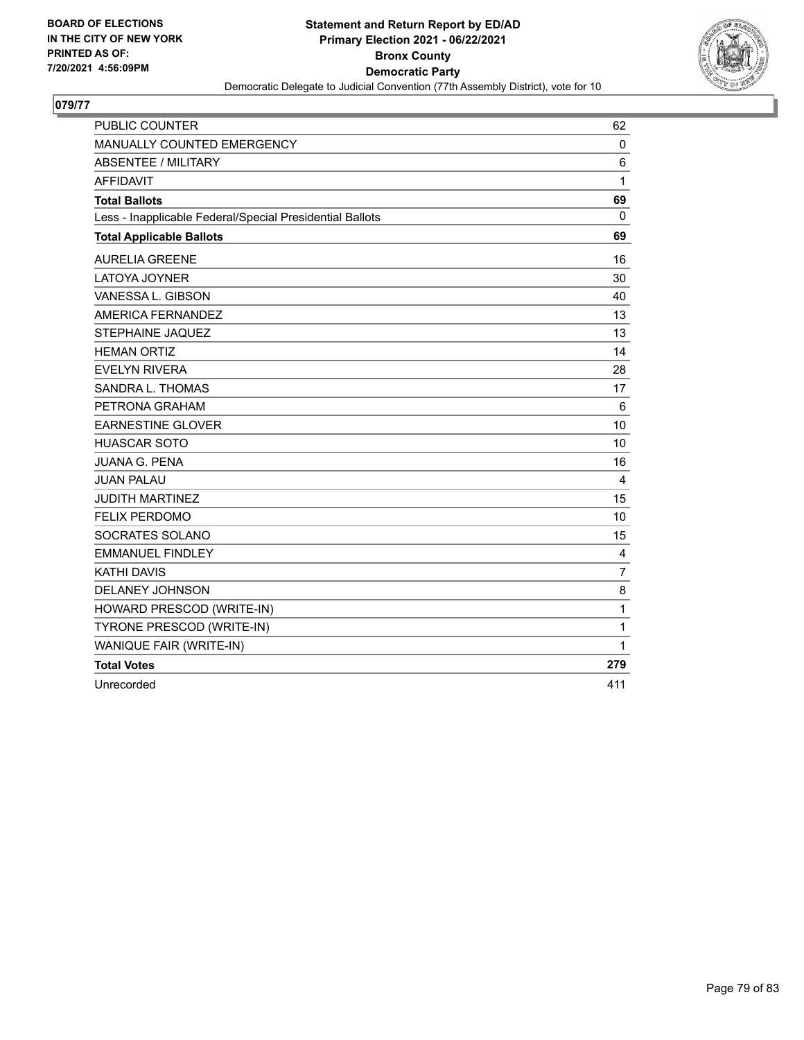**BOARD OF ELECTIONS IN THE CITY OF NEW YORK PRINTED AS OF: 7/20/2021 4:56:09PM**

**Statement and Return Report by ED/AD**
**Primary Election 2021 - 06/22/2021**
**Bronx County**
**Democratic Party**
Democratic Delegate to Judicial Convention (77th Assembly District), vote for 10

## 079/77

| | |
|---|---|
| PUBLIC COUNTER | 62 |
| MANUALLY COUNTED EMERGENCY | 0 |
| ABSENTEE / MILITARY | 6 |
| AFFIDAVIT | 1 |
| **Total Ballots** | **69** |
| Less - Inapplicable Federal/Special Presidential Ballots | 0 |
| **Total Applicable Ballots** | **69** |
| AURELIA GREENE | 16 |
| LATOYA JOYNER | 30 |
| VANESSA L. GIBSON | 40 |
| AMERICA FERNANDEZ | 13 |
| STEPHAINE JAQUEZ | 13 |
| HEMAN ORTIZ | 14 |
| EVELYN RIVERA | 28 |
| SANDRA L. THOMAS | 17 |
| PETRONA GRAHAM | 6 |
| EARNESTINE GLOVER | 10 |
| HUASCAR SOTO | 10 |
| JUANA G. PENA | 16 |
| JUAN PALAU | 4 |
| JUDITH MARTINEZ | 15 |
| FELIX PERDOMO | 10 |
| SOCRATES SOLANO | 15 |
| EMMANUEL FINDLEY | 4 |
| KATHI DAVIS | 7 |
| DELANEY JOHNSON | 8 |
| HOWARD PRESCOD (WRITE-IN) | 1 |
| TYRONE PRESCOD (WRITE-IN) | 1 |
| WANIQUE FAIR (WRITE-IN) | 1 |
| **Total Votes** | **279** |
| Unrecorded | 411 |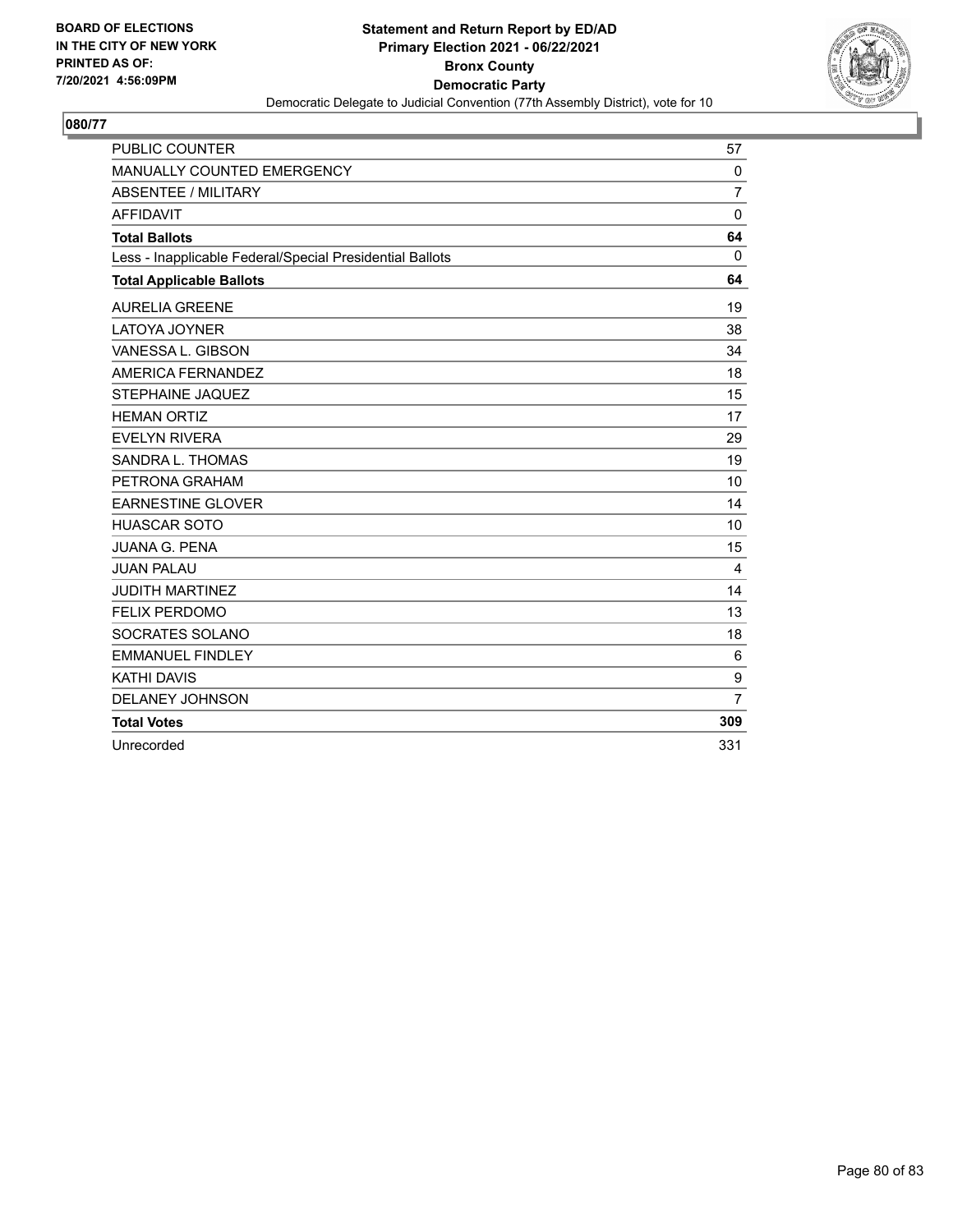BOARD OF ELECTIONS
IN THE CITY OF NEW YORK
PRINTED AS OF:
7/20/2021 4:56:09PM

**Statement and Return Report by ED/AD**
**Primary Election 2021 - 06/22/2021**
**Bronx County**
**Democratic Party**
Democratic Delegate to Judicial Convention (77th Assembly District), vote for 10

## 080/77

| | |
|---|---|
| PUBLIC COUNTER | 57 |
| MANUALLY COUNTED EMERGENCY | 0 |
| ABSENTEE / MILITARY | 7 |
| AFFIDAVIT | 0 |
| **Total Ballots** | **64** |
| Less - Inapplicable Federal/Special Presidential Ballots | 0 |
| **Total Applicable Ballots** | **64** |
| AURELIA GREENE | 19 |
| LATOYA JOYNER | 38 |
| VANESSA L. GIBSON | 34 |
| AMERICA FERNANDEZ | 18 |
| STEPHAINE JAQUEZ | 15 |
| HEMAN ORTIZ | 17 |
| EVELYN RIVERA | 29 |
| SANDRA L. THOMAS | 19 |
| PETRONA GRAHAM | 10 |
| EARNESTINE GLOVER | 14 |
| HUASCAR SOTO | 10 |
| JUANA G. PENA | 15 |
| JUAN PALAU | 4 |
| JUDITH MARTINEZ | 14 |
| FELIX PERDOMO | 13 |
| SOCRATES SOLANO | 18 |
| EMMANUEL FINDLEY | 6 |
| KATHI DAVIS | 9 |
| DELANEY JOHNSON | 7 |
| **Total Votes** | **309** |
| Unrecorded | 331 |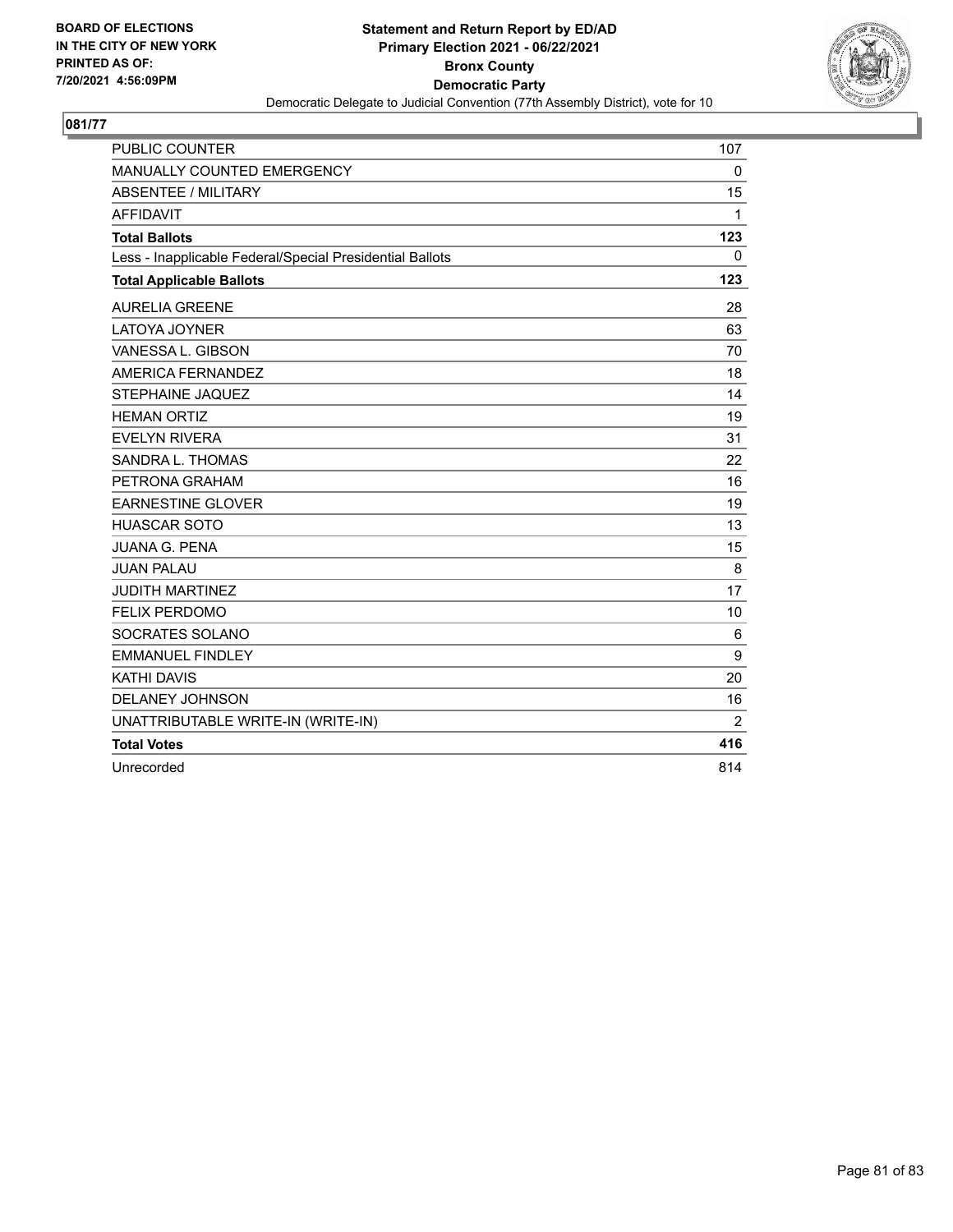**BOARD OF ELECTIONS IN THE CITY OF NEW YORK PRINTED AS OF: 7/20/2021 4:56:09PM**

**Statement and Return Report by ED/AD**
**Primary Election 2021 - 06/22/2021**
**Bronx County**
**Democratic Party**
Democratic Delegate to Judicial Convention (77th Assembly District), vote for 10

## 081/77

| | |
|---|---|
| PUBLIC COUNTER | 107 |
| MANUALLY COUNTED EMERGENCY | 0 |
| ABSENTEE / MILITARY | 15 |
| AFFIDAVIT | 1 |
| **Total Ballots** | **123** |
| Less - Inapplicable Federal/Special Presidential Ballots | 0 |
| **Total Applicable Ballots** | **123** |
| AURELIA GREENE | 28 |
| LATOYA JOYNER | 63 |
| VANESSA L. GIBSON | 70 |
| AMERICA FERNANDEZ | 18 |
| STEPHAINE JAQUEZ | 14 |
| HEMAN ORTIZ | 19 |
| EVELYN RIVERA | 31 |
| SANDRA L. THOMAS | 22 |
| PETRONA GRAHAM | 16 |
| EARNESTINE GLOVER | 19 |
| HUASCAR SOTO | 13 |
| JUANA G. PENA | 15 |
| JUAN PALAU | 8 |
| JUDITH MARTINEZ | 17 |
| FELIX PERDOMO | 10 |
| SOCRATES SOLANO | 6 |
| EMMANUEL FINDLEY | 9 |
| KATHI DAVIS | 20 |
| DELANEY JOHNSON | 16 |
| UNATTRIBUTABLE WRITE-IN (WRITE-IN) | 2 |
| **Total Votes** | **416** |
| Unrecorded | 814 |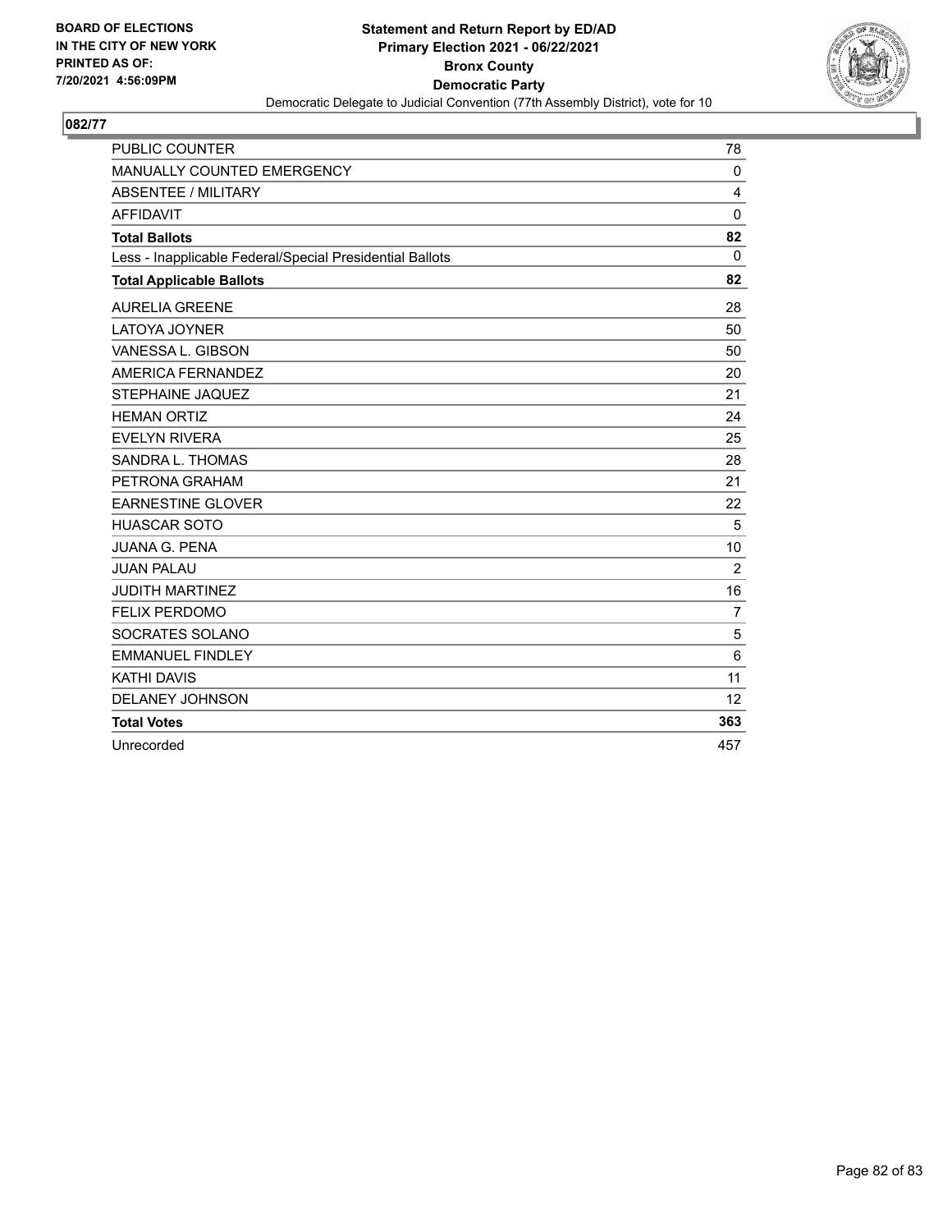BOARD OF ELECTIONS IN THE CITY OF NEW YORK PRINTED AS OF: 7/20/2021 4:56:09PM

**Statement and Return Report by ED/AD Primary Election 2021 - 06/22/2021 Bronx County Democratic Party**

Democratic Delegate to Judicial Convention (77th Assembly District), vote for 10

## 082/77

| | |
|---|---|
| PUBLIC COUNTER | 78 |
| MANUALLY COUNTED EMERGENCY | 0 |
| ABSENTEE / MILITARY | 4 |
| AFFIDAVIT | 0 |
| **Total Ballots** | **82** |
| Less - Inapplicable Federal/Special Presidential Ballots | 0 |
| **Total Applicable Ballots** | **82** |
| AURELIA GREENE | 28 |
| LATOYA JOYNER | 50 |
| VANESSA L. GIBSON | 50 |
| AMERICA FERNANDEZ | 20 |
| STEPHAINE JAQUEZ | 21 |
| HEMAN ORTIZ | 24 |
| EVELYN RIVERA | 25 |
| SANDRA L. THOMAS | 28 |
| PETRONA GRAHAM | 21 |
| EARNESTINE GLOVER | 22 |
| HUASCAR SOTO | 5 |
| JUANA G. PENA | 10 |
| JUAN PALAU | 2 |
| JUDITH MARTINEZ | 16 |
| FELIX PERDOMO | 7 |
| SOCRATES SOLANO | 5 |
| EMMANUEL FINDLEY | 6 |
| KATHI DAVIS | 11 |
| DELANEY JOHNSON | 12 |
| **Total Votes** | **363** |
| Unrecorded | 457 |